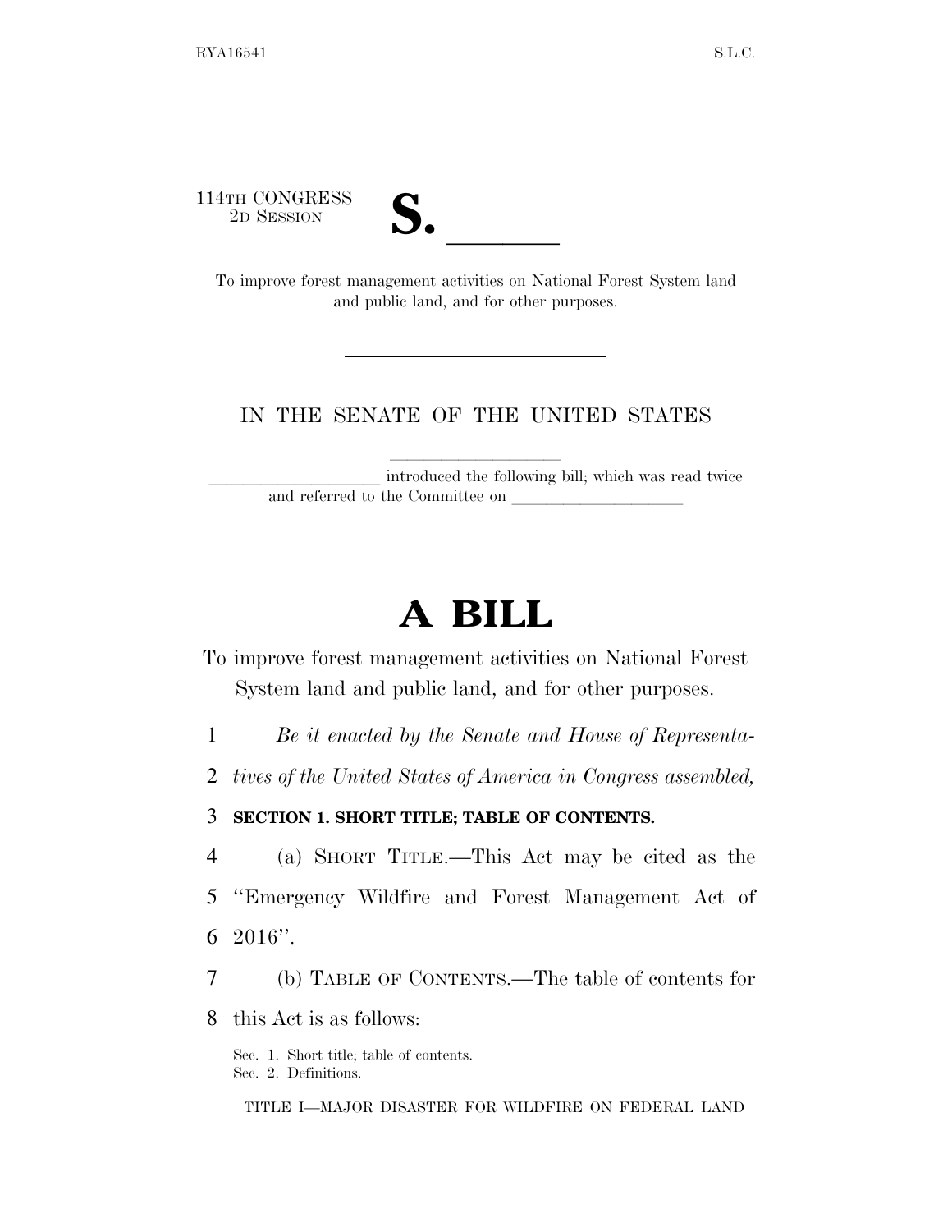114TH CONGRESS
2D SESSION

**S. \_\_\_\_\_\_**

To improve forest management activities on National Forest System land and public land, and for other purposes.

IN THE SENATE OF THE UNITED STATES

\_\_\_\_\_\_\_\_\_\_\_\_\_\_\_\_\_\_\_\_ introduced the following bill; which was read twice and referred to the Committee on \_\_\_\_\_\_\_\_\_\_\_\_\_\_\_\_\_\_\_\_

# A BILL

To improve forest management activities on National Forest System land and public land, and for other purposes.

*Be it enacted by the Senate and House of Representatives of the United States of America in Congress assembled,*

**SECTION 1. SHORT TITLE; TABLE OF CONTENTS.**

(a) SHORT TITLE.—This Act may be cited as the "Emergency Wildfire and Forest Management Act of 2016".

(b) TABLE OF CONTENTS.—The table of contents for this Act is as follows:

Sec. 1. Short title; table of contents.
Sec. 2. Definitions.

TITLE I—MAJOR DISASTER FOR WILDFIRE ON FEDERAL LAND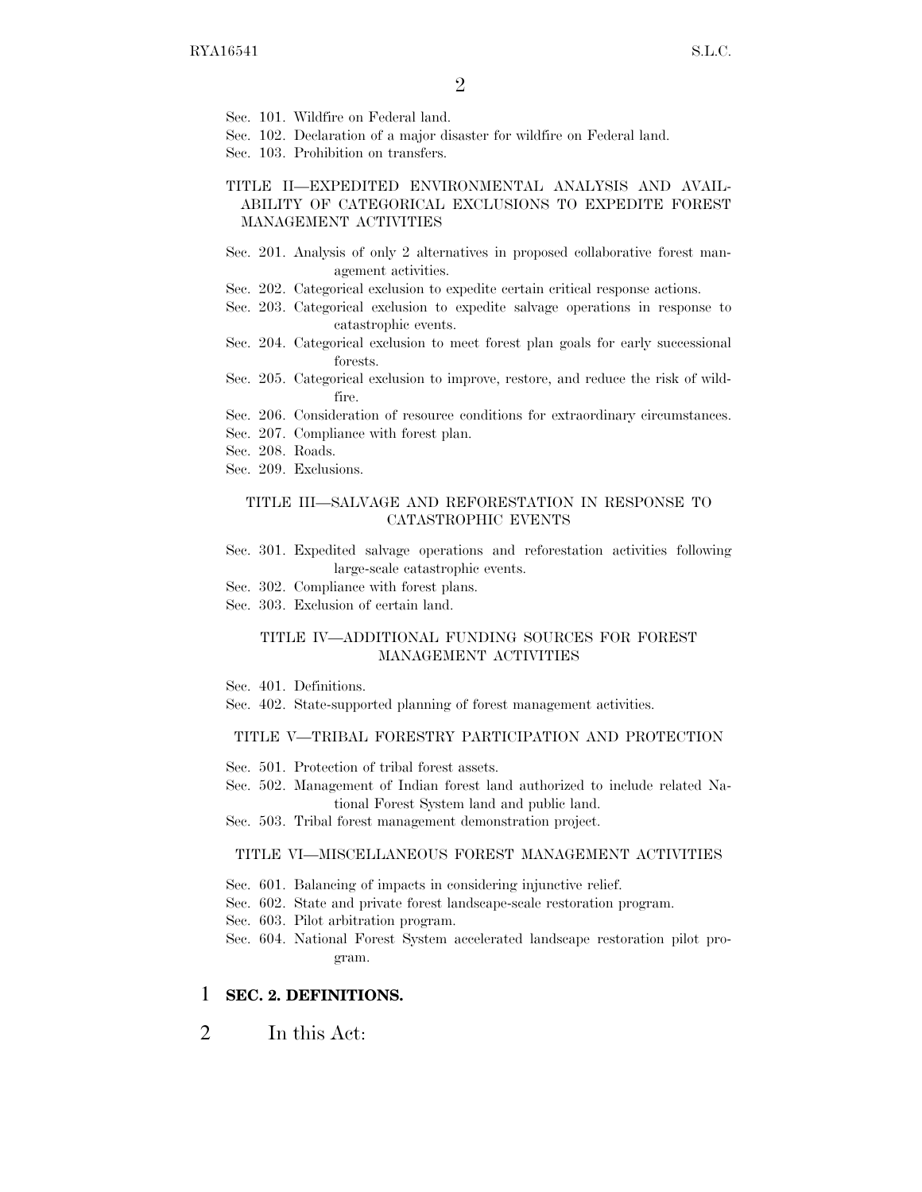Sec. 101. Wildfire on Federal land.
Sec. 102. Declaration of a major disaster for wildfire on Federal land.
Sec. 103. Prohibition on transfers.

TITLE II—EXPEDITED ENVIRONMENTAL ANALYSIS AND AVAILABILITY OF CATEGORICAL EXCLUSIONS TO EXPEDITE FOREST MANAGEMENT ACTIVITIES

Sec. 201. Analysis of only 2 alternatives in proposed collaborative forest management activities.
Sec. 202. Categorical exclusion to expedite certain critical response actions.
Sec. 203. Categorical exclusion to expedite salvage operations in response to catastrophic events.
Sec. 204. Categorical exclusion to meet forest plan goals for early successional forests.
Sec. 205. Categorical exclusion to improve, restore, and reduce the risk of wildfire.
Sec. 206. Consideration of resource conditions for extraordinary circumstances.
Sec. 207. Compliance with forest plan.
Sec. 208. Roads.
Sec. 209. Exclusions.

TITLE III—SALVAGE AND REFORESTATION IN RESPONSE TO CATASTROPHIC EVENTS

Sec. 301. Expedited salvage operations and reforestation activities following large-scale catastrophic events.
Sec. 302. Compliance with forest plans.
Sec. 303. Exclusion of certain land.

TITLE IV—ADDITIONAL FUNDING SOURCES FOR FOREST MANAGEMENT ACTIVITIES

Sec. 401. Definitions.
Sec. 402. State-supported planning of forest management activities.

TITLE V—TRIBAL FORESTRY PARTICIPATION AND PROTECTION

Sec. 501. Protection of tribal forest assets.
Sec. 502. Management of Indian forest land authorized to include related National Forest System land and public land.
Sec. 503. Tribal forest management demonstration project.

TITLE VI—MISCELLANEOUS FOREST MANAGEMENT ACTIVITIES

Sec. 601. Balancing of impacts in considering injunctive relief.
Sec. 602. State and private forest landscape-scale restoration program.
Sec. 603. Pilot arbitration program.
Sec. 604. National Forest System accelerated landscape restoration pilot program.

1 **SEC. 2. DEFINITIONS.**

2 In this Act: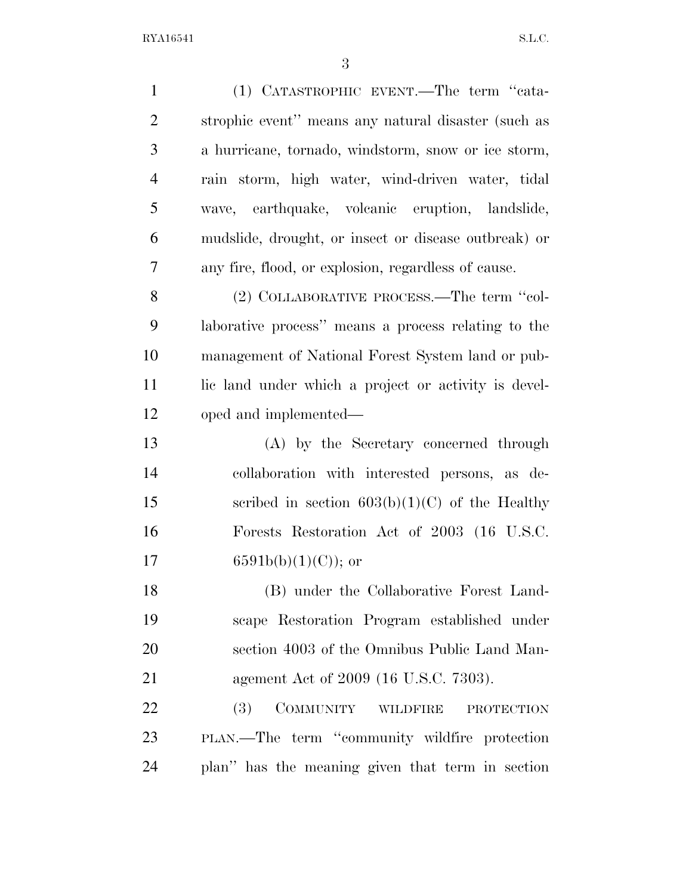(1) CATASTROPHIC EVENT.—The term ''catastrophic event'' means any natural disaster (such as a hurricane, tornado, windstorm, snow or ice storm, rain storm, high water, wind-driven water, tidal wave, earthquake, volcanic eruption, landslide, mudslide, drought, or insect or disease outbreak) or any fire, flood, or explosion, regardless of cause.

(2) COLLABORATIVE PROCESS.—The term ''collaborative process'' means a process relating to the management of National Forest System land or public land under which a project or activity is developed and implemented—

(A) by the Secretary concerned through collaboration with interested persons, as described in section 603(b)(1)(C) of the Healthy Forests Restoration Act of 2003 (16 U.S.C. 6591b(b)(1)(C)); or

(B) under the Collaborative Forest Landscape Restoration Program established under section 4003 of the Omnibus Public Land Management Act of 2009 (16 U.S.C. 7303).

(3) COMMUNITY WILDFIRE PROTECTION PLAN.—The term ''community wildfire protection plan'' has the meaning given that term in section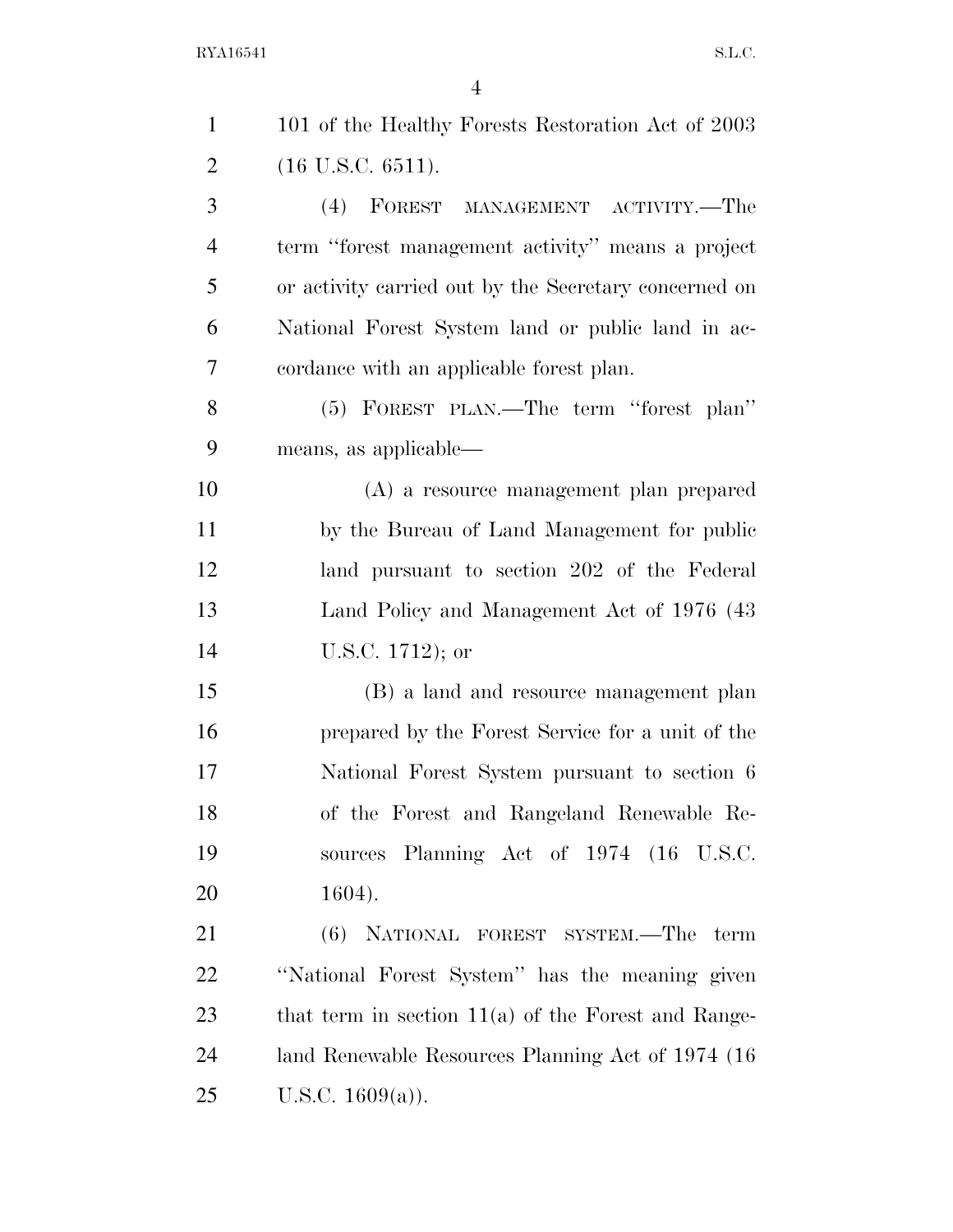101 of the Healthy Forests Restoration Act of 2003 (16 U.S.C. 6511).

(4) FOREST MANAGEMENT ACTIVITY.—The term ''forest management activity'' means a project or activity carried out by the Secretary concerned on National Forest System land or public land in accordance with an applicable forest plan.

(5) FOREST PLAN.—The term ''forest plan'' means, as applicable—

(A) a resource management plan prepared by the Bureau of Land Management for public land pursuant to section 202 of the Federal Land Policy and Management Act of 1976 (43 U.S.C. 1712); or

(B) a land and resource management plan prepared by the Forest Service for a unit of the National Forest System pursuant to section 6 of the Forest and Rangeland Renewable Resources Planning Act of 1974 (16 U.S.C. 1604).

(6) NATIONAL FOREST SYSTEM.—The term ''National Forest System'' has the meaning given that term in section 11(a) of the Forest and Rangeland Renewable Resources Planning Act of 1974 (16 U.S.C. 1609(a)).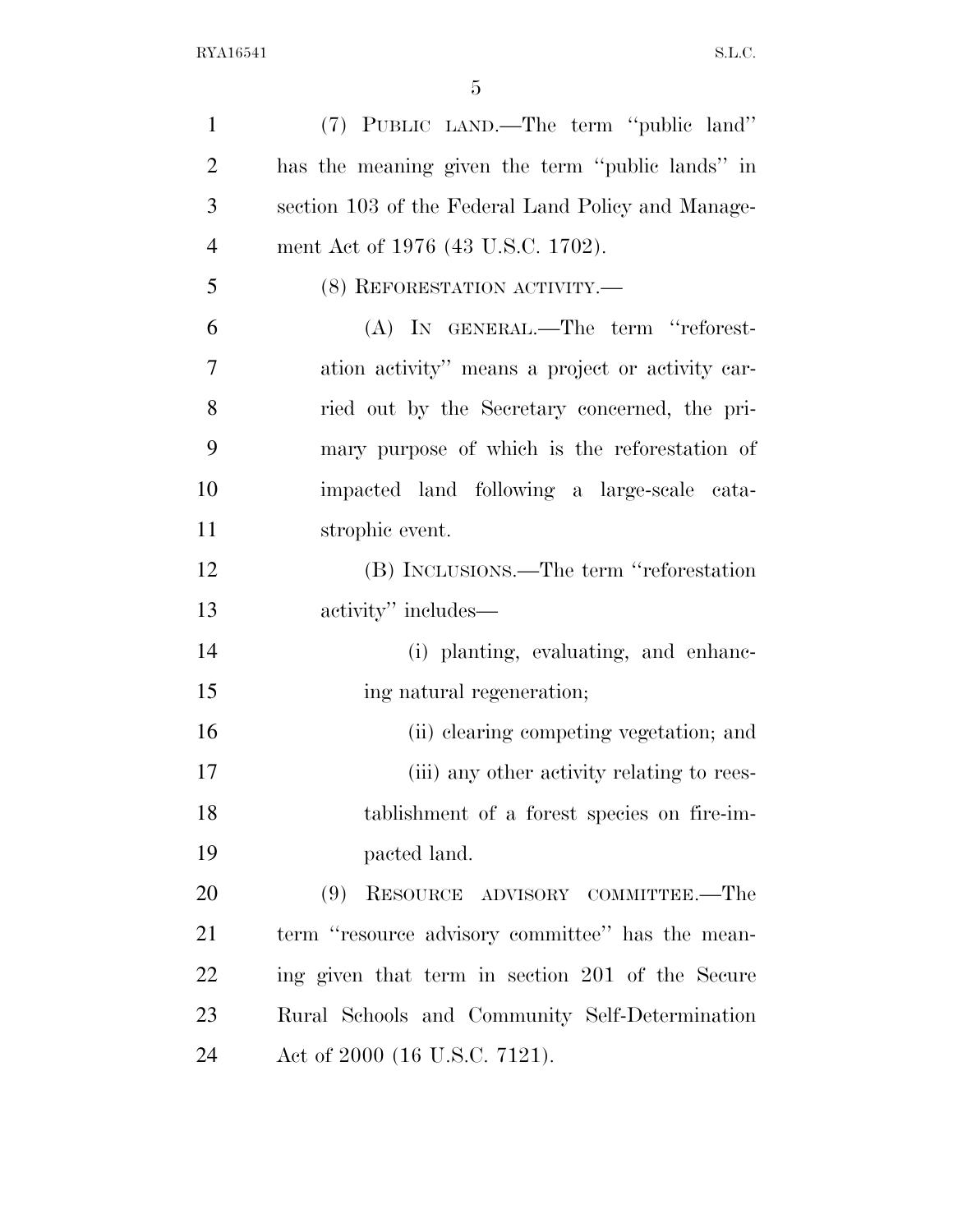(7) PUBLIC LAND.—The term ''public land'' has the meaning given the term ''public lands'' in section 103 of the Federal Land Policy and Management Act of 1976 (43 U.S.C. 1702).

(8) REFORESTATION ACTIVITY.—

(A) IN GENERAL.—The term ''reforestation activity'' means a project or activity carried out by the Secretary concerned, the primary purpose of which is the reforestation of impacted land following a large-scale catastrophic event.

(B) INCLUSIONS.—The term ''reforestation activity'' includes—

(i) planting, evaluating, and enhancing natural regeneration;

(ii) clearing competing vegetation; and

(iii) any other activity relating to reestablishment of a forest species on fire-impacted land.

(9) RESOURCE ADVISORY COMMITTEE.—The term ''resource advisory committee'' has the meaning given that term in section 201 of the Secure Rural Schools and Community Self-Determination Act of 2000 (16 U.S.C. 7121).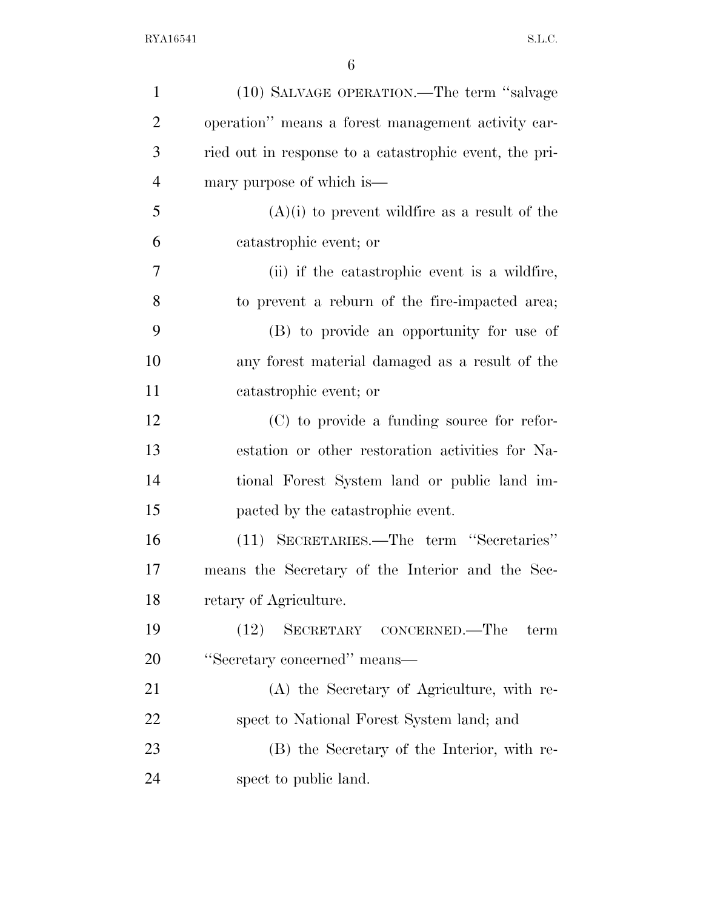(10) SALVAGE OPERATION.—The term ''salvage operation'' means a forest management activity carried out in response to a catastrophic event, the primary purpose of which is—

(A)(i) to prevent wildfire as a result of the catastrophic event; or

(ii) if the catastrophic event is a wildfire, to prevent a reburn of the fire-impacted area;

(B) to provide an opportunity for use of any forest material damaged as a result of the catastrophic event; or

(C) to provide a funding source for reforestation or other restoration activities for National Forest System land or public land impacted by the catastrophic event.

(11) SECRETARIES.—The term ''Secretaries'' means the Secretary of the Interior and the Secretary of Agriculture.

(12) SECRETARY CONCERNED.—The term ''Secretary concerned'' means—

(A) the Secretary of Agriculture, with respect to National Forest System land; and

(B) the Secretary of the Interior, with respect to public land.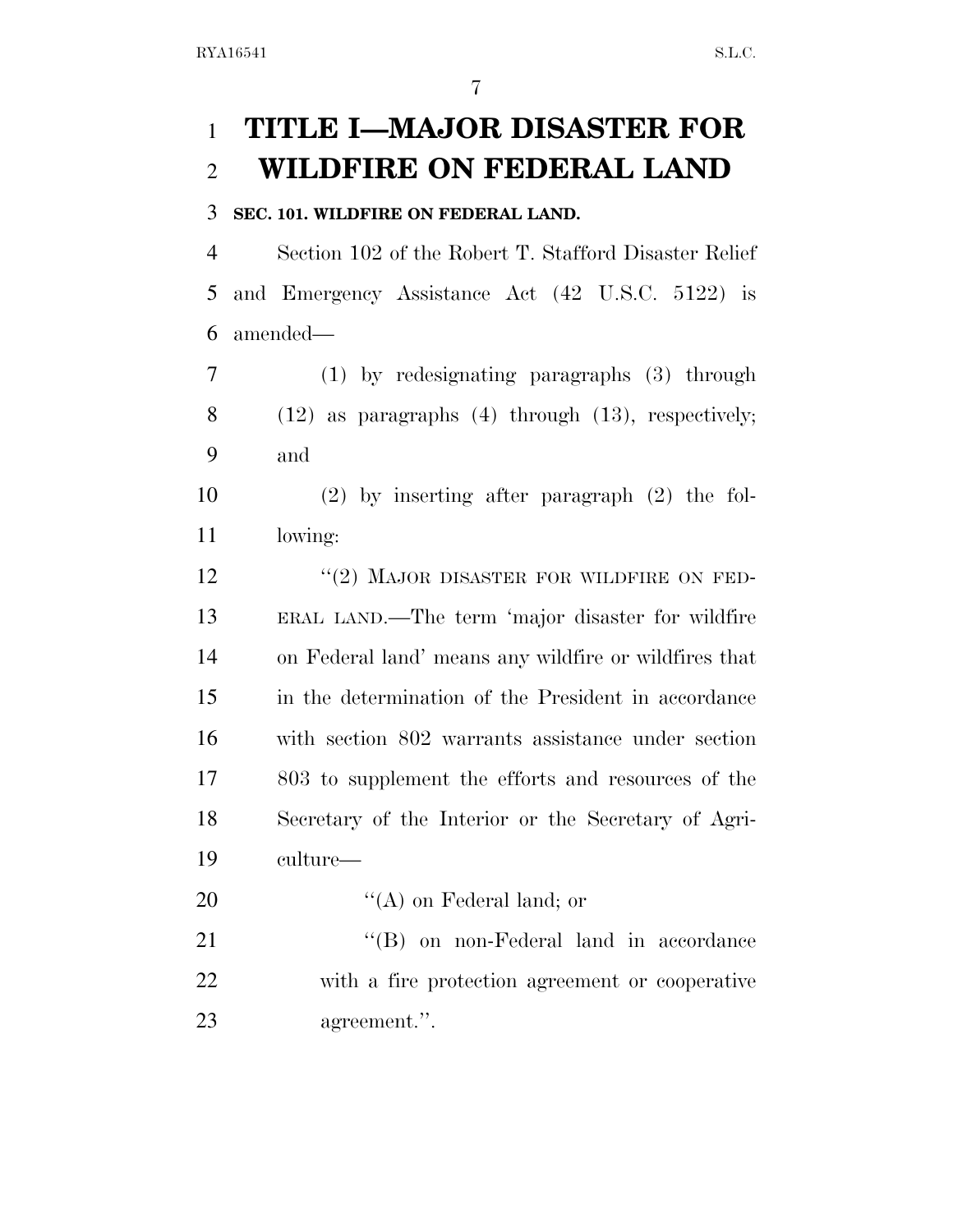# TITLE I—MAJOR DISASTER FOR WILDFIRE ON FEDERAL LAND

**SEC. 101. WILDFIRE ON FEDERAL LAND.**

Section 102 of the Robert T. Stafford Disaster Relief and Emergency Assistance Act (42 U.S.C. 5122) is amended—

(1) by redesignating paragraphs (3) through (12) as paragraphs (4) through (13), respectively; and

(2) by inserting after paragraph (2) the following:

"(2) MAJOR DISASTER FOR WILDFIRE ON FEDERAL LAND.—The term 'major disaster for wildfire on Federal land' means any wildfire or wildfires that in the determination of the President in accordance with section 802 warrants assistance under section 803 to supplement the efforts and resources of the Secretary of the Interior or the Secretary of Agriculture—

"(A) on Federal land; or

"(B) on non-Federal land in accordance with a fire protection agreement or cooperative agreement.".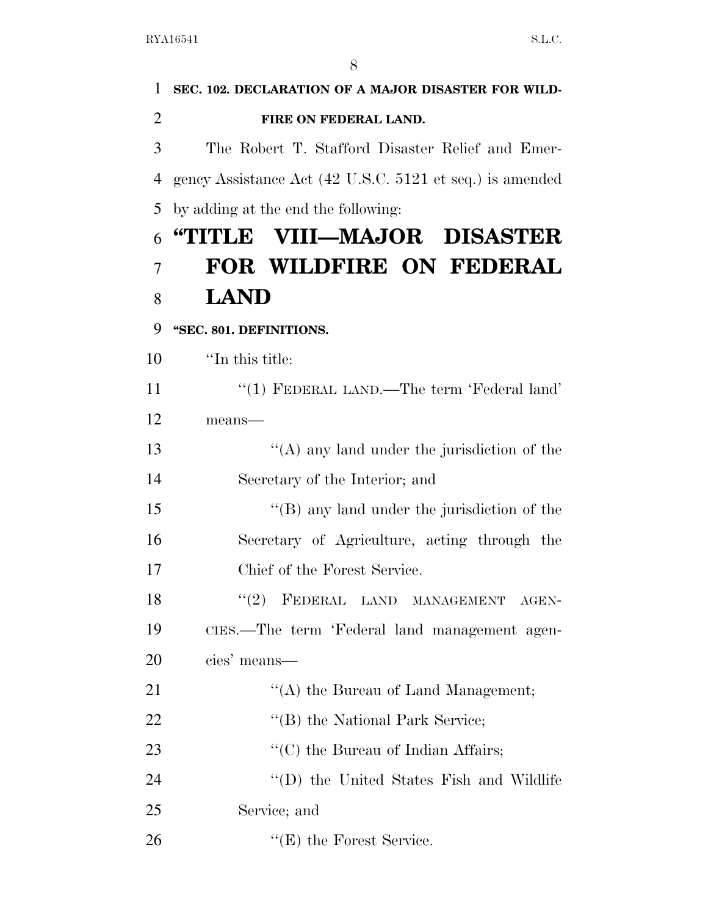**SEC. 102. DECLARATION OF A MAJOR DISASTER FOR WILDFIRE ON FEDERAL LAND.**

The Robert T. Stafford Disaster Relief and Emergency Assistance Act (42 U.S.C. 5121 et seq.) is amended by adding at the end the following:

# "TITLE VIII—MAJOR DISASTER FOR WILDFIRE ON FEDERAL LAND

**"SEC. 801. DEFINITIONS.**

"In this title:

"(1) FEDERAL LAND.—The term 'Federal land' means—

"(A) any land under the jurisdiction of the Secretary of the Interior; and

"(B) any land under the jurisdiction of the Secretary of Agriculture, acting through the Chief of the Forest Service.

"(2) FEDERAL LAND MANAGEMENT AGENCIES.—The term 'Federal land management agencies' means—

"(A) the Bureau of Land Management;

"(B) the National Park Service;

"(C) the Bureau of Indian Affairs;

"(D) the United States Fish and Wildlife Service; and

"(E) the Forest Service.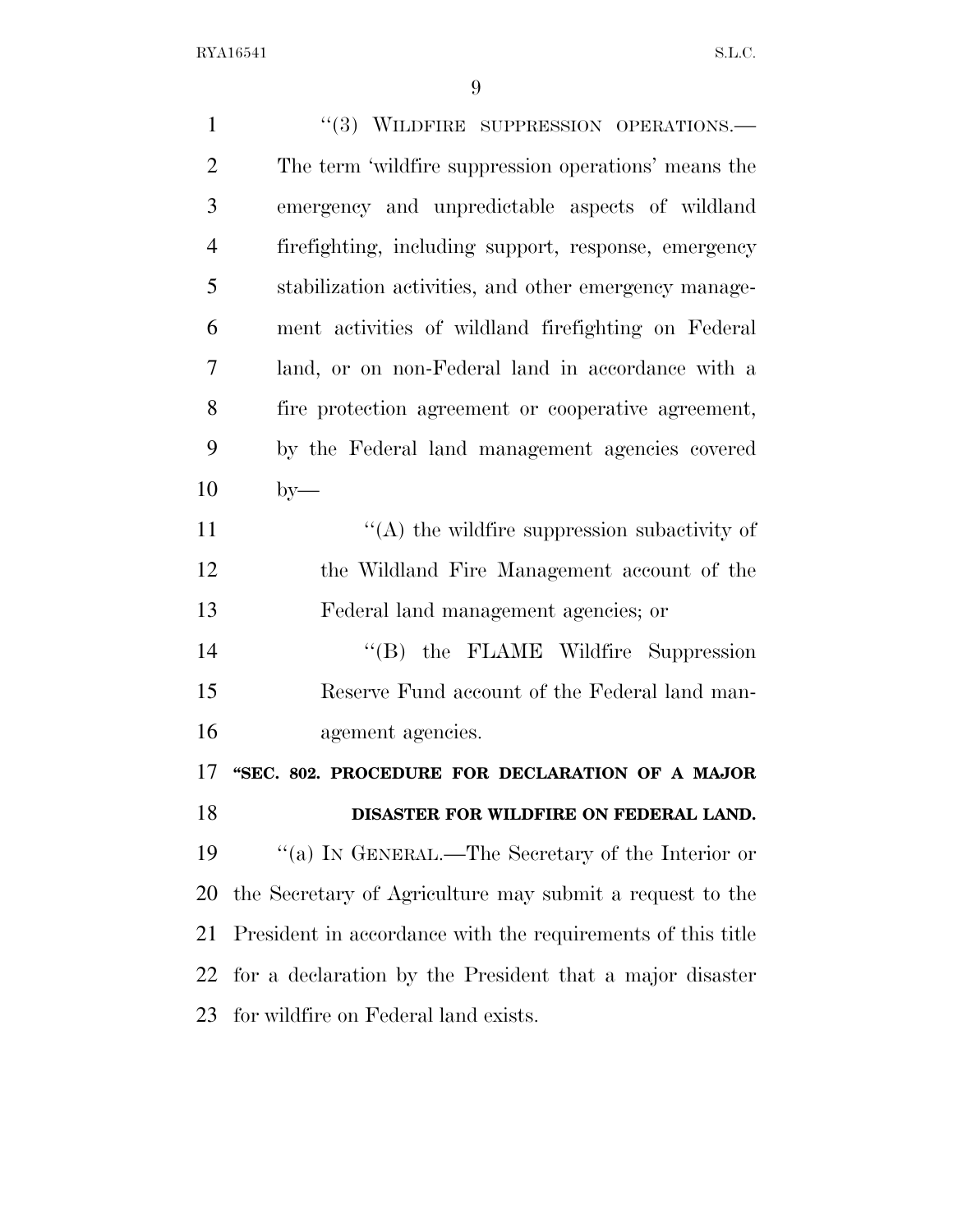"(3) WILDFIRE SUPPRESSION OPERATIONS.—The term 'wildfire suppression operations' means the emergency and unpredictable aspects of wildland firefighting, including support, response, emergency stabilization activities, and other emergency management activities of wildland firefighting on Federal land, or on non-Federal land in accordance with a fire protection agreement or cooperative agreement, by the Federal land management agencies covered by—

"(A) the wildfire suppression subactivity of the Wildland Fire Management account of the Federal land management agencies; or

"(B) the FLAME Wildfire Suppression Reserve Fund account of the Federal land management agencies.

**"SEC. 802. PROCEDURE FOR DECLARATION OF A MAJOR DISASTER FOR WILDFIRE ON FEDERAL LAND.**

"(a) IN GENERAL.—The Secretary of the Interior or the Secretary of Agriculture may submit a request to the President in accordance with the requirements of this title for a declaration by the President that a major disaster for wildfire on Federal land exists.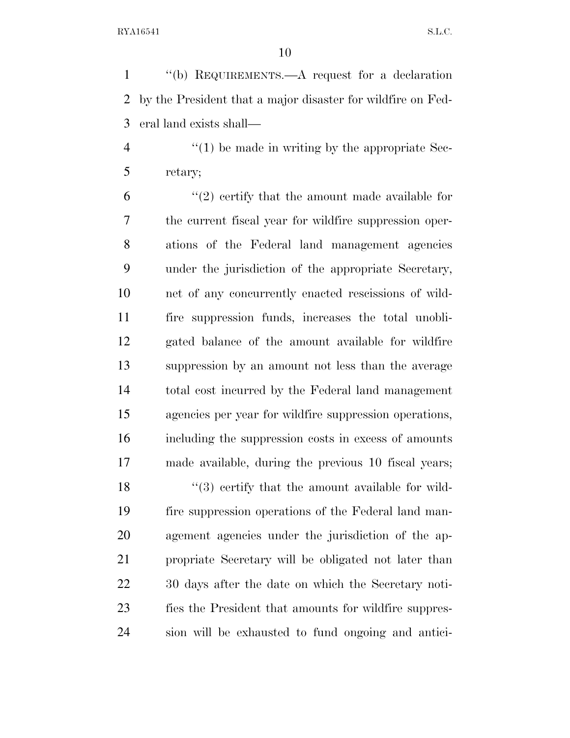''(b) REQUIREMENTS.—A request for a declaration by the President that a major disaster for wildfire on Federal land exists shall—

''(1) be made in writing by the appropriate Secretary;

''(2) certify that the amount made available for the current fiscal year for wildfire suppression operations of the Federal land management agencies under the jurisdiction of the appropriate Secretary, net of any concurrently enacted rescissions of wildfire suppression funds, increases the total unobligated balance of the amount available for wildfire suppression by an amount not less than the average total cost incurred by the Federal land management agencies per year for wildfire suppression operations, including the suppression costs in excess of amounts made available, during the previous 10 fiscal years;

''(3) certify that the amount available for wildfire suppression operations of the Federal land management agencies under the jurisdiction of the appropriate Secretary will be obligated not later than 30 days after the date on which the Secretary notifies the President that amounts for wildfire suppression will be exhausted to fund ongoing and antici-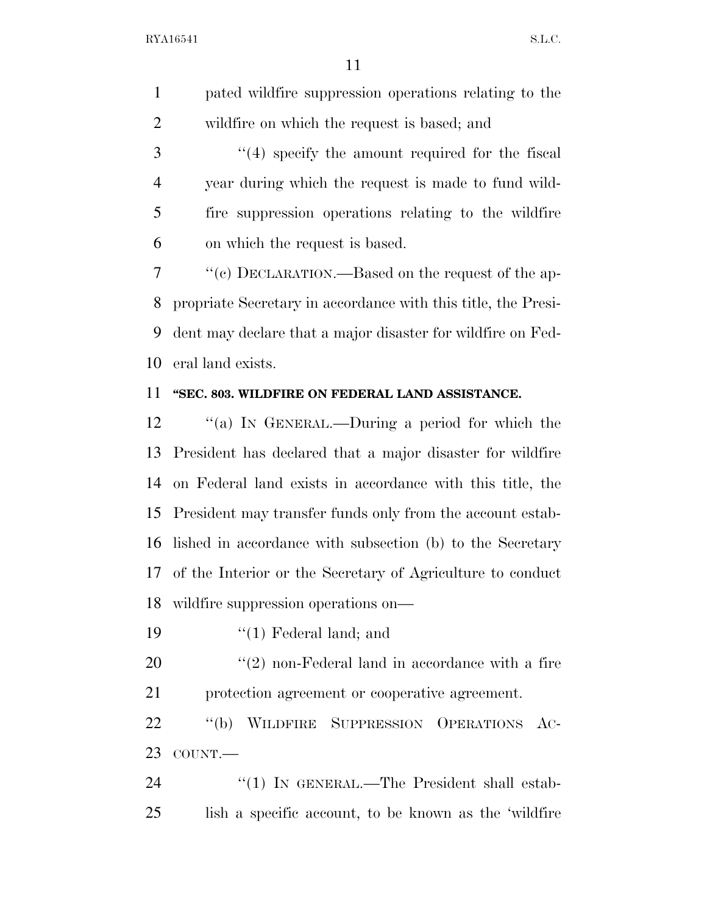pated wildfire suppression operations relating to the wildfire on which the request is based; and

''(4) specify the amount required for the fiscal year during which the request is made to fund wildfire suppression operations relating to the wildfire on which the request is based.

''(c) DECLARATION.—Based on the request of the appropriate Secretary in accordance with this title, the President may declare that a major disaster for wildfire on Federal land exists.

**''SEC. 803. WILDFIRE ON FEDERAL LAND ASSISTANCE.**

''(a) IN GENERAL.—During a period for which the President has declared that a major disaster for wildfire on Federal land exists in accordance with this title, the President may transfer funds only from the account established in accordance with subsection (b) to the Secretary of the Interior or the Secretary of Agriculture to conduct wildfire suppression operations on—

''(1) Federal land; and

''(2) non-Federal land in accordance with a fire protection agreement or cooperative agreement.

''(b) WILDFIRE SUPPRESSION OPERATIONS ACCOUNT.—

''(1) IN GENERAL.—The President shall establish a specific account, to be known as the 'wildfire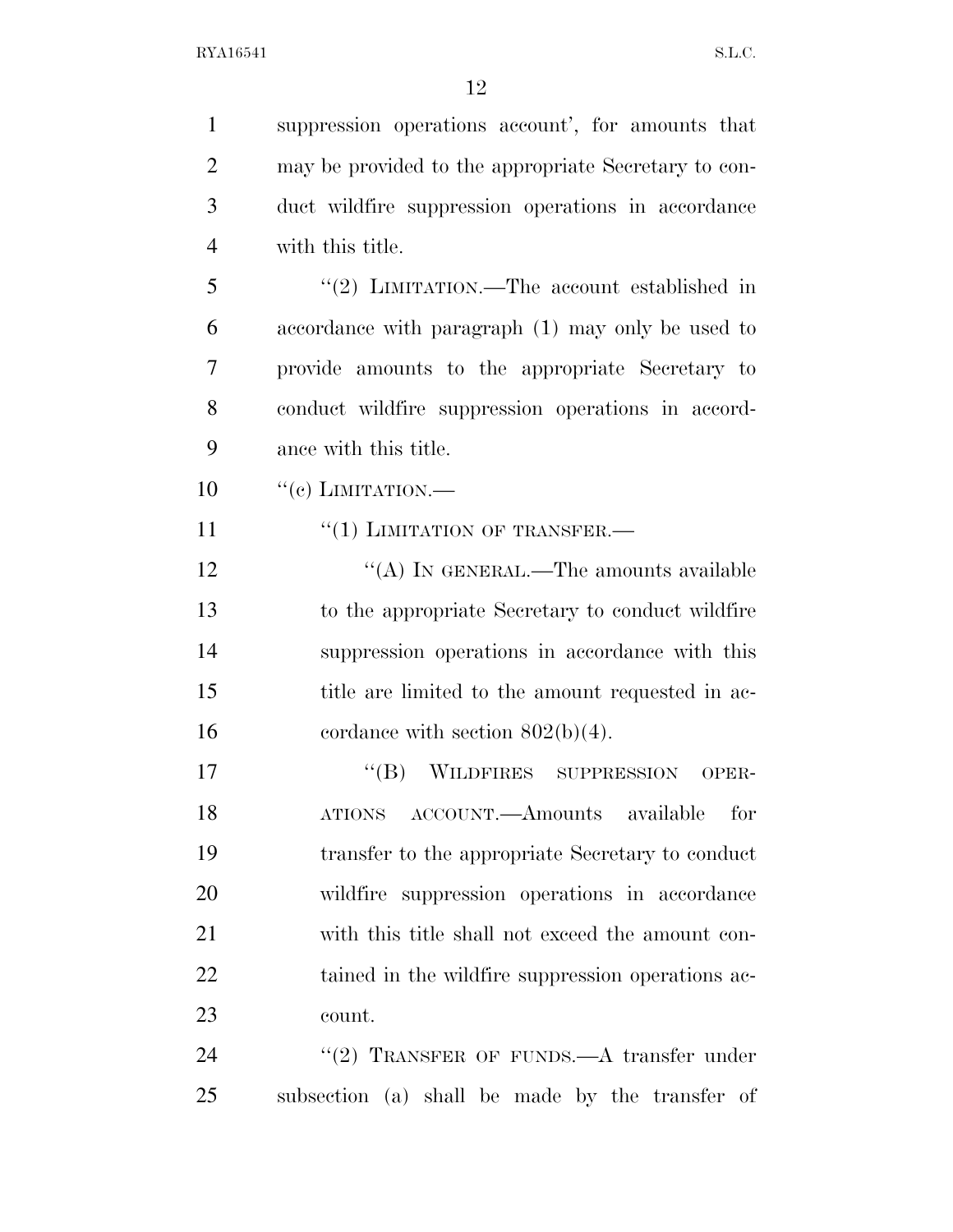suppression operations account', for amounts that may be provided to the appropriate Secretary to conduct wildfire suppression operations in accordance with this title.

"(2) LIMITATION.—The account established in accordance with paragraph (1) may only be used to provide amounts to the appropriate Secretary to conduct wildfire suppression operations in accordance with this title.

"(c) LIMITATION.—

"(1) LIMITATION OF TRANSFER.—

"(A) IN GENERAL.—The amounts available to the appropriate Secretary to conduct wildfire suppression operations in accordance with this title are limited to the amount requested in accordance with section 802(b)(4).

"(B) WILDFIRES SUPPRESSION OPERATIONS ACCOUNT.—Amounts available for transfer to the appropriate Secretary to conduct wildfire suppression operations in accordance with this title shall not exceed the amount contained in the wildfire suppression operations account.

"(2) TRANSFER OF FUNDS.—A transfer under subsection (a) shall be made by the transfer of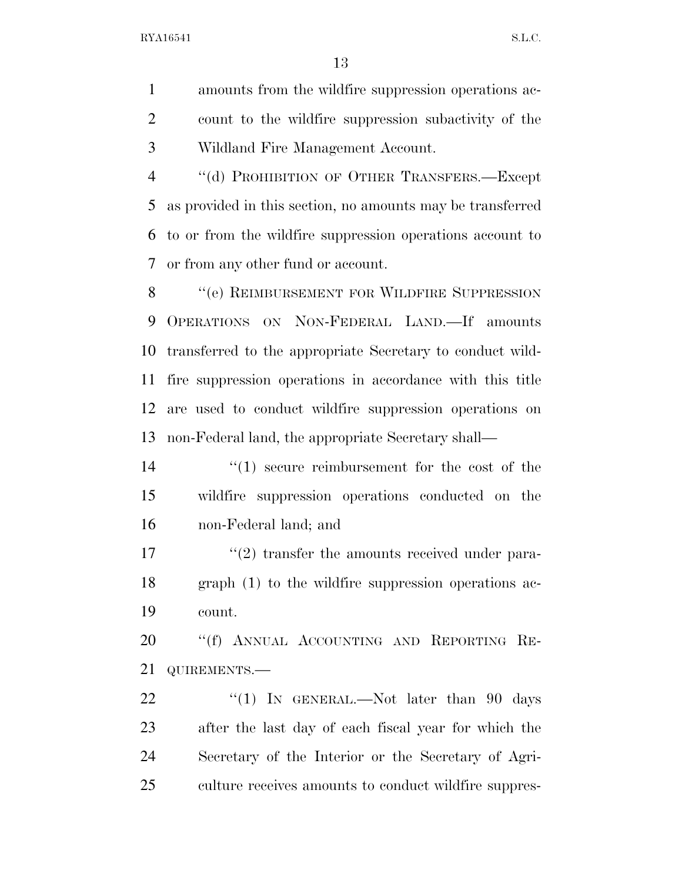amounts from the wildfire suppression operations account to the wildfire suppression subactivity of the Wildland Fire Management Account.

"(d) PROHIBITION OF OTHER TRANSFERS.—Except as provided in this section, no amounts may be transferred to or from the wildfire suppression operations account to or from any other fund or account.

"(e) REIMBURSEMENT FOR WILDFIRE SUPPRESSION OPERATIONS ON NON-FEDERAL LAND.—If amounts transferred to the appropriate Secretary to conduct wildfire suppression operations in accordance with this title are used to conduct wildfire suppression operations on non-Federal land, the appropriate Secretary shall—

"(1) secure reimbursement for the cost of the wildfire suppression operations conducted on the non-Federal land; and

"(2) transfer the amounts received under paragraph (1) to the wildfire suppression operations account.

"(f) ANNUAL ACCOUNTING AND REPORTING REQUIREMENTS.—

"(1) IN GENERAL.—Not later than 90 days after the last day of each fiscal year for which the Secretary of the Interior or the Secretary of Agriculture receives amounts to conduct wildfire suppres-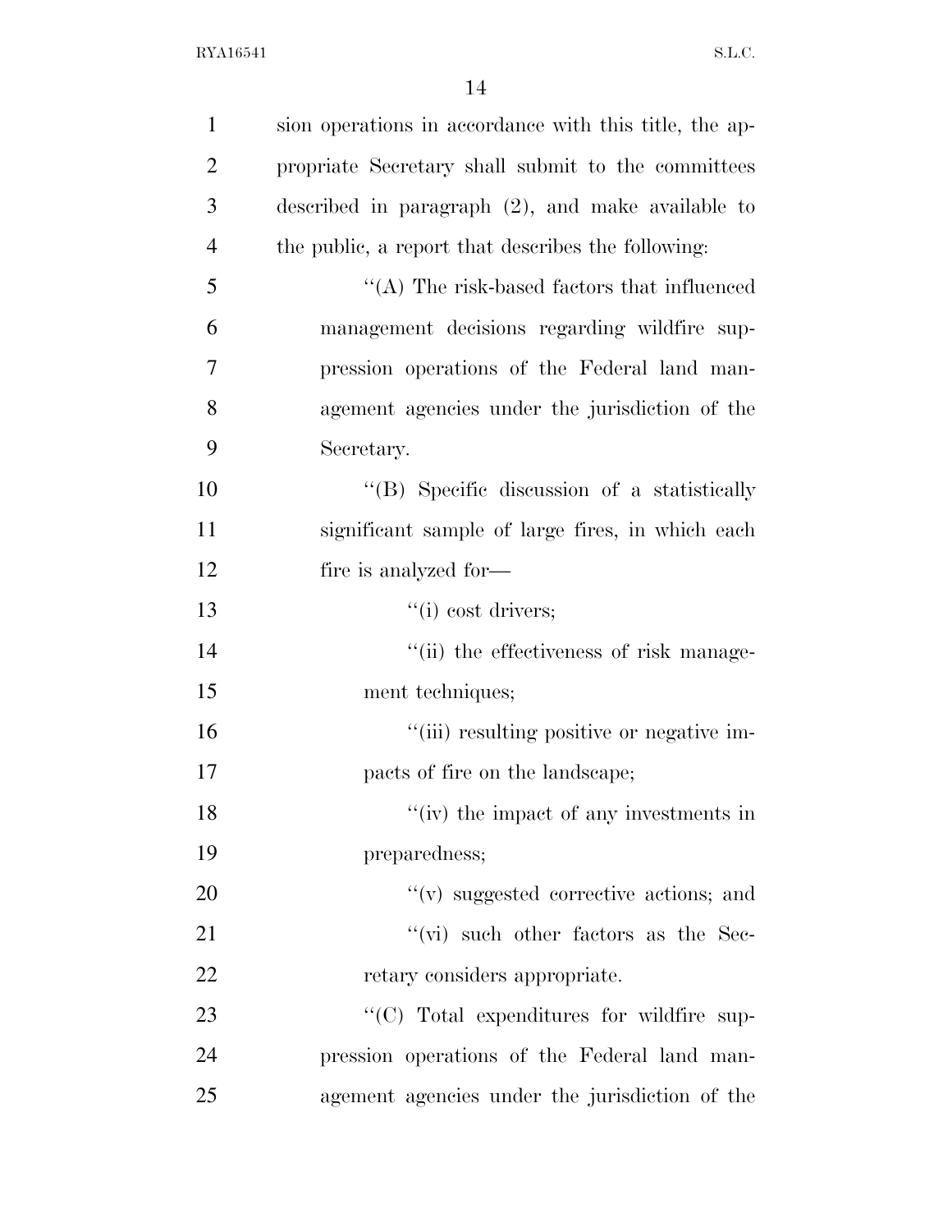sion operations in accordance with this title, the appropriate Secretary shall submit to the committees described in paragraph (2), and make available to the public, a report that describes the following:

"(A) The risk-based factors that influenced management decisions regarding wildfire suppression operations of the Federal land management agencies under the jurisdiction of the Secretary.

"(B) Specific discussion of a statistically significant sample of large fires, in which each fire is analyzed for—

"(i) cost drivers;

"(ii) the effectiveness of risk management techniques;

"(iii) resulting positive or negative impacts of fire on the landscape;

"(iv) the impact of any investments in preparedness;

"(v) suggested corrective actions; and

"(vi) such other factors as the Secretary considers appropriate.

"(C) Total expenditures for wildfire suppression operations of the Federal land management agencies under the jurisdiction of the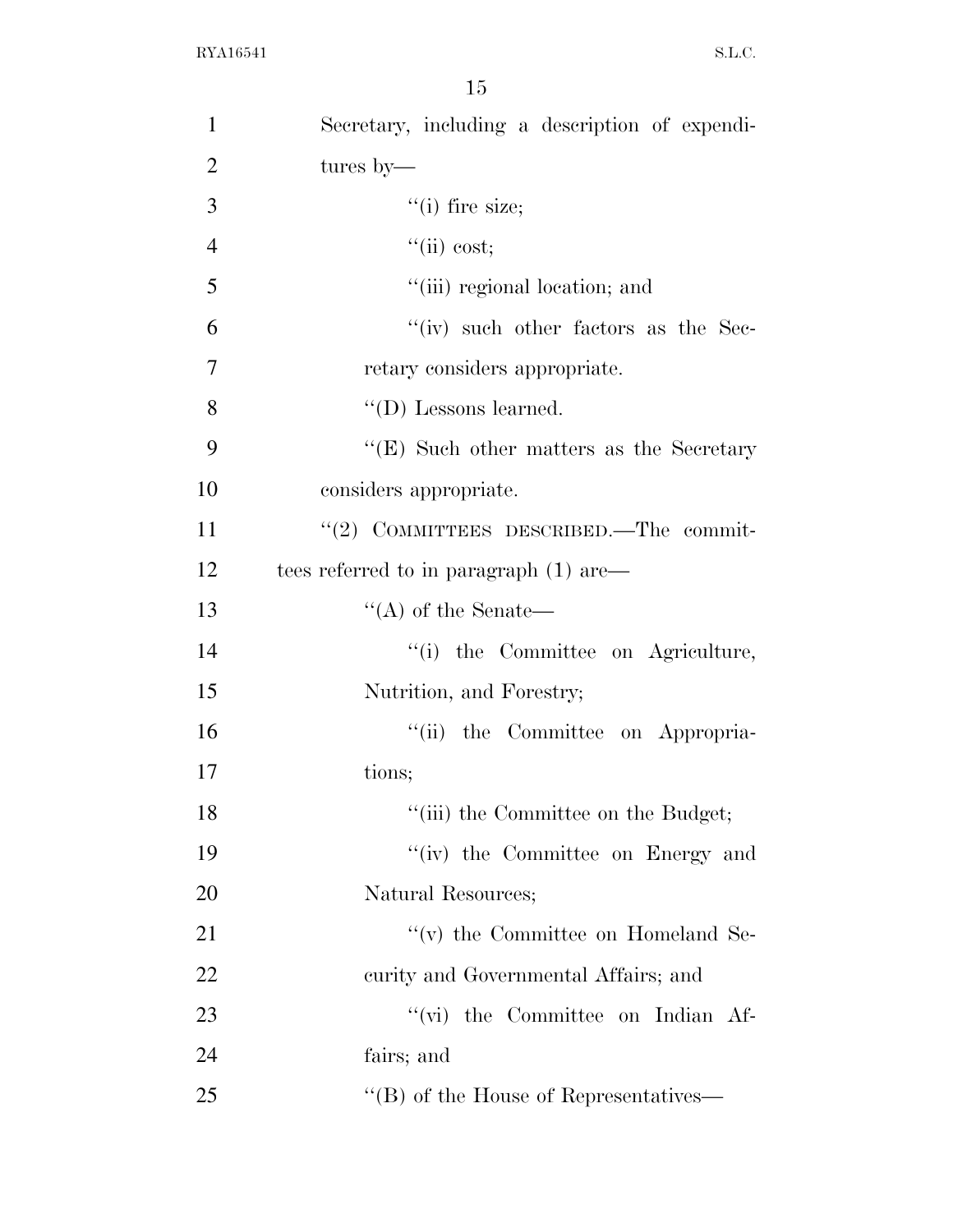Secretary, including a description of expenditures by—

''(i) fire size;

''(ii) cost;

''(iii) regional location; and

''(iv) such other factors as the Secretary considers appropriate.

''(D) Lessons learned.

''(E) Such other matters as the Secretary considers appropriate.

''(2) COMMITTEES DESCRIBED.—The committees referred to in paragraph (1) are—

''(A) of the Senate—

''(i) the Committee on Agriculture, Nutrition, and Forestry;

''(ii) the Committee on Appropriations;

''(iii) the Committee on the Budget;

''(iv) the Committee on Energy and Natural Resources;

''(v) the Committee on Homeland Security and Governmental Affairs; and

''(vi) the Committee on Indian Affairs; and

''(B) of the House of Representatives—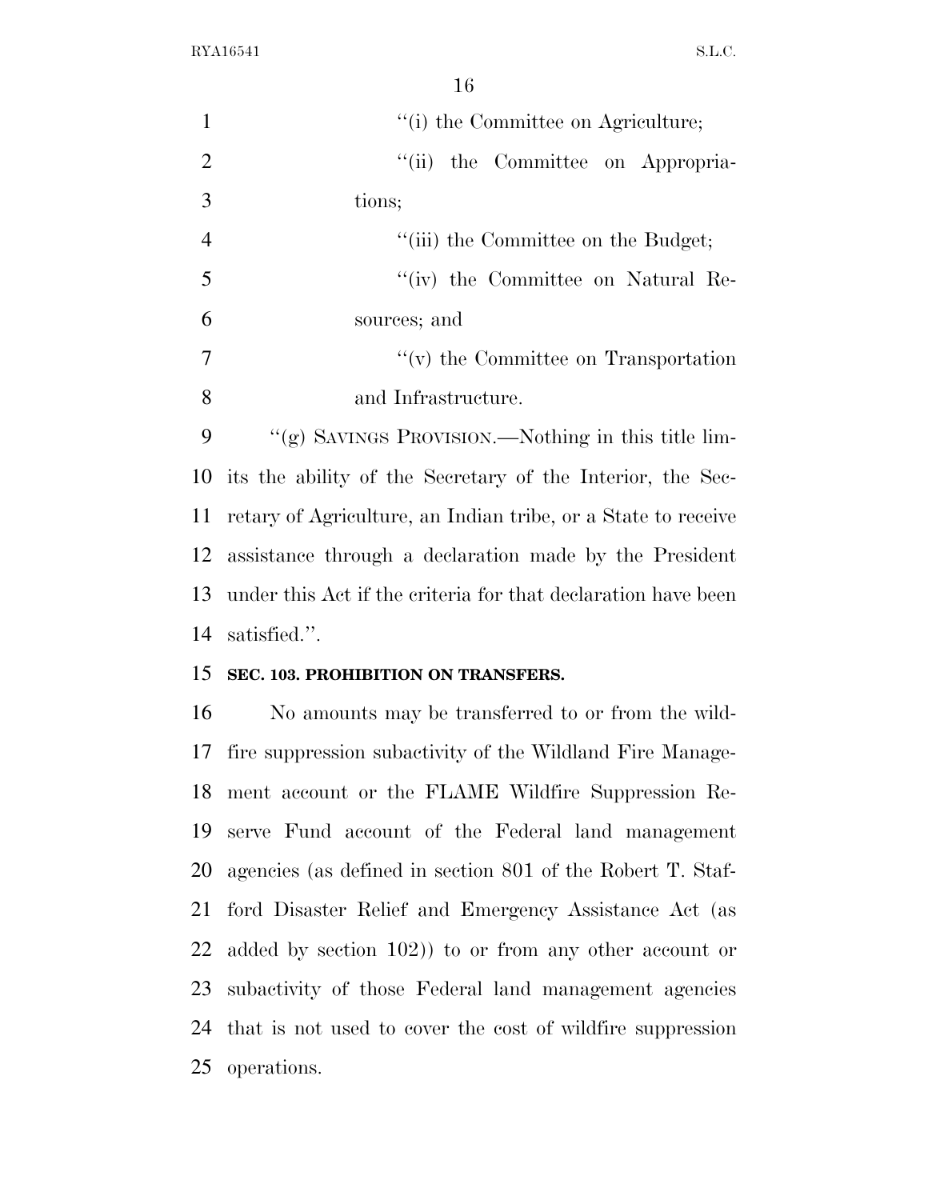''(i) the Committee on Agriculture;

''(ii) the Committee on Appropriations;

''(iii) the Committee on the Budget;

''(iv) the Committee on Natural Resources; and

''(v) the Committee on Transportation and Infrastructure.

''(g) SAVINGS PROVISION.—Nothing in this title limits the ability of the Secretary of the Interior, the Secretary of Agriculture, an Indian tribe, or a State to receive assistance through a declaration made by the President under this Act if the criteria for that declaration have been satisfied.''.

**SEC. 103. PROHIBITION ON TRANSFERS.**

No amounts may be transferred to or from the wildfire suppression subactivity of the Wildland Fire Management account or the FLAME Wildfire Suppression Reserve Fund account of the Federal land management agencies (as defined in section 801 of the Robert T. Stafford Disaster Relief and Emergency Assistance Act (as added by section 102)) to or from any other account or subactivity of those Federal land management agencies that is not used to cover the cost of wildfire suppression operations.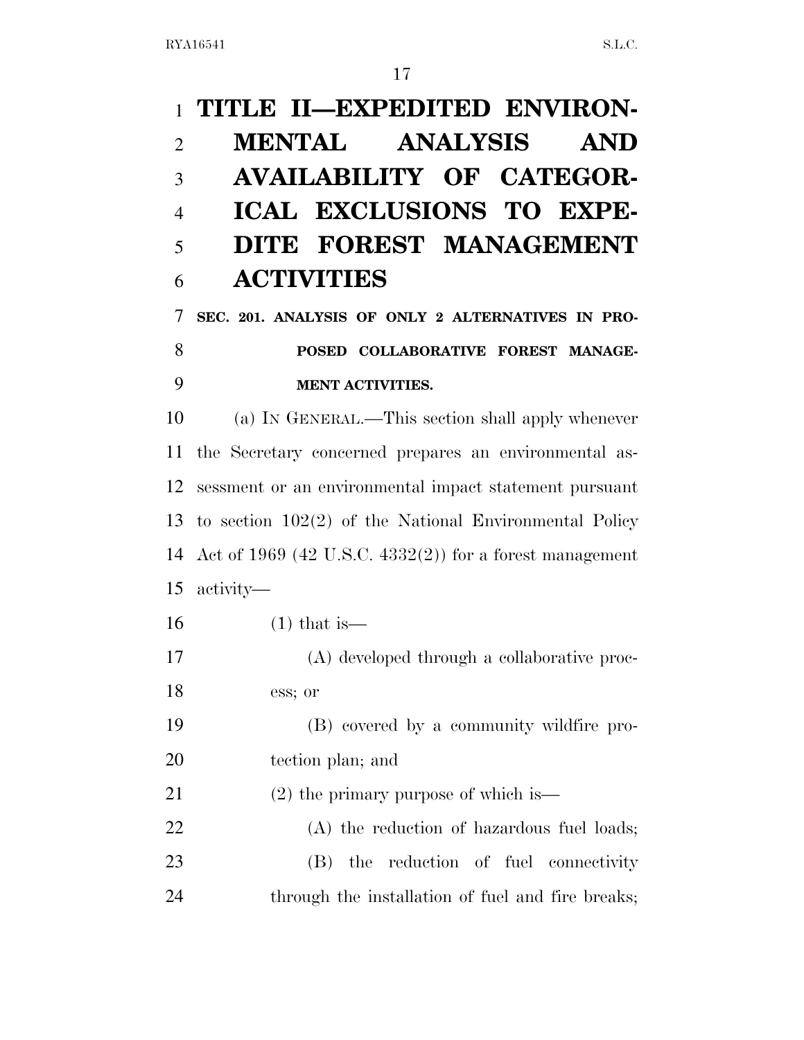# TITLE II—EXPEDITED ENVIRONMENTAL ANALYSIS AND AVAILABILITY OF CATEGORICAL EXCLUSIONS TO EXPEDITE FOREST MANAGEMENT ACTIVITIES

## SEC. 201. ANALYSIS OF ONLY 2 ALTERNATIVES IN PROPOSED COLLABORATIVE FOREST MANAGEMENT ACTIVITIES.

(a) IN GENERAL.—This section shall apply whenever the Secretary concerned prepares an environmental assessment or an environmental impact statement pursuant to section 102(2) of the National Environmental Policy Act of 1969 (42 U.S.C. 4332(2)) for a forest management activity—

(1) that is—

(A) developed through a collaborative process; or

(B) covered by a community wildfire protection plan; and

(2) the primary purpose of which is—

(A) the reduction of hazardous fuel loads;

(B) the reduction of fuel connectivity through the installation of fuel and fire breaks;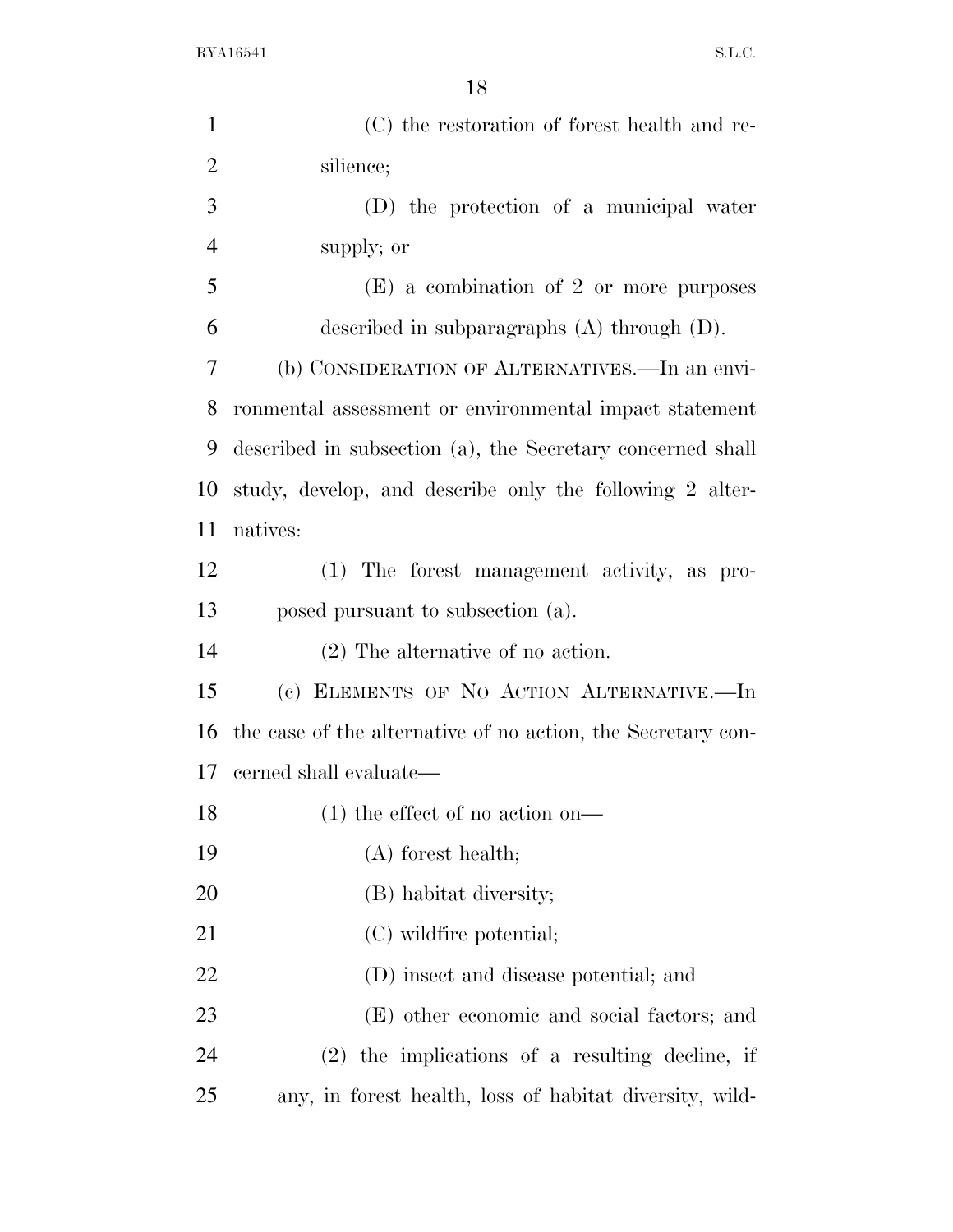(C) the restoration of forest health and resilience;

(D) the protection of a municipal water supply; or

(E) a combination of 2 or more purposes described in subparagraphs (A) through (D).

(b) CONSIDERATION OF ALTERNATIVES.—In an environmental assessment or environmental impact statement described in subsection (a), the Secretary concerned shall study, develop, and describe only the following 2 alternatives:

(1) The forest management activity, as proposed pursuant to subsection (a).

(2) The alternative of no action.

(c) ELEMENTS OF NO ACTION ALTERNATIVE.—In the case of the alternative of no action, the Secretary concerned shall evaluate—

(1) the effect of no action on—

(A) forest health;

(B) habitat diversity;

(C) wildfire potential;

(D) insect and disease potential; and

(E) other economic and social factors; and

(2) the implications of a resulting decline, if any, in forest health, loss of habitat diversity, wild-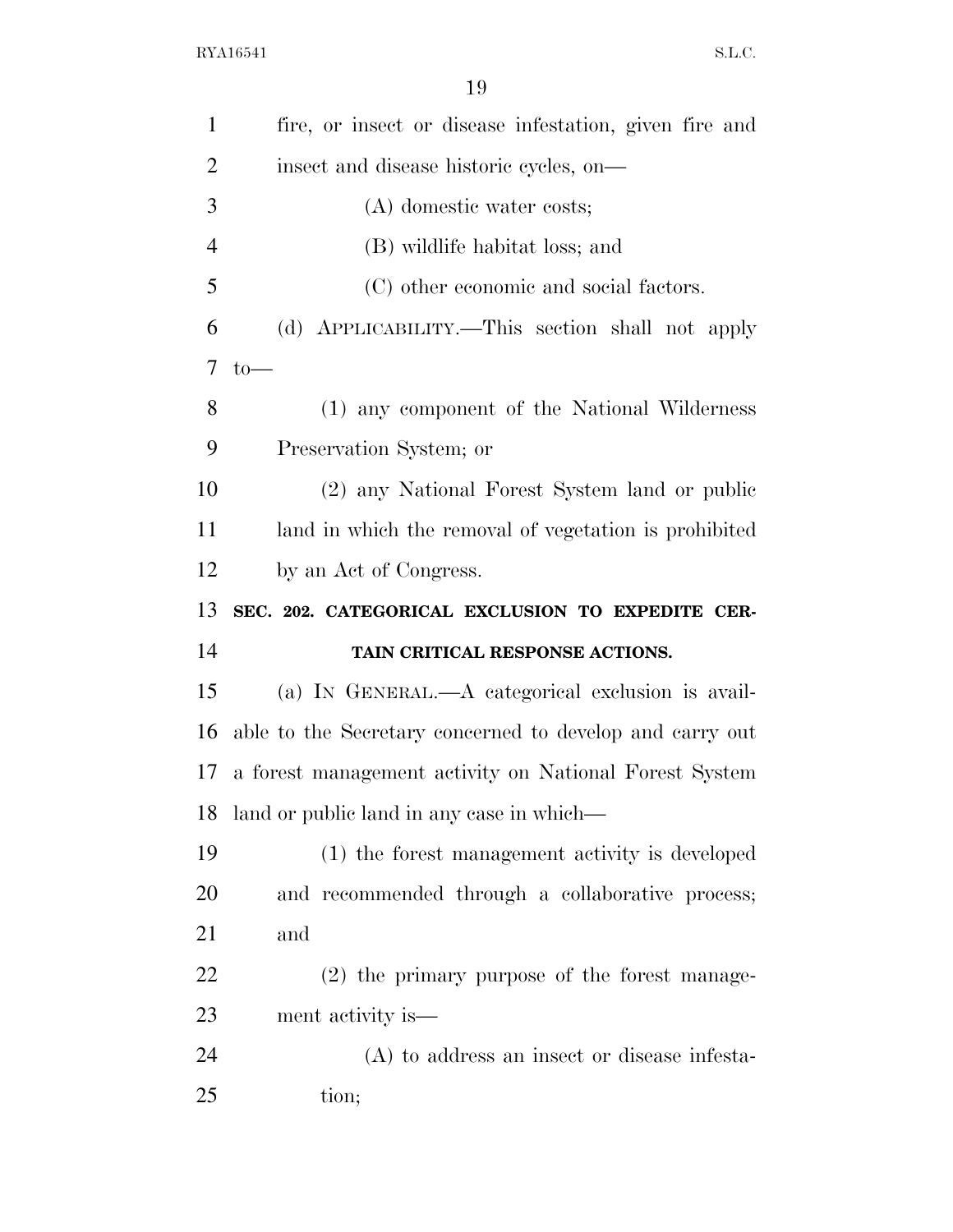fire, or insect or disease infestation, given fire and insect and disease historic cycles, on—

(A) domestic water costs;

(B) wildlife habitat loss; and

(C) other economic and social factors.

(d) APPLICABILITY.—This section shall not apply to—

(1) any component of the National Wilderness Preservation System; or

(2) any National Forest System land or public land in which the removal of vegetation is prohibited by an Act of Congress.

**SEC. 202. CATEGORICAL EXCLUSION TO EXPEDITE CERTAIN CRITICAL RESPONSE ACTIONS.**

(a) IN GENERAL.—A categorical exclusion is available to the Secretary concerned to develop and carry out a forest management activity on National Forest System land or public land in any case in which—

(1) the forest management activity is developed and recommended through a collaborative process; and

(2) the primary purpose of the forest management activity is—

(A) to address an insect or disease infestation;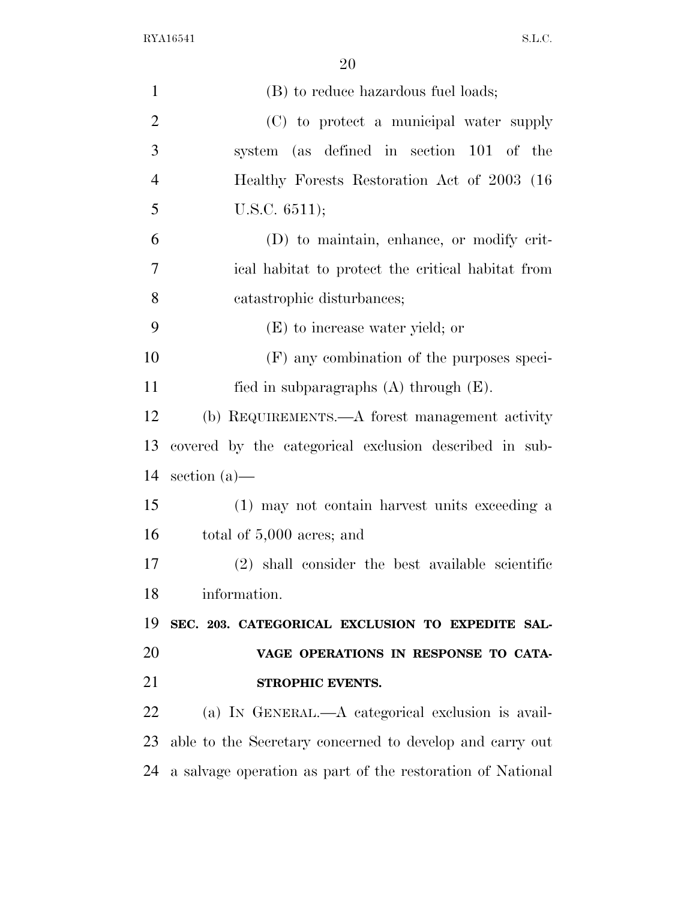(B) to reduce hazardous fuel loads;

(C) to protect a municipal water supply system (as defined in section 101 of the Healthy Forests Restoration Act of 2003 (16 U.S.C. 6511);

(D) to maintain, enhance, or modify critical habitat to protect the critical habitat from catastrophic disturbances;

(E) to increase water yield; or

(F) any combination of the purposes specified in subparagraphs (A) through (E).

(b) REQUIREMENTS.—A forest management activity covered by the categorical exclusion described in subsection (a)—

(1) may not contain harvest units exceeding a total of 5,000 acres; and

(2) shall consider the best available scientific information.

**SEC. 203. CATEGORICAL EXCLUSION TO EXPEDITE SALVAGE OPERATIONS IN RESPONSE TO CATASTROPHIC EVENTS.**

(a) IN GENERAL.—A categorical exclusion is available to the Secretary concerned to develop and carry out a salvage operation as part of the restoration of National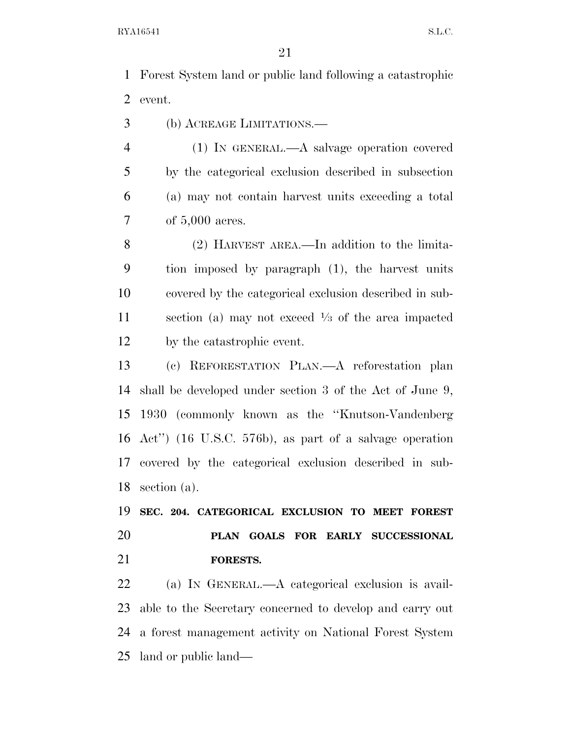Forest System land or public land following a catastrophic event.

(b) ACREAGE LIMITATIONS.—

(1) IN GENERAL.—A salvage operation covered by the categorical exclusion described in subsection (a) may not contain harvest units exceeding a total of 5,000 acres.

(2) HARVEST AREA.—In addition to the limitation imposed by paragraph (1), the harvest units covered by the categorical exclusion described in subsection (a) may not exceed ⅓ of the area impacted by the catastrophic event.

(c) REFORESTATION PLAN.—A reforestation plan shall be developed under section 3 of the Act of June 9, 1930 (commonly known as the "Knutson-Vandenberg Act") (16 U.S.C. 576b), as part of a salvage operation covered by the categorical exclusion described in subsection (a).

**SEC. 204. CATEGORICAL EXCLUSION TO MEET FOREST PLAN GOALS FOR EARLY SUCCESSIONAL FORESTS.**

(a) IN GENERAL.—A categorical exclusion is available to the Secretary concerned to develop and carry out a forest management activity on National Forest System land or public land—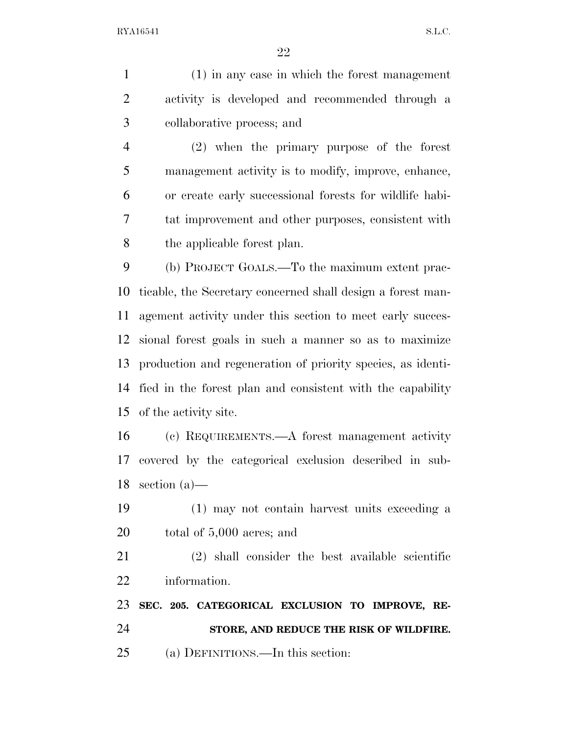(1) in any case in which the forest management activity is developed and recommended through a collaborative process; and

(2) when the primary purpose of the forest management activity is to modify, improve, enhance, or create early successional forests for wildlife habitat improvement and other purposes, consistent with the applicable forest plan.

(b) PROJECT GOALS.—To the maximum extent practicable, the Secretary concerned shall design a forest management activity under this section to meet early successional forest goals in such a manner so as to maximize production and regeneration of priority species, as identified in the forest plan and consistent with the capability of the activity site.

(c) REQUIREMENTS.—A forest management activity covered by the categorical exclusion described in subsection (a)—

(1) may not contain harvest units exceeding a total of 5,000 acres; and

(2) shall consider the best available scientific information.

**SEC. 205. CATEGORICAL EXCLUSION TO IMPROVE, RESTORE, AND REDUCE THE RISK OF WILDFIRE.**

(a) DEFINITIONS.—In this section: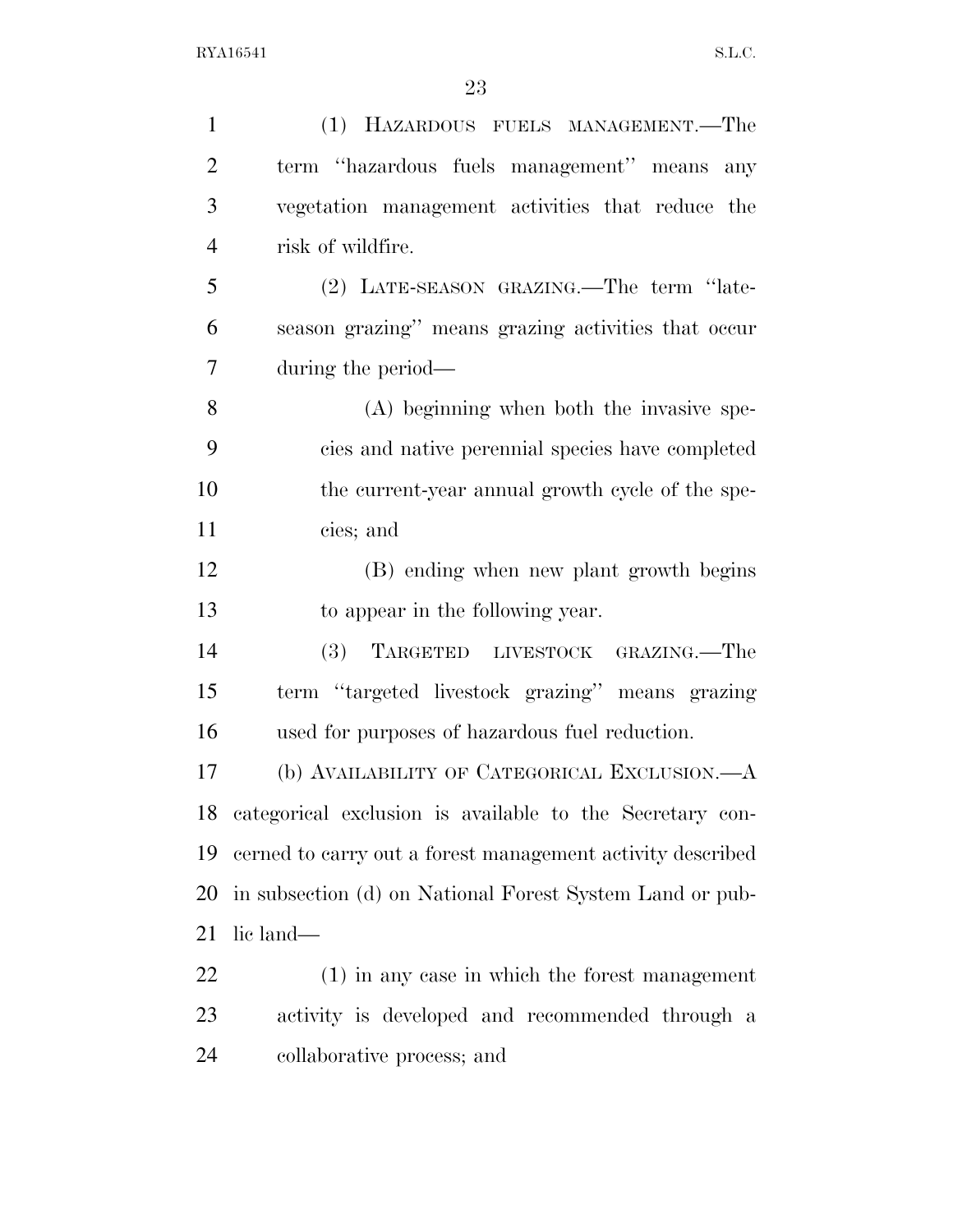(1) HAZARDOUS FUELS MANAGEMENT.—The term ''hazardous fuels management'' means any vegetation management activities that reduce the risk of wildfire.

(2) LATE-SEASON GRAZING.—The term ''late-season grazing'' means grazing activities that occur during the period—

(A) beginning when both the invasive species and native perennial species have completed the current-year annual growth cycle of the species; and

(B) ending when new plant growth begins to appear in the following year.

(3) TARGETED LIVESTOCK GRAZING.—The term ''targeted livestock grazing'' means grazing used for purposes of hazardous fuel reduction.

(b) AVAILABILITY OF CATEGORICAL EXCLUSION.—A categorical exclusion is available to the Secretary concerned to carry out a forest management activity described in subsection (d) on National Forest System Land or public land—

(1) in any case in which the forest management activity is developed and recommended through a collaborative process; and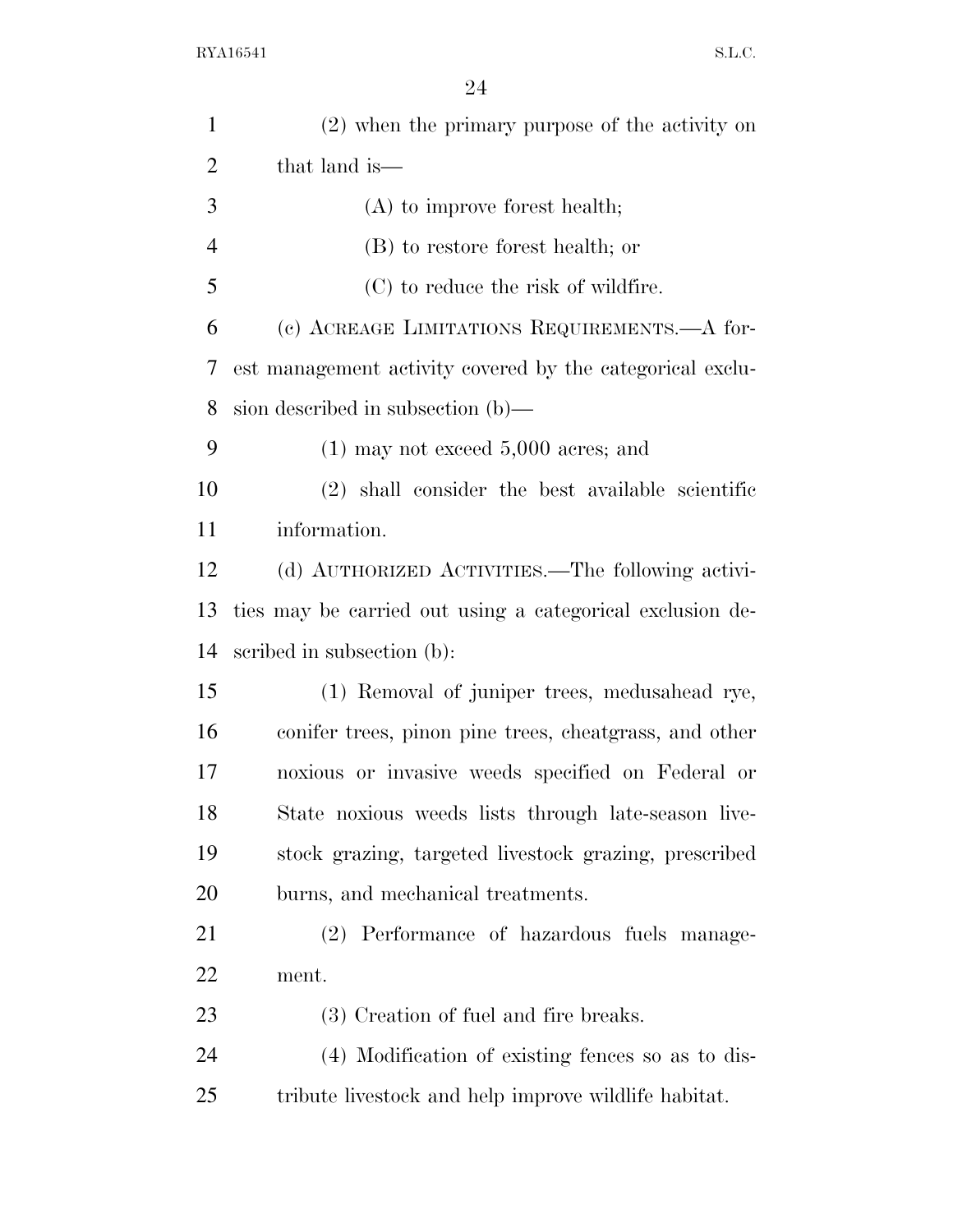(2) when the primary purpose of the activity on that land is—

(A) to improve forest health;

(B) to restore forest health; or

(C) to reduce the risk of wildfire.

(c) ACREAGE LIMITATIONS REQUIREMENTS.—A forest management activity covered by the categorical exclusion described in subsection (b)—

(1) may not exceed 5,000 acres; and

(2) shall consider the best available scientific information.

(d) AUTHORIZED ACTIVITIES.—The following activities may be carried out using a categorical exclusion described in subsection (b):

(1) Removal of juniper trees, medusahead rye, conifer trees, pinon pine trees, cheatgrass, and other noxious or invasive weeds specified on Federal or State noxious weeds lists through late-season livestock grazing, targeted livestock grazing, prescribed burns, and mechanical treatments.

(2) Performance of hazardous fuels management.

(3) Creation of fuel and fire breaks.

(4) Modification of existing fences so as to distribute livestock and help improve wildlife habitat.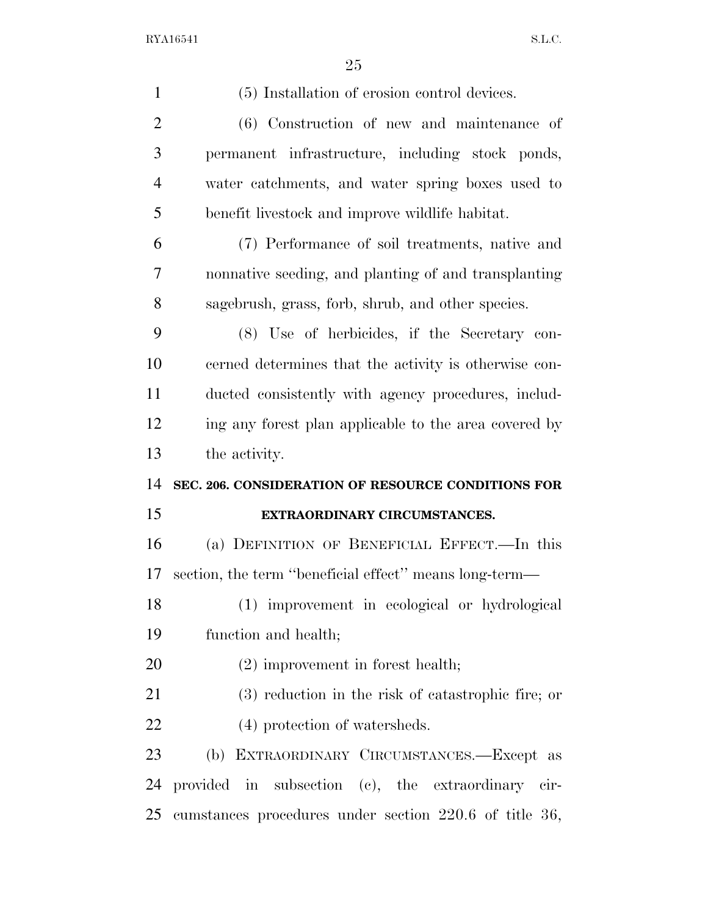(5) Installation of erosion control devices.

(6) Construction of new and maintenance of permanent infrastructure, including stock ponds, water catchments, and water spring boxes used to benefit livestock and improve wildlife habitat.

(7) Performance of soil treatments, native and nonnative seeding, and planting of and transplanting sagebrush, grass, forb, shrub, and other species.

(8) Use of herbicides, if the Secretary concerned determines that the activity is otherwise conducted consistently with agency procedures, including any forest plan applicable to the area covered by the activity.

## SEC. 206. CONSIDERATION OF RESOURCE CONDITIONS FOR EXTRAORDINARY CIRCUMSTANCES.

(a) DEFINITION OF BENEFICIAL EFFECT.—In this section, the term ''beneficial effect'' means long-term—

(1) improvement in ecological or hydrological function and health;

(2) improvement in forest health;

(3) reduction in the risk of catastrophic fire; or

(4) protection of watersheds.

(b) EXTRAORDINARY CIRCUMSTANCES.—Except as provided in subsection (c), the extraordinary circumstances procedures under section 220.6 of title 36,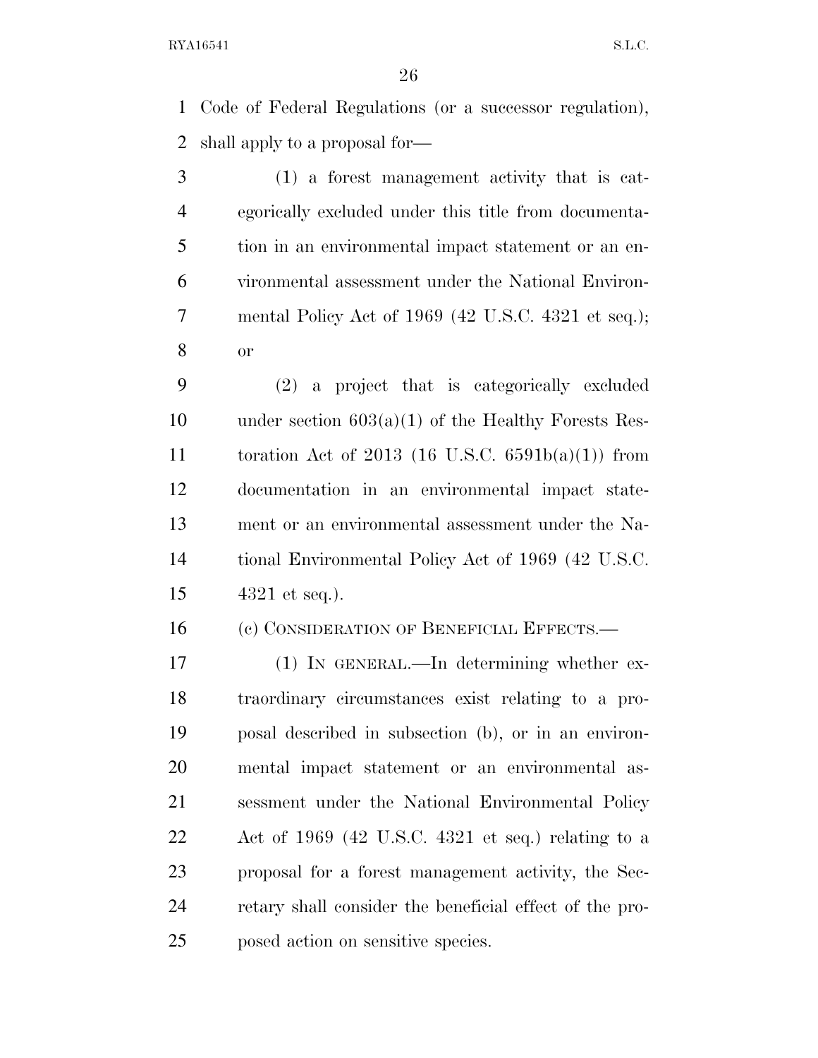Code of Federal Regulations (or a successor regulation), shall apply to a proposal for—

(1) a forest management activity that is categorically excluded under this title from documentation in an environmental impact statement or an environmental assessment under the National Environmental Policy Act of 1969 (42 U.S.C. 4321 et seq.); or

(2) a project that is categorically excluded under section 603(a)(1) of the Healthy Forests Restoration Act of 2013 (16 U.S.C. 6591b(a)(1)) from documentation in an environmental impact statement or an environmental assessment under the National Environmental Policy Act of 1969 (42 U.S.C. 4321 et seq.).

(c) CONSIDERATION OF BENEFICIAL EFFECTS.—

(1) IN GENERAL.—In determining whether extraordinary circumstances exist relating to a proposal described in subsection (b), or in an environmental impact statement or an environmental assessment under the National Environmental Policy Act of 1969 (42 U.S.C. 4321 et seq.) relating to a proposal for a forest management activity, the Secretary shall consider the beneficial effect of the proposed action on sensitive species.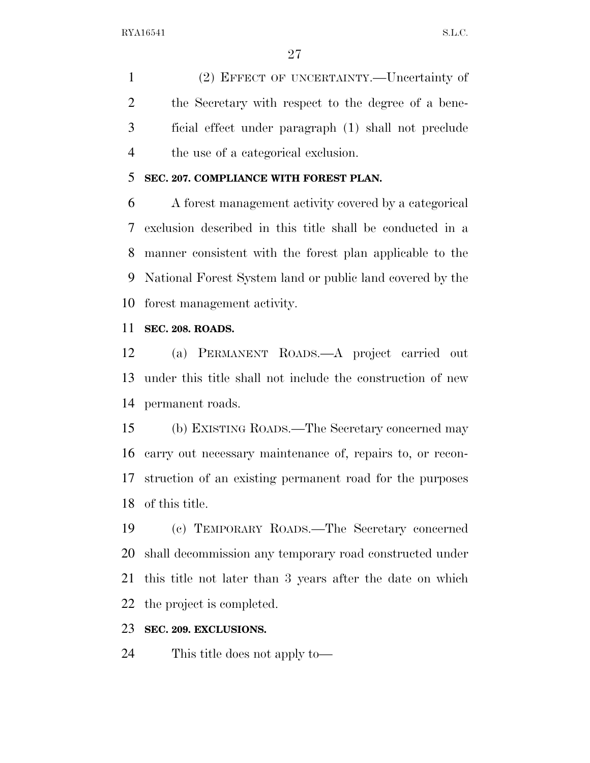(2) EFFECT OF UNCERTAINTY.—Uncertainty of the Secretary with respect to the degree of a beneficial effect under paragraph (1) shall not preclude the use of a categorical exclusion.

**SEC. 207. COMPLIANCE WITH FOREST PLAN.**

A forest management activity covered by a categorical exclusion described in this title shall be conducted in a manner consistent with the forest plan applicable to the National Forest System land or public land covered by the forest management activity.

**SEC. 208. ROADS.**

(a) PERMANENT ROADS.—A project carried out under this title shall not include the construction of new permanent roads.

(b) EXISTING ROADS.—The Secretary concerned may carry out necessary maintenance of, repairs to, or reconstruction of an existing permanent road for the purposes of this title.

(c) TEMPORARY ROADS.—The Secretary concerned shall decommission any temporary road constructed under this title not later than 3 years after the date on which the project is completed.

**SEC. 209. EXCLUSIONS.**

This title does not apply to—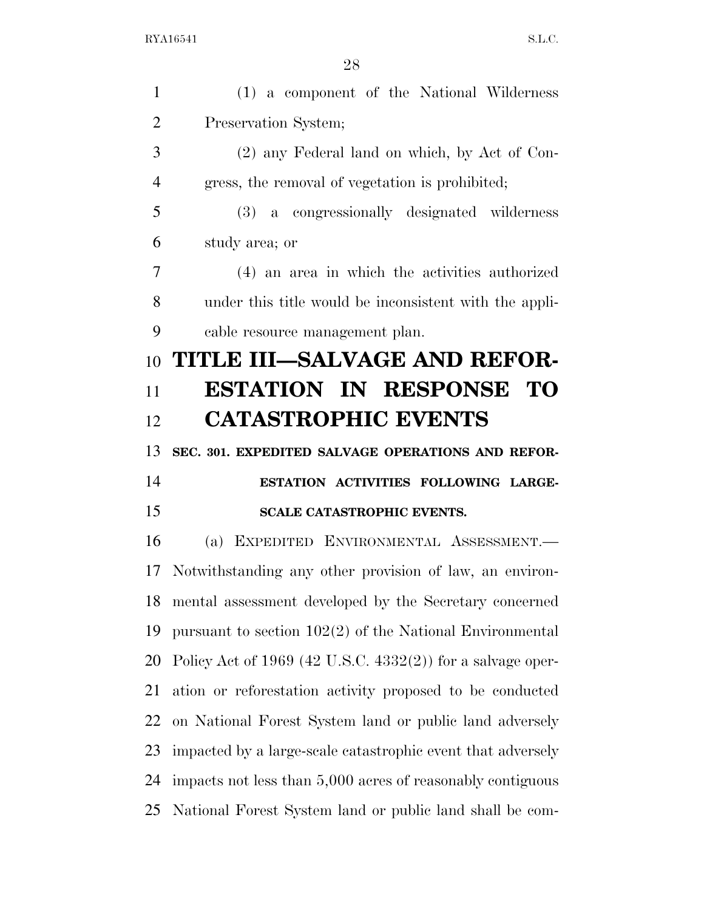(1) a component of the National Wilderness Preservation System;

(2) any Federal land on which, by Act of Congress, the removal of vegetation is prohibited;

(3) a congressionally designated wilderness study area; or

(4) an area in which the activities authorized under this title would be inconsistent with the applicable resource management plan.

# TITLE III—SALVAGE AND REFORESTATION IN RESPONSE TO CATASTROPHIC EVENTS

## SEC. 301. EXPEDITED SALVAGE OPERATIONS AND REFORESTATION ACTIVITIES FOLLOWING LARGE-SCALE CATASTROPHIC EVENTS.

(a) EXPEDITED ENVIRONMENTAL ASSESSMENT.—Notwithstanding any other provision of law, an environmental assessment developed by the Secretary concerned pursuant to section 102(2) of the National Environmental Policy Act of 1969 (42 U.S.C. 4332(2)) for a salvage operation or reforestation activity proposed to be conducted on National Forest System land or public land adversely impacted by a large-scale catastrophic event that adversely impacts not less than 5,000 acres of reasonably contiguous National Forest System land or public land shall be com-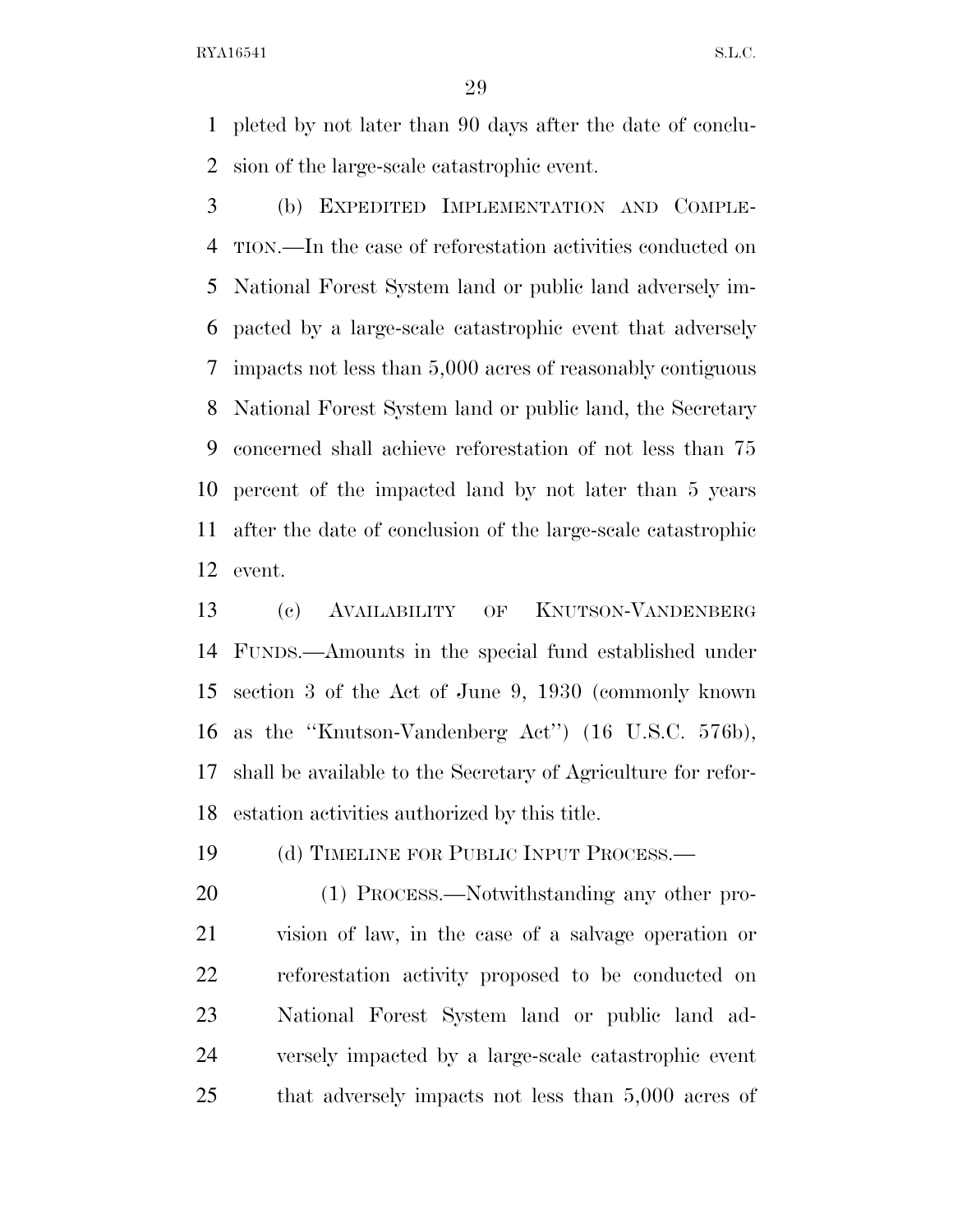pleted by not later than 90 days after the date of conclusion of the large-scale catastrophic event.

(b) EXPEDITED IMPLEMENTATION AND COMPLETION.—In the case of reforestation activities conducted on National Forest System land or public land adversely impacted by a large-scale catastrophic event that adversely impacts not less than 5,000 acres of reasonably contiguous National Forest System land or public land, the Secretary concerned shall achieve reforestation of not less than 75 percent of the impacted land by not later than 5 years after the date of conclusion of the large-scale catastrophic event.

(c) AVAILABILITY OF KNUTSON-VANDENBERG FUNDS.—Amounts in the special fund established under section 3 of the Act of June 9, 1930 (commonly known as the ''Knutson-Vandenberg Act'') (16 U.S.C. 576b), shall be available to the Secretary of Agriculture for reforestation activities authorized by this title.

(d) TIMELINE FOR PUBLIC INPUT PROCESS.—

(1) PROCESS.—Notwithstanding any other provision of law, in the case of a salvage operation or reforestation activity proposed to be conducted on National Forest System land or public land adversely impacted by a large-scale catastrophic event that adversely impacts not less than 5,000 acres of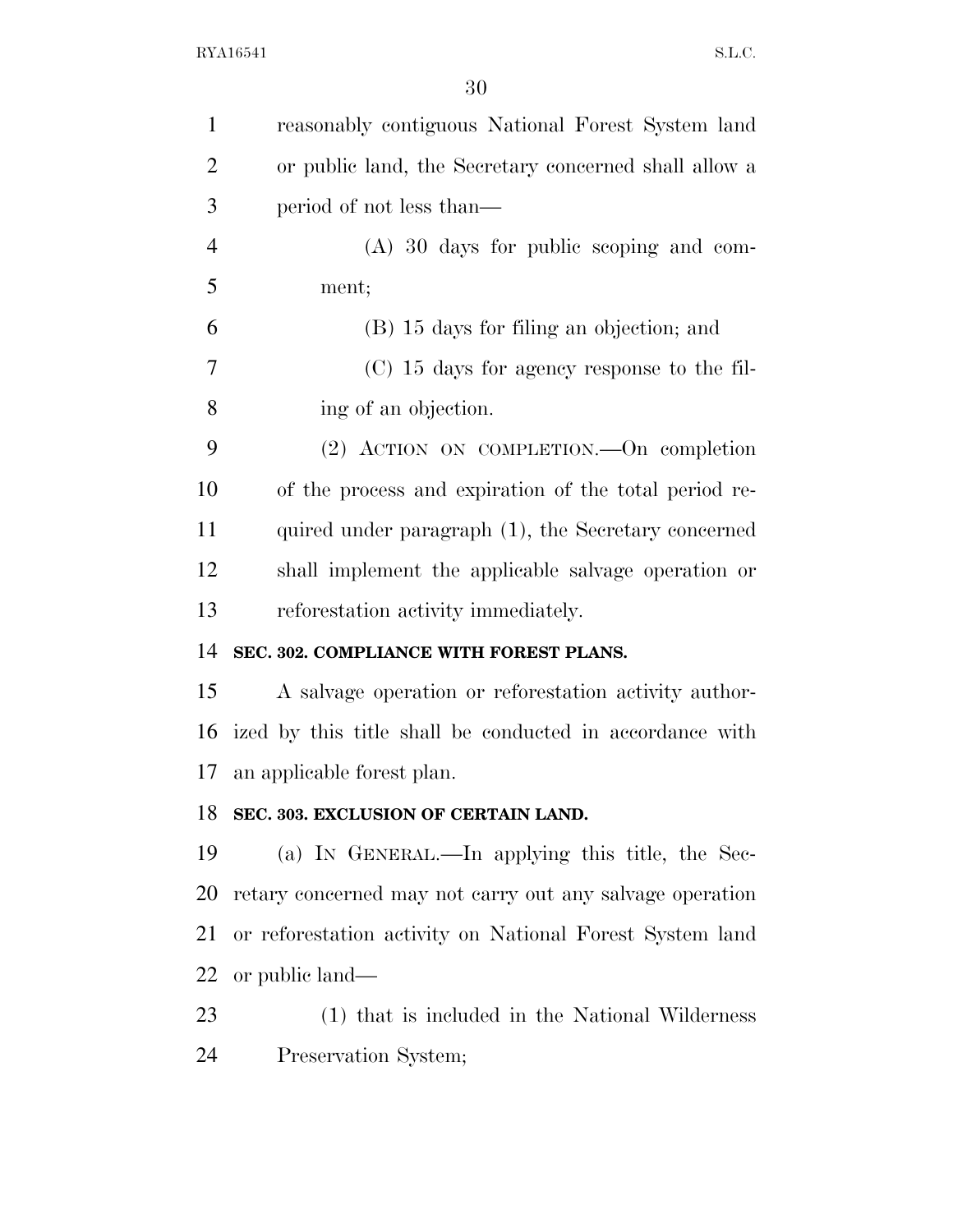reasonably contiguous National Forest System land or public land, the Secretary concerned shall allow a period of not less than—

(A) 30 days for public scoping and comment;

(B) 15 days for filing an objection; and

(C) 15 days for agency response to the filing of an objection.

(2) ACTION ON COMPLETION.—On completion of the process and expiration of the total period required under paragraph (1), the Secretary concerned shall implement the applicable salvage operation or reforestation activity immediately.

**SEC. 302. COMPLIANCE WITH FOREST PLANS.**

A salvage operation or reforestation activity authorized by this title shall be conducted in accordance with an applicable forest plan.

**SEC. 303. EXCLUSION OF CERTAIN LAND.**

(a) IN GENERAL.—In applying this title, the Secretary concerned may not carry out any salvage operation or reforestation activity on National Forest System land or public land—

(1) that is included in the National Wilderness Preservation System;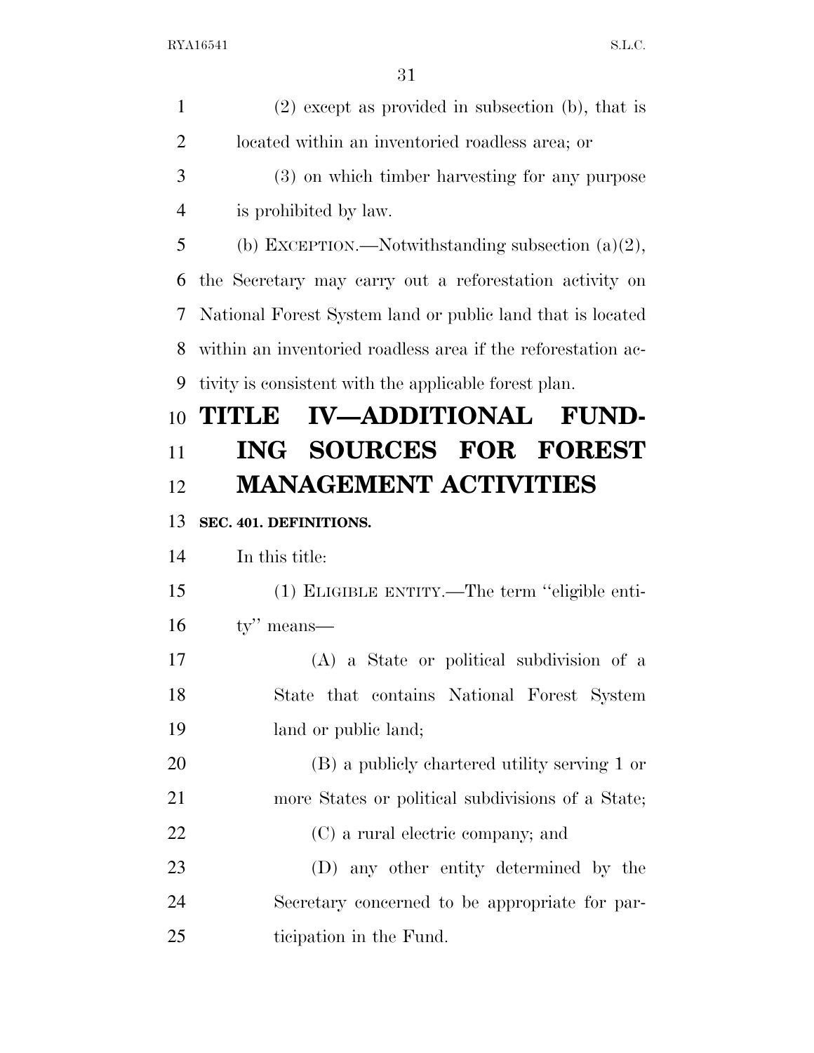(2) except as provided in subsection (b), that is located within an inventoried roadless area; or

(3) on which timber harvesting for any purpose is prohibited by law.

(b) EXCEPTION.—Notwithstanding subsection (a)(2), the Secretary may carry out a reforestation activity on National Forest System land or public land that is located within an inventoried roadless area if the reforestation activity is consistent with the applicable forest plan.

# TITLE IV—ADDITIONAL FUNDING SOURCES FOR FOREST MANAGEMENT ACTIVITIES

**SEC. 401. DEFINITIONS.**

In this title:

(1) ELIGIBLE ENTITY.—The term "eligible entity" means—

(A) a State or political subdivision of a State that contains National Forest System land or public land;

(B) a publicly chartered utility serving 1 or more States or political subdivisions of a State;

(C) a rural electric company; and

(D) any other entity determined by the Secretary concerned to be appropriate for participation in the Fund.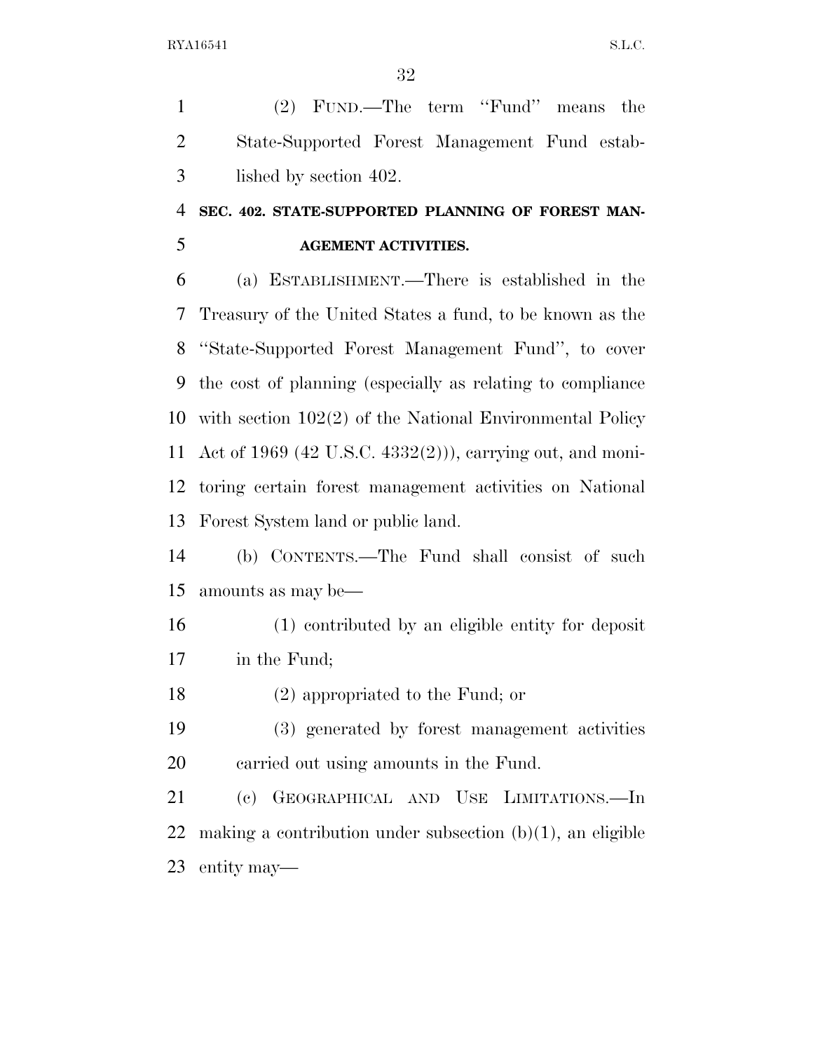(2) FUND.—The term "Fund" means the State-Supported Forest Management Fund established by section 402.

**SEC. 402. STATE-SUPPORTED PLANNING OF FOREST MANAGEMENT ACTIVITIES.**

(a) ESTABLISHMENT.—There is established in the Treasury of the United States a fund, to be known as the "State-Supported Forest Management Fund", to cover the cost of planning (especially as relating to compliance with section 102(2) of the National Environmental Policy Act of 1969 (42 U.S.C. 4332(2))), carrying out, and monitoring certain forest management activities on National Forest System land or public land.

(b) CONTENTS.—The Fund shall consist of such amounts as may be—

(1) contributed by an eligible entity for deposit in the Fund;

(2) appropriated to the Fund; or

(3) generated by forest management activities carried out using amounts in the Fund.

(c) GEOGRAPHICAL AND USE LIMITATIONS.—In making a contribution under subsection (b)(1), an eligible entity may—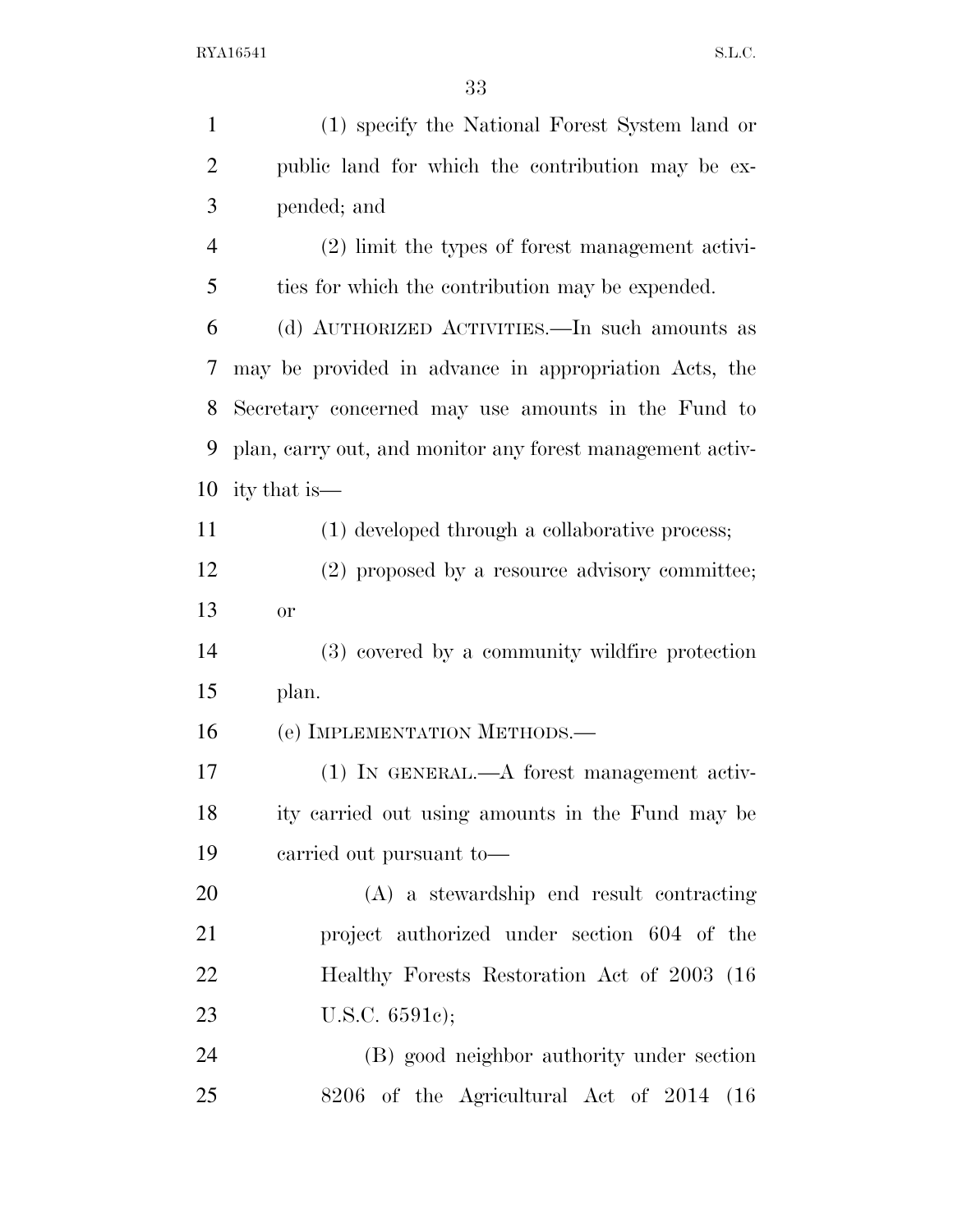(1) specify the National Forest System land or public land for which the contribution may be expended; and

(2) limit the types of forest management activities for which the contribution may be expended.

(d) AUTHORIZED ACTIVITIES.—In such amounts as may be provided in advance in appropriation Acts, the Secretary concerned may use amounts in the Fund to plan, carry out, and monitor any forest management activity that is—

(1) developed through a collaborative process;

(2) proposed by a resource advisory committee; or

(3) covered by a community wildfire protection plan.

(e) IMPLEMENTATION METHODS.—

(1) IN GENERAL.—A forest management activity carried out using amounts in the Fund may be carried out pursuant to—

(A) a stewardship end result contracting project authorized under section 604 of the Healthy Forests Restoration Act of 2003 (16 U.S.C. 6591c);

(B) good neighbor authority under section 8206 of the Agricultural Act of 2014 (16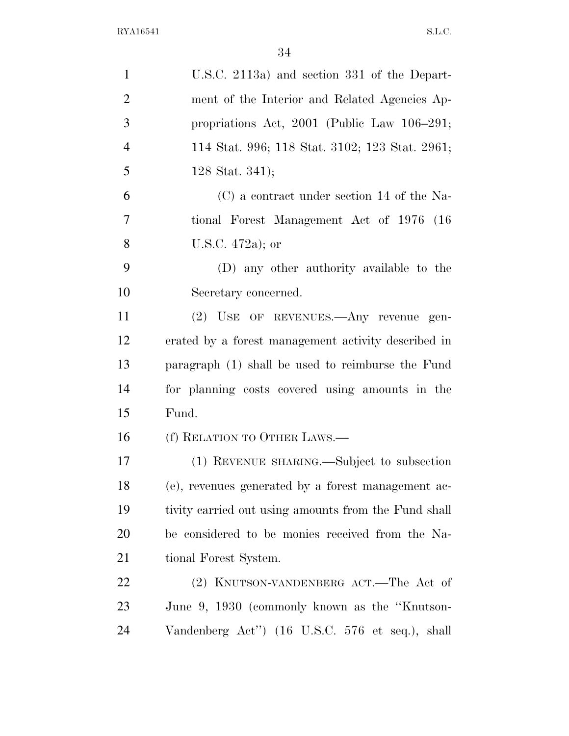U.S.C. 2113a) and section 331 of the Department of the Interior and Related Agencies Appropriations Act, 2001 (Public Law 106–291; 114 Stat. 996; 118 Stat. 3102; 123 Stat. 2961; 128 Stat. 341);

(C) a contract under section 14 of the National Forest Management Act of 1976 (16 U.S.C. 472a); or

(D) any other authority available to the Secretary concerned.

(2) USE OF REVENUES.—Any revenue generated by a forest management activity described in paragraph (1) shall be used to reimburse the Fund for planning costs covered using amounts in the Fund.

(f) RELATION TO OTHER LAWS.—

(1) REVENUE SHARING.—Subject to subsection (e), revenues generated by a forest management activity carried out using amounts from the Fund shall be considered to be monies received from the National Forest System.

(2) KNUTSON-VANDENBERG ACT.—The Act of June 9, 1930 (commonly known as the ''Knutson-Vandenberg Act'') (16 U.S.C. 576 et seq.), shall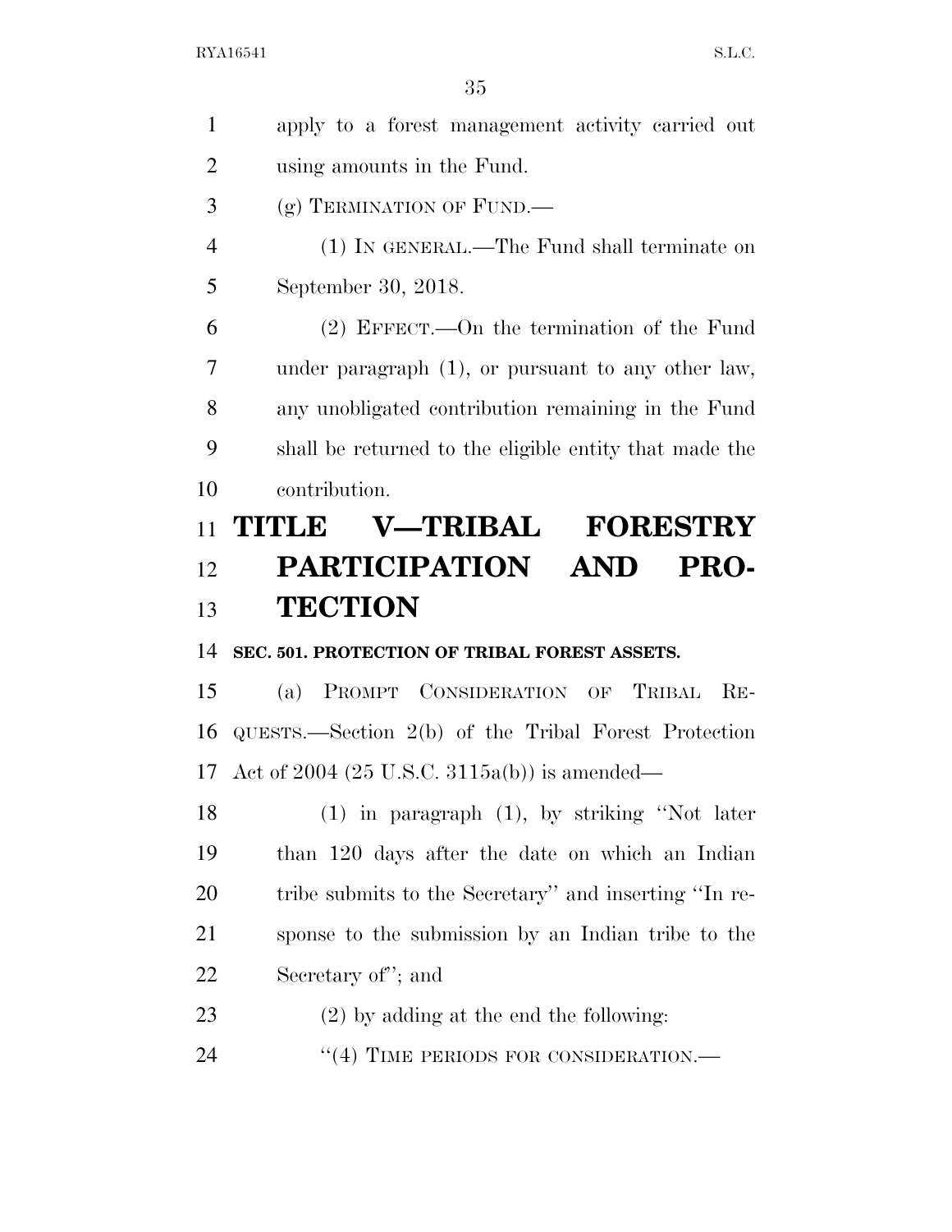apply to a forest management activity carried out using amounts in the Fund.

(g) TERMINATION OF FUND.—

(1) IN GENERAL.—The Fund shall terminate on September 30, 2018.

(2) EFFECT.—On the termination of the Fund under paragraph (1), or pursuant to any other law, any unobligated contribution remaining in the Fund shall be returned to the eligible entity that made the contribution.

# TITLE V—TRIBAL FORESTRY PARTICIPATION AND PROTECTION

### SEC. 501. PROTECTION OF TRIBAL FOREST ASSETS.

(a) PROMPT CONSIDERATION OF TRIBAL REQUESTS.—Section 2(b) of the Tribal Forest Protection Act of 2004 (25 U.S.C. 3115a(b)) is amended—

(1) in paragraph (1), by striking ''Not later than 120 days after the date on which an Indian tribe submits to the Secretary'' and inserting ''In response to the submission by an Indian tribe to the Secretary of''; and

(2) by adding at the end the following:

''(4) TIME PERIODS FOR CONSIDERATION.—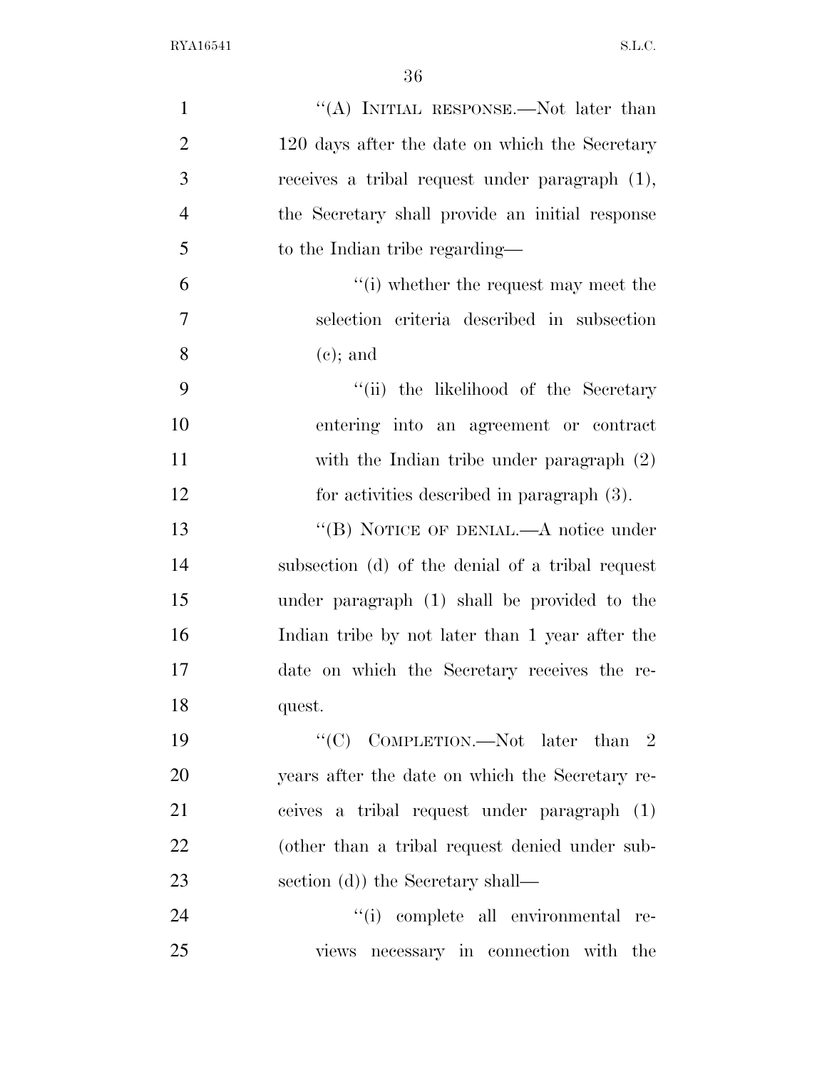"(A) Initial response.—Not later than 120 days after the date on which the Secretary receives a tribal request under paragraph (1), the Secretary shall provide an initial response to the Indian tribe regarding—

"(i) whether the request may meet the selection criteria described in subsection (c); and

"(ii) the likelihood of the Secretary entering into an agreement or contract with the Indian tribe under paragraph (2) for activities described in paragraph (3).

"(B) Notice of denial.—A notice under subsection (d) of the denial of a tribal request under paragraph (1) shall be provided to the Indian tribe by not later than 1 year after the date on which the Secretary receives the request.

"(C) Completion.—Not later than 2 years after the date on which the Secretary receives a tribal request under paragraph (1) (other than a tribal request denied under subsection (d)) the Secretary shall—

"(i) complete all environmental reviews necessary in connection with the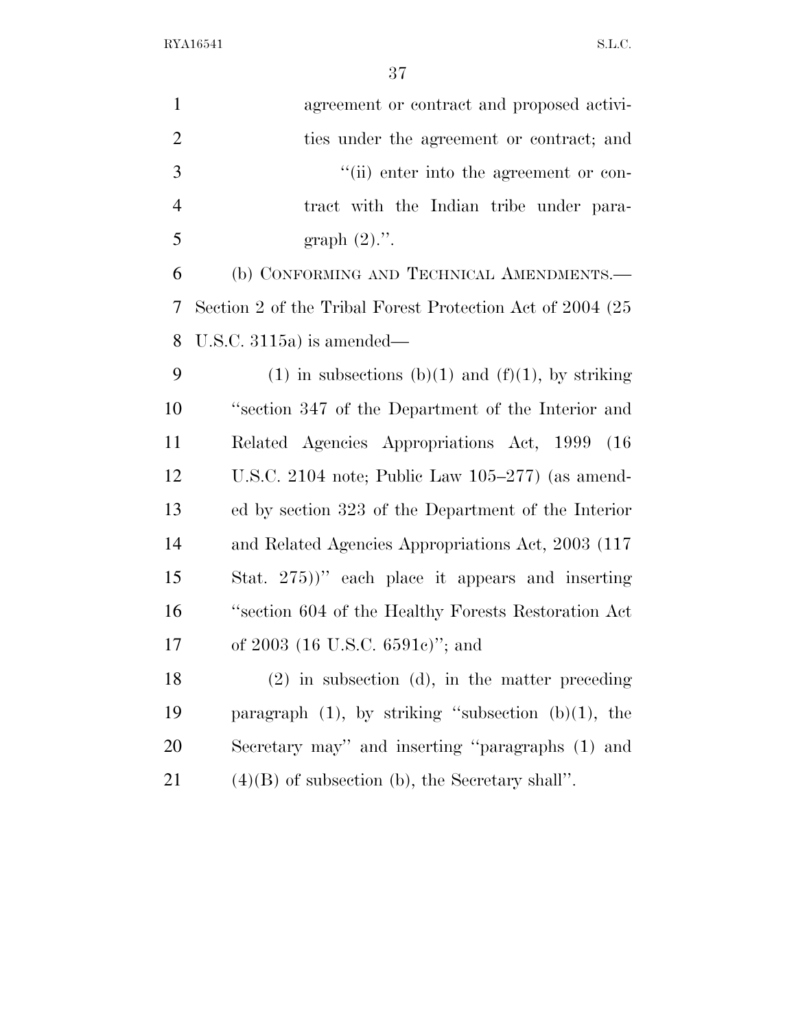agreement or contract and proposed activities under the agreement or contract; and

"(ii) enter into the agreement or contract with the Indian tribe under paragraph (2).".

(b) CONFORMING AND TECHNICAL AMENDMENTS.—Section 2 of the Tribal Forest Protection Act of 2004 (25 U.S.C. 3115a) is amended—

(1) in subsections (b)(1) and (f)(1), by striking "section 347 of the Department of the Interior and Related Agencies Appropriations Act, 1999 (16 U.S.C. 2104 note; Public Law 105–277) (as amended by section 323 of the Department of the Interior and Related Agencies Appropriations Act, 2003 (117 Stat. 275))" each place it appears and inserting "section 604 of the Healthy Forests Restoration Act of 2003 (16 U.S.C. 6591c)"; and

(2) in subsection (d), in the matter preceding paragraph (1), by striking "subsection (b)(1), the Secretary may" and inserting "paragraphs (1) and (4)(B) of subsection (b), the Secretary shall".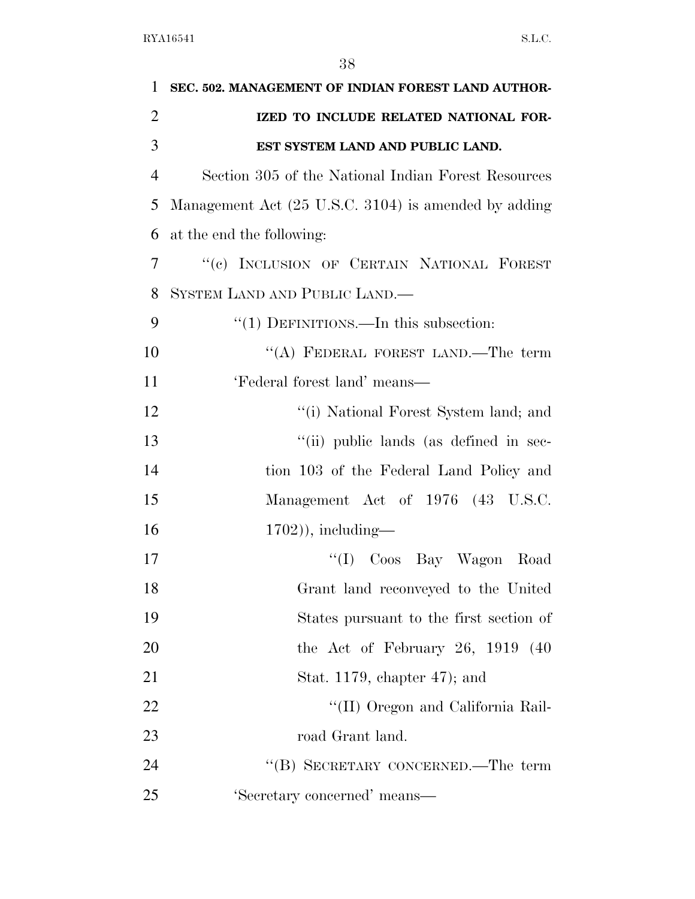**SEC. 502. MANAGEMENT OF INDIAN FOREST LAND AUTHORIZED TO INCLUDE RELATED NATIONAL FOREST SYSTEM LAND AND PUBLIC LAND.**

Section 305 of the National Indian Forest Resources Management Act (25 U.S.C. 3104) is amended by adding at the end the following:

"(c) INCLUSION OF CERTAIN NATIONAL FOREST SYSTEM LAND AND PUBLIC LAND.—

"(1) DEFINITIONS.—In this subsection:

"(A) FEDERAL FOREST LAND.—The term 'Federal forest land' means—

"(i) National Forest System land; and

"(ii) public lands (as defined in section 103 of the Federal Land Policy and Management Act of 1976 (43 U.S.C. 1702)), including—

"(I) Coos Bay Wagon Road Grant land reconveyed to the United States pursuant to the first section of the Act of February 26, 1919 (40 Stat. 1179, chapter 47); and

"(II) Oregon and California Railroad Grant land.

"(B) SECRETARY CONCERNED.—The term 'Secretary concerned' means—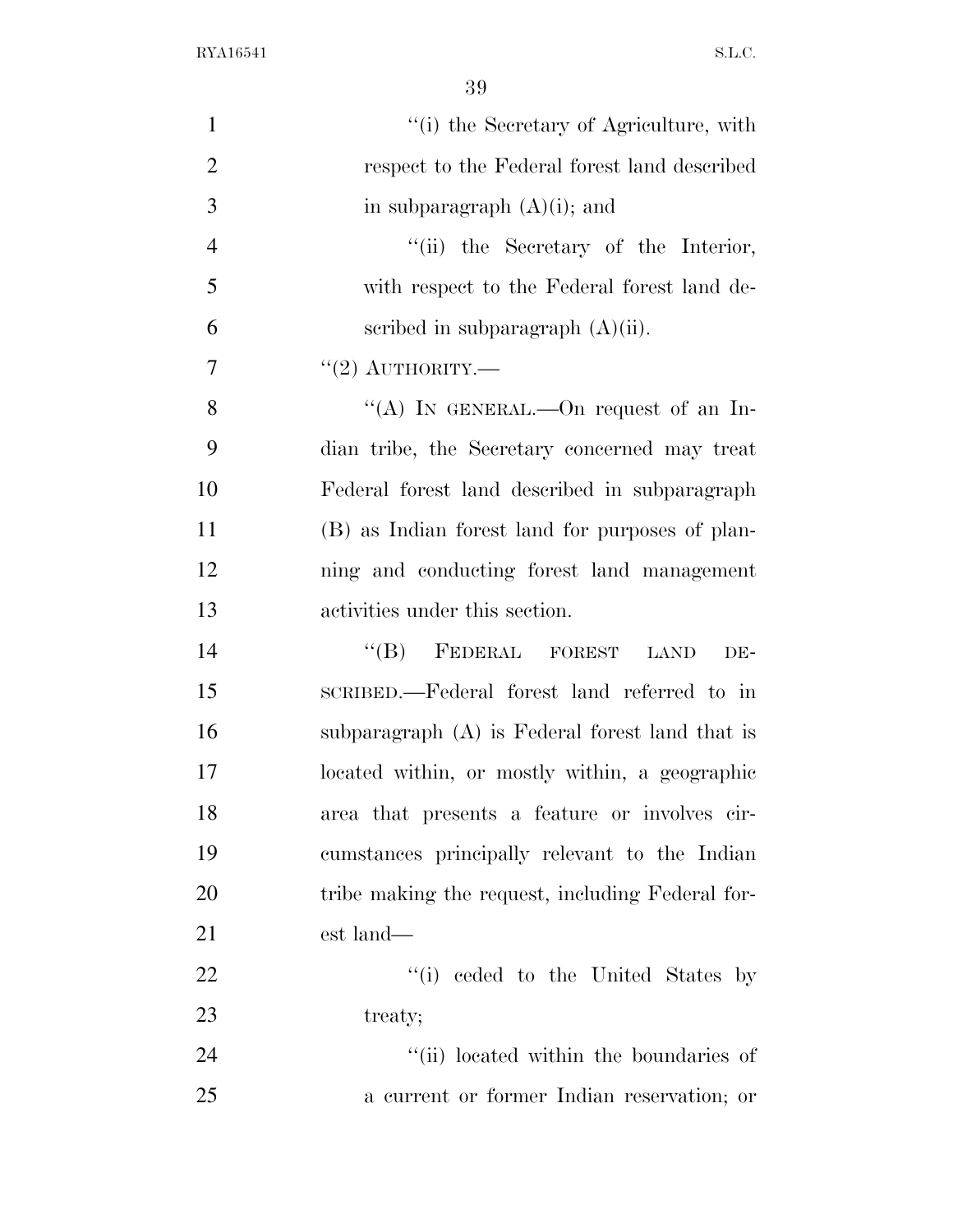"(i) the Secretary of Agriculture, with respect to the Federal forest land described in subparagraph (A)(i); and

"(ii) the Secretary of the Interior, with respect to the Federal forest land described in subparagraph (A)(ii).

"(2) AUTHORITY.—

"(A) IN GENERAL.—On request of an Indian tribe, the Secretary concerned may treat Federal forest land described in subparagraph (B) as Indian forest land for purposes of planning and conducting forest land management activities under this section.

"(B) FEDERAL FOREST LAND DESCRIBED.—Federal forest land referred to in subparagraph (A) is Federal forest land that is located within, or mostly within, a geographic area that presents a feature or involves circumstances principally relevant to the Indian tribe making the request, including Federal forest land—

"(i) ceded to the United States by treaty;

"(ii) located within the boundaries of a current or former Indian reservation; or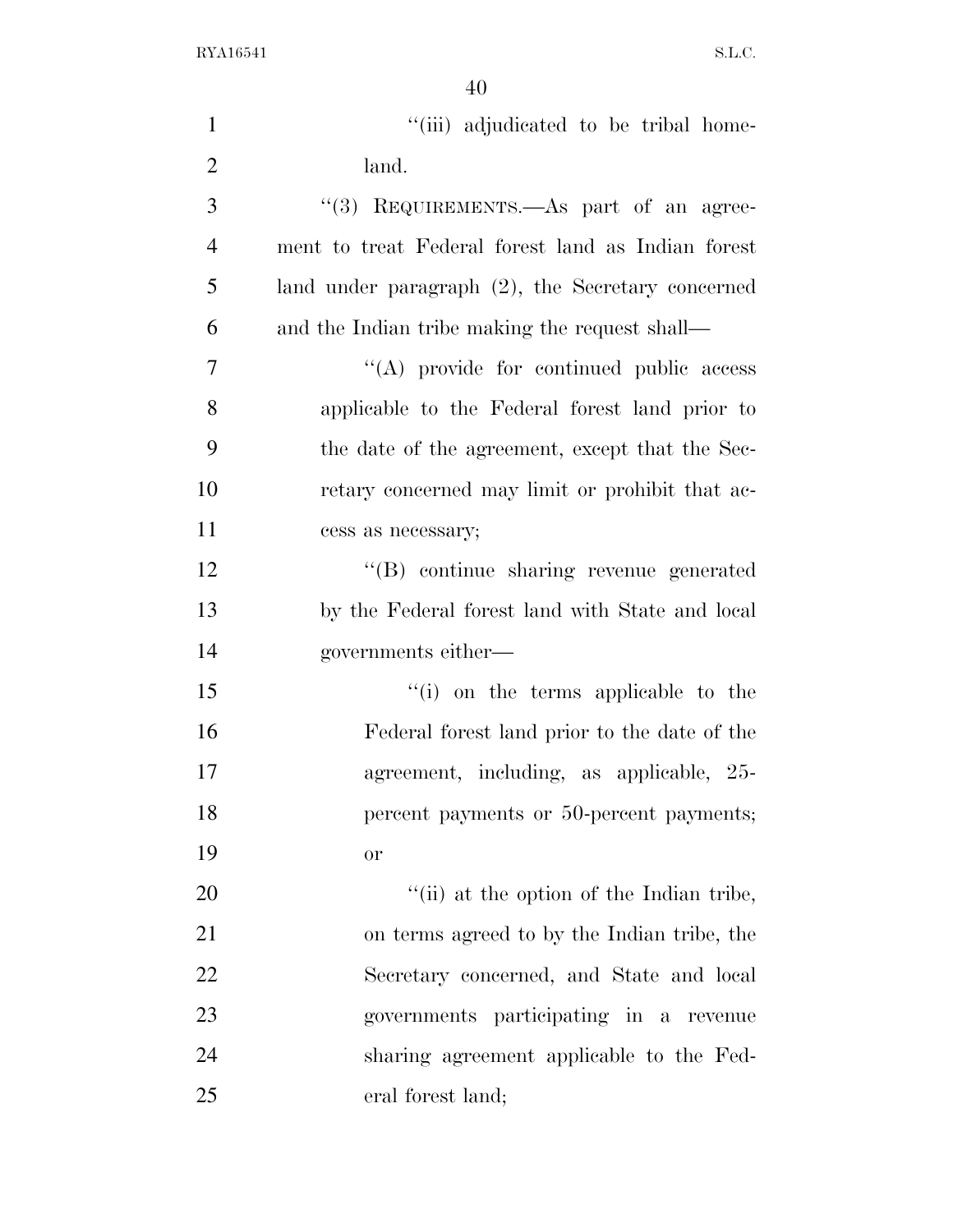"(iii) adjudicated to be tribal homeland.

"(3) REQUIREMENTS.—As part of an agreement to treat Federal forest land as Indian forest land under paragraph (2), the Secretary concerned and the Indian tribe making the request shall—

"(A) provide for continued public access applicable to the Federal forest land prior to the date of the agreement, except that the Secretary concerned may limit or prohibit that access as necessary;

"(B) continue sharing revenue generated by the Federal forest land with State and local governments either—

"(i) on the terms applicable to the Federal forest land prior to the date of the agreement, including, as applicable, 25-percent payments or 50-percent payments; or

"(ii) at the option of the Indian tribe, on terms agreed to by the Indian tribe, the Secretary concerned, and State and local governments participating in a revenue sharing agreement applicable to the Federal forest land;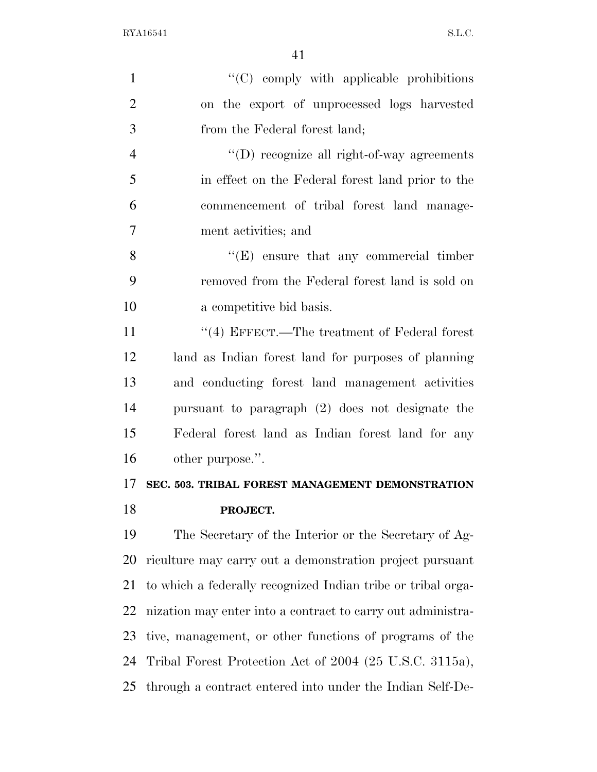"(C) comply with applicable prohibitions on the export of unprocessed logs harvested from the Federal forest land;

"(D) recognize all right-of-way agreements in effect on the Federal forest land prior to the commencement of tribal forest land management activities; and

"(E) ensure that any commercial timber removed from the Federal forest land is sold on a competitive bid basis.

"(4) EFFECT.—The treatment of Federal forest land as Indian forest land for purposes of planning and conducting forest land management activities pursuant to paragraph (2) does not designate the Federal forest land as Indian forest land for any other purpose.".

**SEC. 503. TRIBAL FOREST MANAGEMENT DEMONSTRATION PROJECT.**

The Secretary of the Interior or the Secretary of Agriculture may carry out a demonstration project pursuant to which a federally recognized Indian tribe or tribal organization may enter into a contract to carry out administrative, management, or other functions of programs of the Tribal Forest Protection Act of 2004 (25 U.S.C. 3115a), through a contract entered into under the Indian Self-De-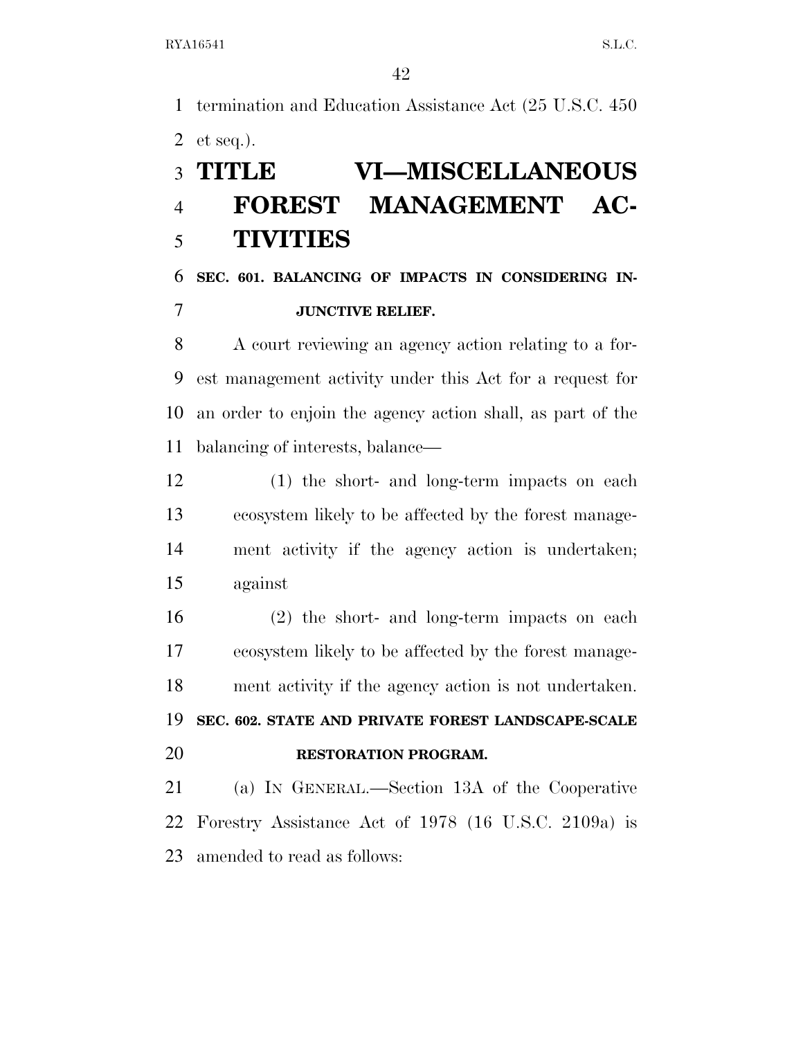termination and Education Assistance Act (25 U.S.C. 450 et seq.).

# TITLE VI—MISCELLANEOUS FOREST MANAGEMENT ACTIVITIES

### SEC. 601. BALANCING OF IMPACTS IN CONSIDERING INJUNCTIVE RELIEF.

A court reviewing an agency action relating to a forest management activity under this Act for a request for an order to enjoin the agency action shall, as part of the balancing of interests, balance—

(1) the short- and long-term impacts on each ecosystem likely to be affected by the forest management activity if the agency action is undertaken; against

(2) the short- and long-term impacts on each ecosystem likely to be affected by the forest management activity if the agency action is not undertaken.

### SEC. 602. STATE AND PRIVATE FOREST LANDSCAPE-SCALE RESTORATION PROGRAM.

(a) IN GENERAL.—Section 13A of the Cooperative Forestry Assistance Act of 1978 (16 U.S.C. 2109a) is amended to read as follows: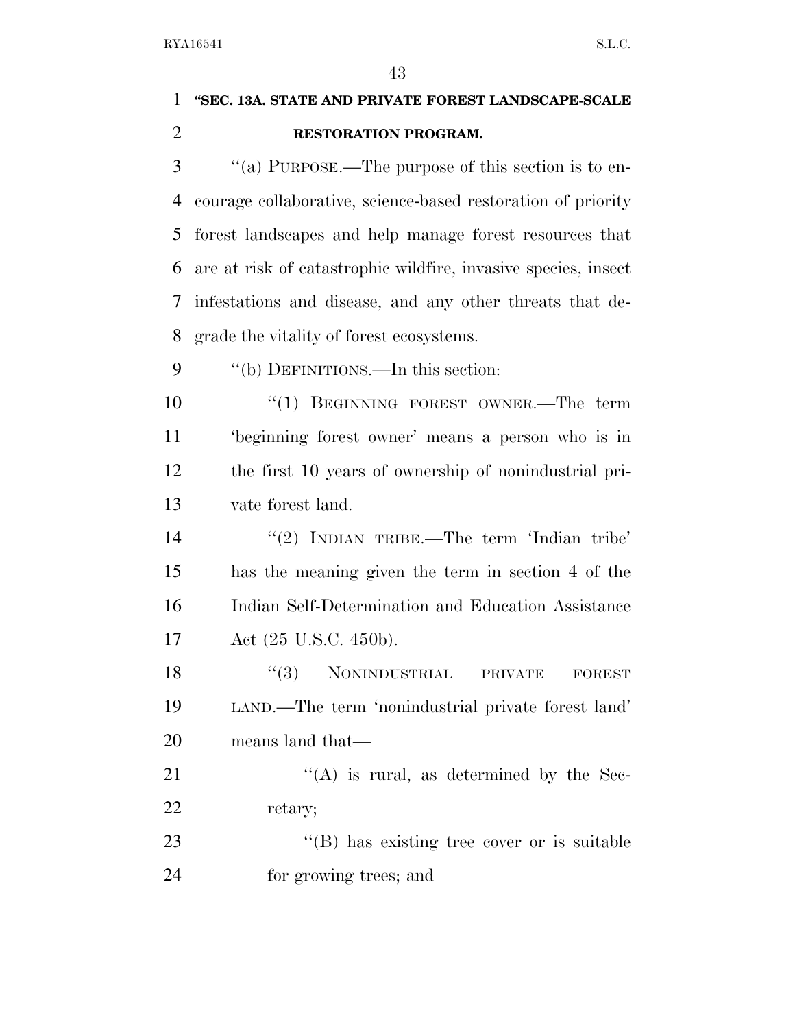**"SEC. 13A. STATE AND PRIVATE FOREST LANDSCAPE-SCALE RESTORATION PROGRAM.**

''(a) PURPOSE.—The purpose of this section is to encourage collaborative, science-based restoration of priority forest landscapes and help manage forest resources that are at risk of catastrophic wildfire, invasive species, insect infestations and disease, and any other threats that degrade the vitality of forest ecosystems.

''(b) DEFINITIONS.—In this section:

''(1) BEGINNING FOREST OWNER.—The term 'beginning forest owner' means a person who is in the first 10 years of ownership of nonindustrial private forest land.

''(2) INDIAN TRIBE.—The term 'Indian tribe' has the meaning given the term in section 4 of the Indian Self-Determination and Education Assistance Act (25 U.S.C. 450b).

''(3) NONINDUSTRIAL PRIVATE FOREST LAND.—The term 'nonindustrial private forest land' means land that—

''(A) is rural, as determined by the Secretary;

''(B) has existing tree cover or is suitable for growing trees; and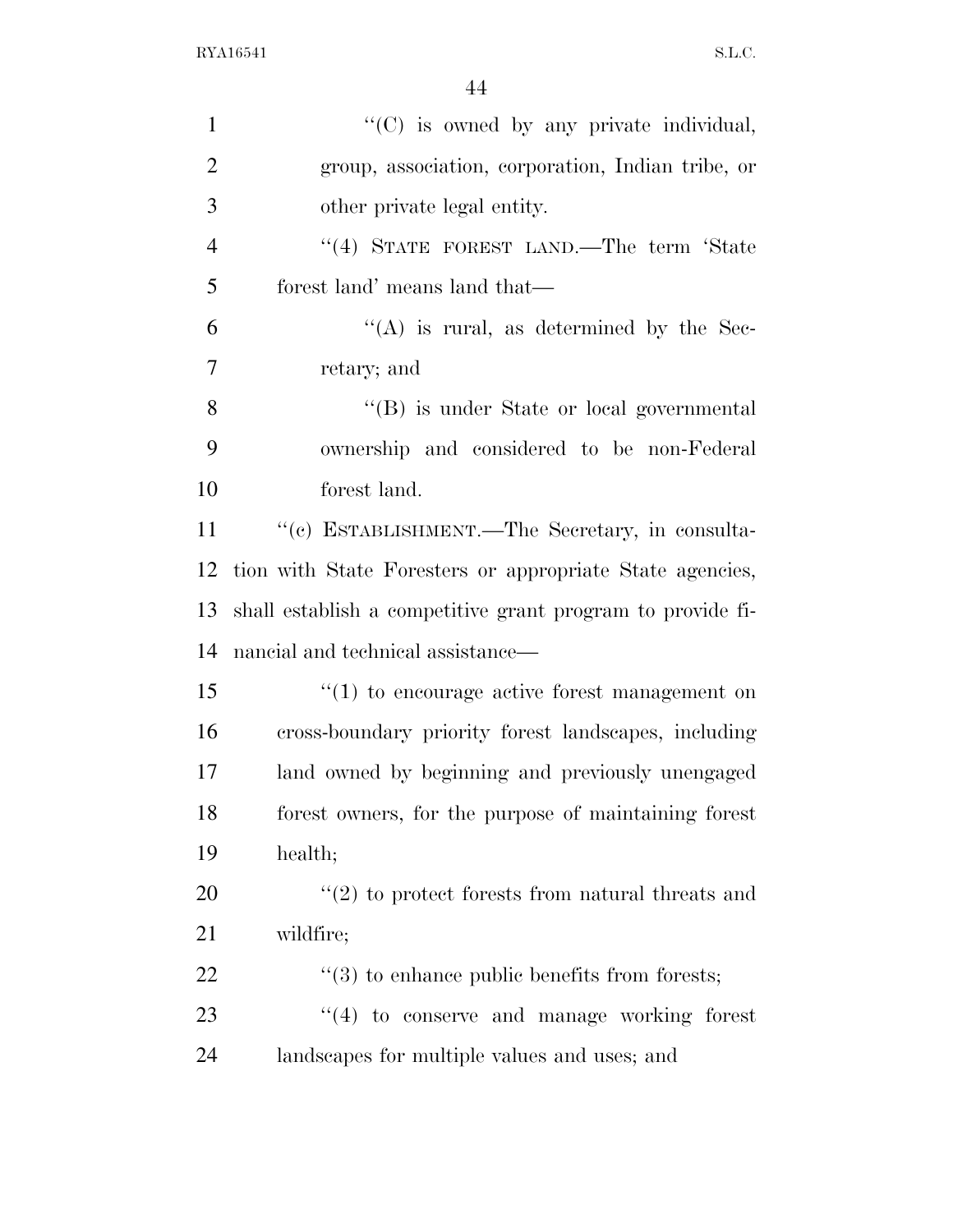"(C) is owned by any private individual, group, association, corporation, Indian tribe, or other private legal entity.

"(4) STATE FOREST LAND.—The term 'State forest land' means land that—

"(A) is rural, as determined by the Secretary; and

"(B) is under State or local governmental ownership and considered to be non-Federal forest land.

"(c) ESTABLISHMENT.—The Secretary, in consultation with State Foresters or appropriate State agencies, shall establish a competitive grant program to provide financial and technical assistance—

"(1) to encourage active forest management on cross-boundary priority forest landscapes, including land owned by beginning and previously unengaged forest owners, for the purpose of maintaining forest health;

"(2) to protect forests from natural threats and wildfire;

"(3) to enhance public benefits from forests;

"(4) to conserve and manage working forest landscapes for multiple values and uses; and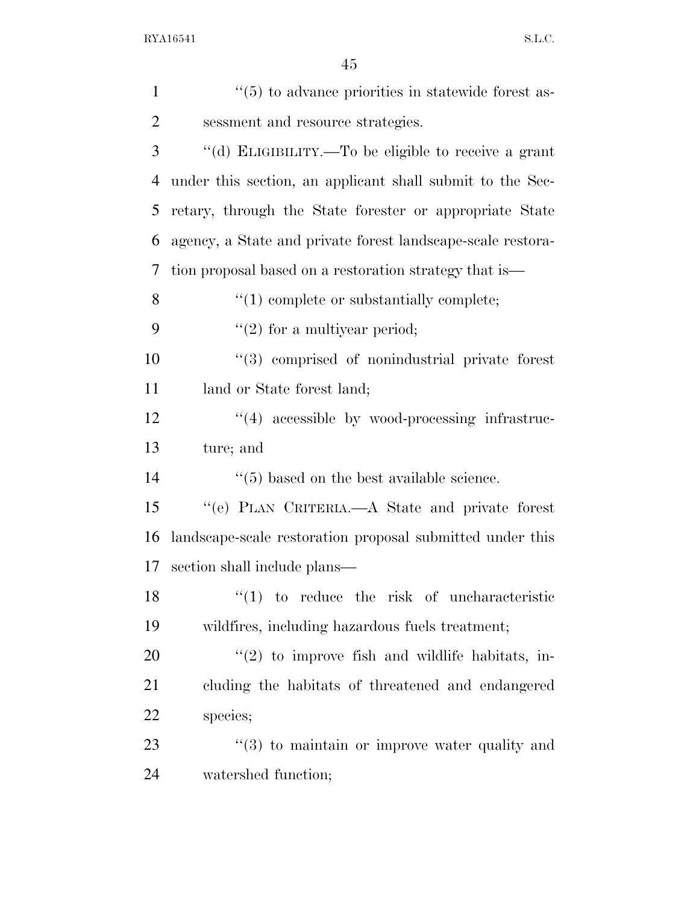''(5) to advance priorities in statewide forest assessment and resource strategies.

''(d) ELIGIBILITY.—To be eligible to receive a grant under this section, an applicant shall submit to the Secretary, through the State forester or appropriate State agency, a State and private forest landscape-scale restoration proposal based on a restoration strategy that is—

''(1) complete or substantially complete;

''(2) for a multiyear period;

''(3) comprised of nonindustrial private forest land or State forest land;

''(4) accessible by wood-processing infrastructure; and

''(5) based on the best available science.

''(e) PLAN CRITERIA.—A State and private forest landscape-scale restoration proposal submitted under this section shall include plans—

''(1) to reduce the risk of uncharacteristic wildfires, including hazardous fuels treatment;

''(2) to improve fish and wildlife habitats, including the habitats of threatened and endangered species;

''(3) to maintain or improve water quality and watershed function;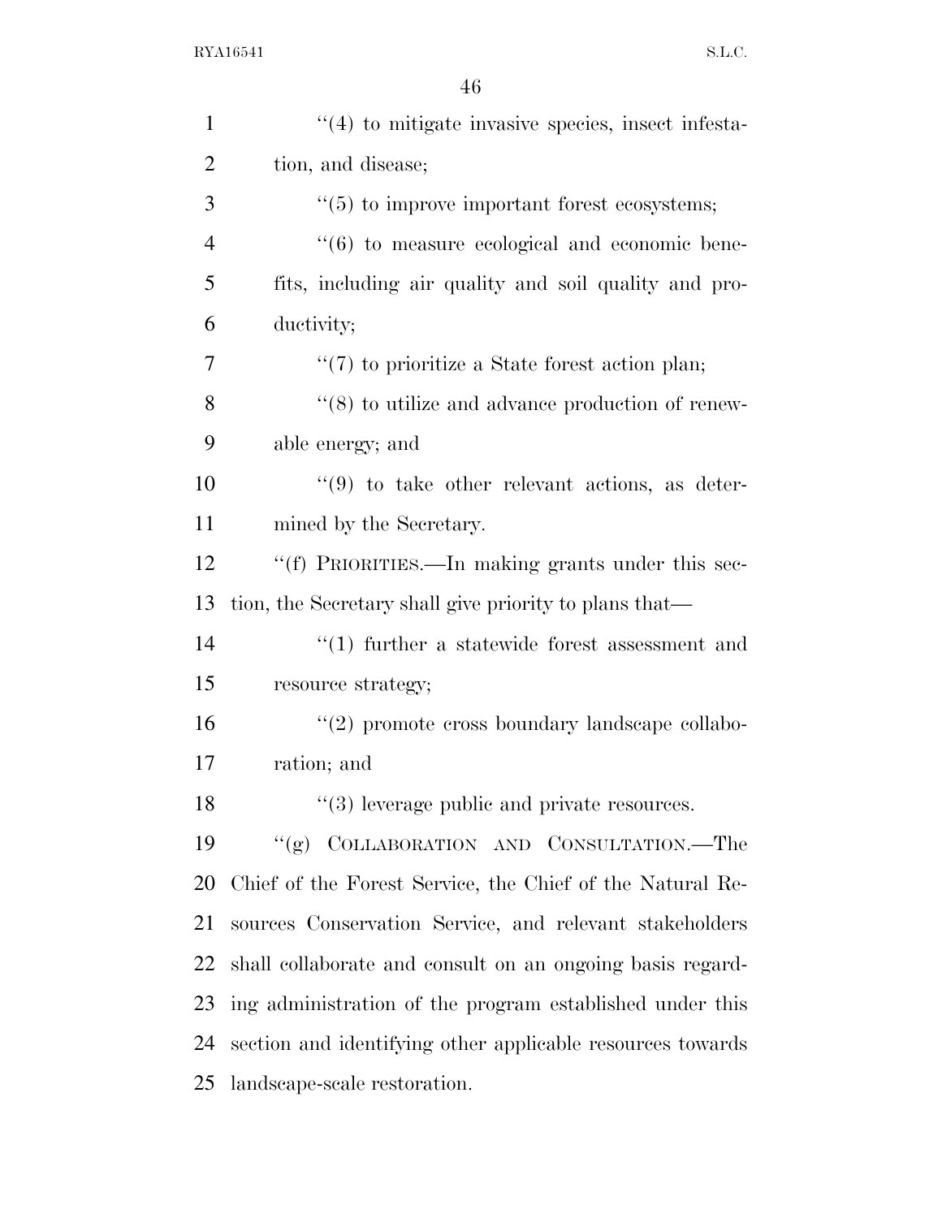''(4) to mitigate invasive species, insect infestation, and disease;

''(5) to improve important forest ecosystems;

''(6) to measure ecological and economic benefits, including air quality and soil quality and productivity;

''(7) to prioritize a State forest action plan;

''(8) to utilize and advance production of renewable energy; and

''(9) to take other relevant actions, as determined by the Secretary.

''(f) PRIORITIES.—In making grants under this section, the Secretary shall give priority to plans that—

''(1) further a statewide forest assessment and resource strategy;

''(2) promote cross boundary landscape collaboration; and

''(3) leverage public and private resources.

''(g) COLLABORATION AND CONSULTATION.—The Chief of the Forest Service, the Chief of the Natural Resources Conservation Service, and relevant stakeholders shall collaborate and consult on an ongoing basis regarding administration of the program established under this section and identifying other applicable resources towards landscape-scale restoration.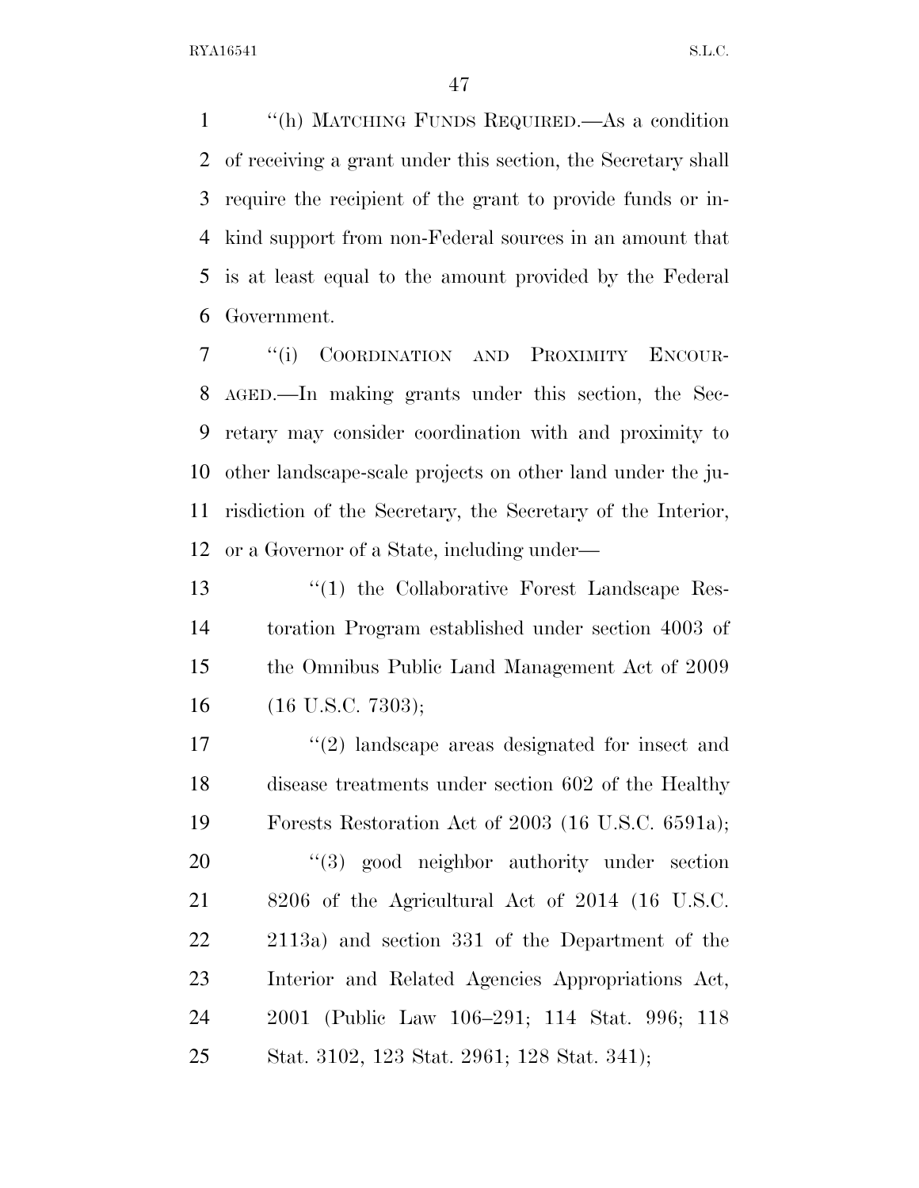"(h) MATCHING FUNDS REQUIRED.—As a condition of receiving a grant under this section, the Secretary shall require the recipient of the grant to provide funds or in-kind support from non-Federal sources in an amount that is at least equal to the amount provided by the Federal Government.

"(i) COORDINATION AND PROXIMITY ENCOURAGED.—In making grants under this section, the Secretary may consider coordination with and proximity to other landscape-scale projects on other land under the jurisdiction of the Secretary, the Secretary of the Interior, or a Governor of a State, including under—

"(1) the Collaborative Forest Landscape Restoration Program established under section 4003 of the Omnibus Public Land Management Act of 2009 (16 U.S.C. 7303);

"(2) landscape areas designated for insect and disease treatments under section 602 of the Healthy Forests Restoration Act of 2003 (16 U.S.C. 6591a);

"(3) good neighbor authority under section 8206 of the Agricultural Act of 2014 (16 U.S.C. 2113a) and section 331 of the Department of the Interior and Related Agencies Appropriations Act, 2001 (Public Law 106–291; 114 Stat. 996; 118 Stat. 3102, 123 Stat. 2961; 128 Stat. 341);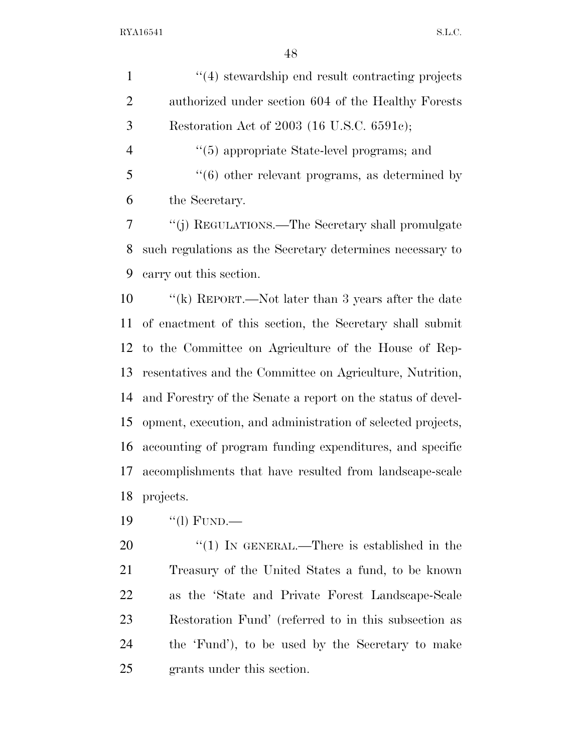"(4) stewardship end result contracting projects authorized under section 604 of the Healthy Forests Restoration Act of 2003 (16 U.S.C. 6591c);

"(5) appropriate State-level programs; and

"(6) other relevant programs, as determined by the Secretary.

"(j) REGULATIONS.—The Secretary shall promulgate such regulations as the Secretary determines necessary to carry out this section.

"(k) REPORT.—Not later than 3 years after the date of enactment of this section, the Secretary shall submit to the Committee on Agriculture of the House of Representatives and the Committee on Agriculture, Nutrition, and Forestry of the Senate a report on the status of development, execution, and administration of selected projects, accounting of program funding expenditures, and specific accomplishments that have resulted from landscape-scale projects.

"(l) FUND.—

"(1) IN GENERAL.—There is established in the Treasury of the United States a fund, to be known as the 'State and Private Forest Landscape-Scale Restoration Fund' (referred to in this subsection as the 'Fund'), to be used by the Secretary to make grants under this section.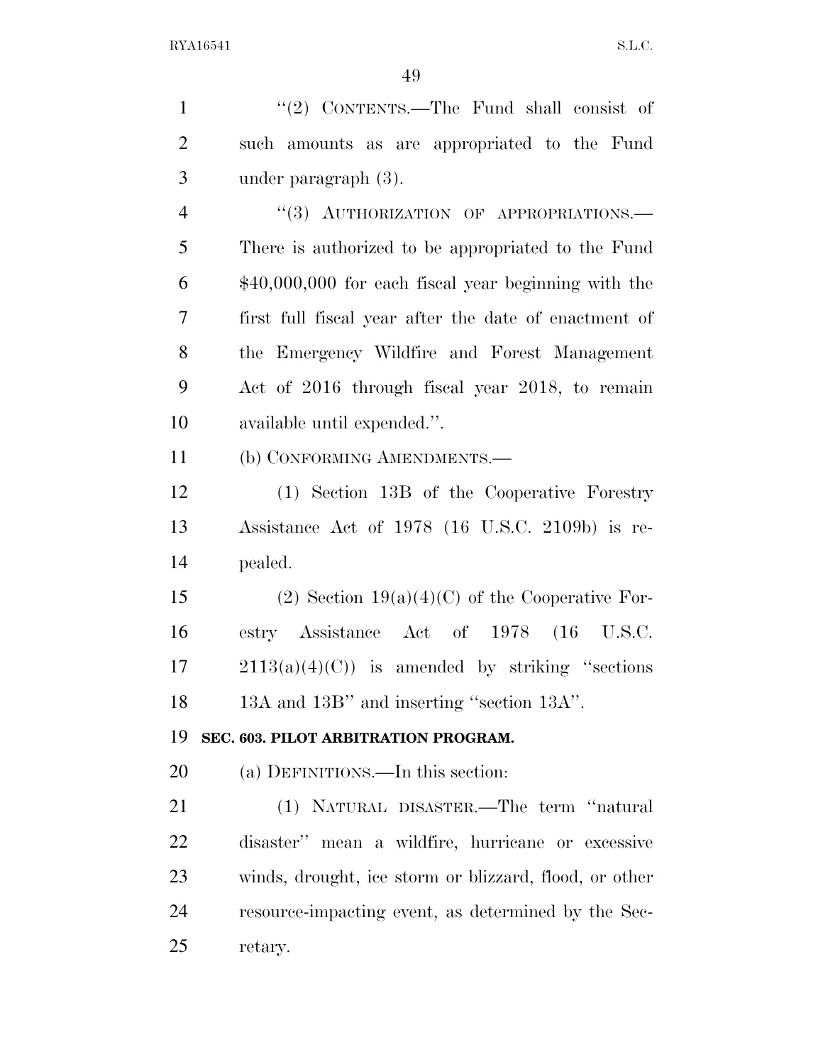''(2) CONTENTS.—The Fund shall consist of such amounts as are appropriated to the Fund under paragraph (3).

''(3) AUTHORIZATION OF APPROPRIATIONS.—There is authorized to be appropriated to the Fund $40,000,000 for each fiscal year beginning with the first full fiscal year after the date of enactment of the Emergency Wildfire and Forest Management Act of 2016 through fiscal year 2018, to remain available until expended.''.

(b) CONFORMING AMENDMENTS.—

(1) Section 13B of the Cooperative Forestry Assistance Act of 1978 (16 U.S.C. 2109b) is repealed.

(2) Section 19(a)(4)(C) of the Cooperative Forestry Assistance Act of 1978 (16 U.S.C. 2113(a)(4)(C)) is amended by striking ''sections 13A and 13B'' and inserting ''section 13A''.

**SEC. 603. PILOT ARBITRATION PROGRAM.**

(a) DEFINITIONS.—In this section:

(1) NATURAL DISASTER.—The term ''natural disaster'' mean a wildfire, hurricane or excessive winds, drought, ice storm or blizzard, flood, or other resource-impacting event, as determined by the Secretary.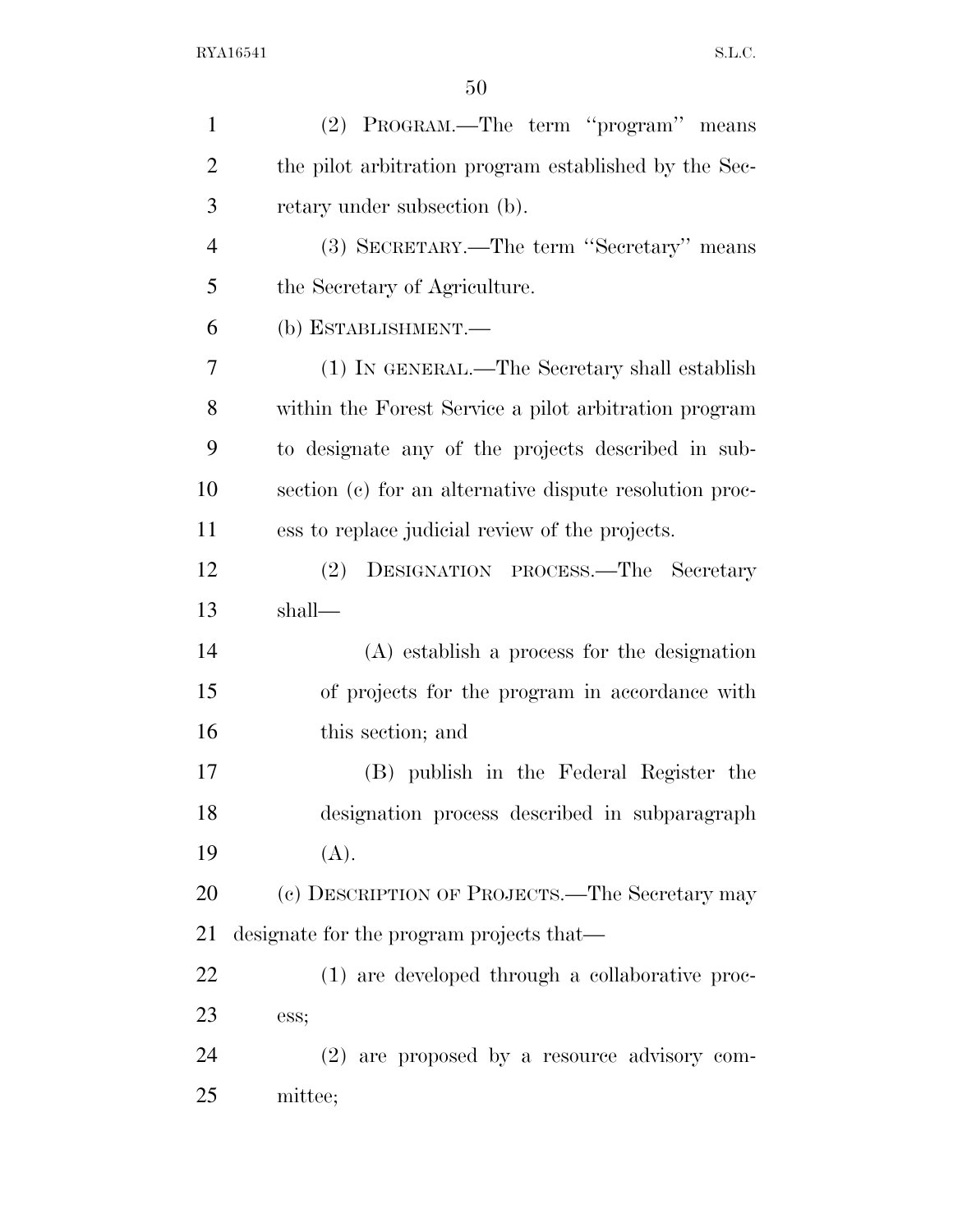(2) PROGRAM.—The term ''program'' means the pilot arbitration program established by the Secretary under subsection (b).

(3) SECRETARY.—The term ''Secretary'' means the Secretary of Agriculture.

(b) ESTABLISHMENT.—

(1) IN GENERAL.—The Secretary shall establish within the Forest Service a pilot arbitration program to designate any of the projects described in subsection (c) for an alternative dispute resolution process to replace judicial review of the projects.

(2) DESIGNATION PROCESS.—The Secretary shall—

(A) establish a process for the designation of projects for the program in accordance with this section; and

(B) publish in the Federal Register the designation process described in subparagraph (A).

(c) DESCRIPTION OF PROJECTS.—The Secretary may designate for the program projects that—

(1) are developed through a collaborative process;

(2) are proposed by a resource advisory committee;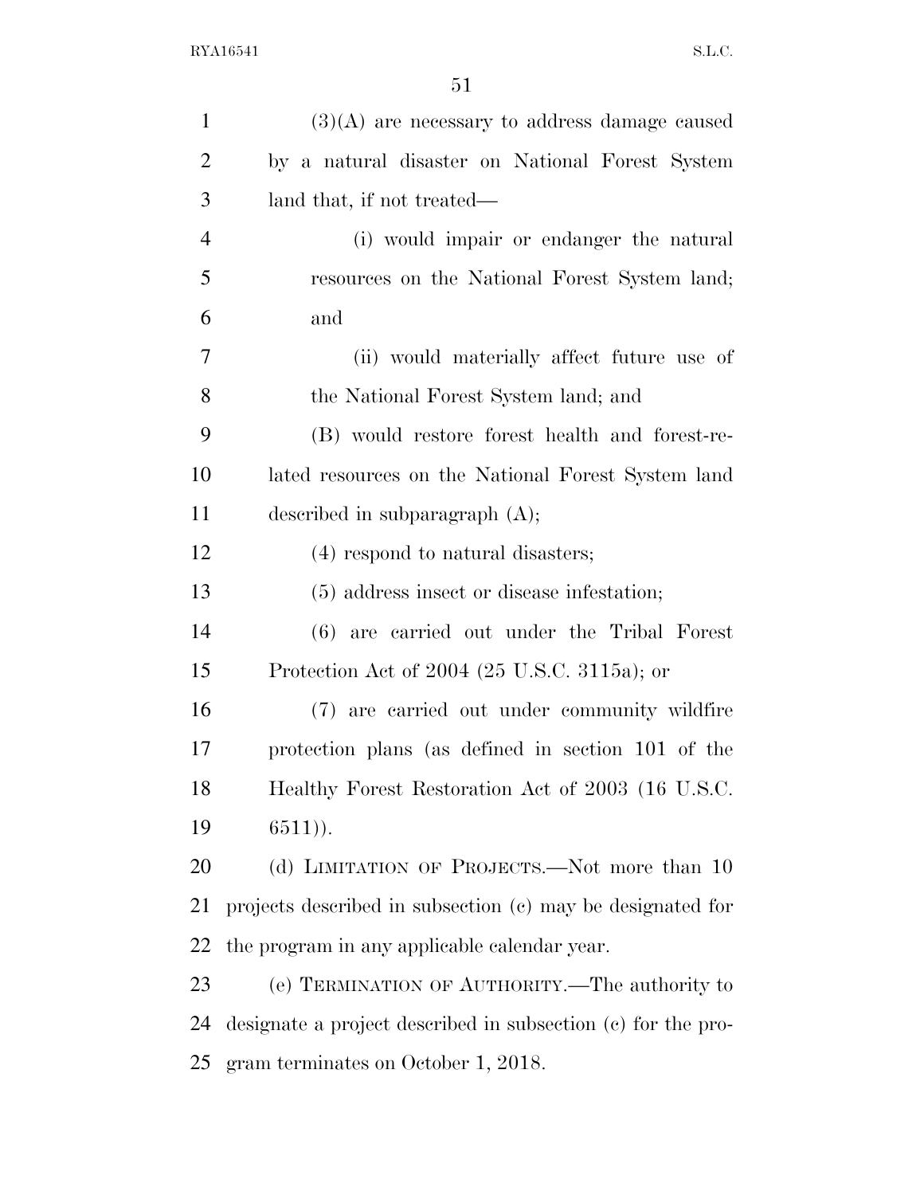(3)(A) are necessary to address damage caused by a natural disaster on National Forest System land that, if not treated—

(i) would impair or endanger the natural resources on the National Forest System land; and

(ii) would materially affect future use of the National Forest System land; and

(B) would restore forest health and forest-related resources on the National Forest System land described in subparagraph (A);

(4) respond to natural disasters;

(5) address insect or disease infestation;

(6) are carried out under the Tribal Forest Protection Act of 2004 (25 U.S.C. 3115a); or

(7) are carried out under community wildfire protection plans (as defined in section 101 of the Healthy Forest Restoration Act of 2003 (16 U.S.C. 6511)).

(d) LIMITATION OF PROJECTS.—Not more than 10 projects described in subsection (c) may be designated for the program in any applicable calendar year.

(e) TERMINATION OF AUTHORITY.—The authority to designate a project described in subsection (c) for the program terminates on October 1, 2018.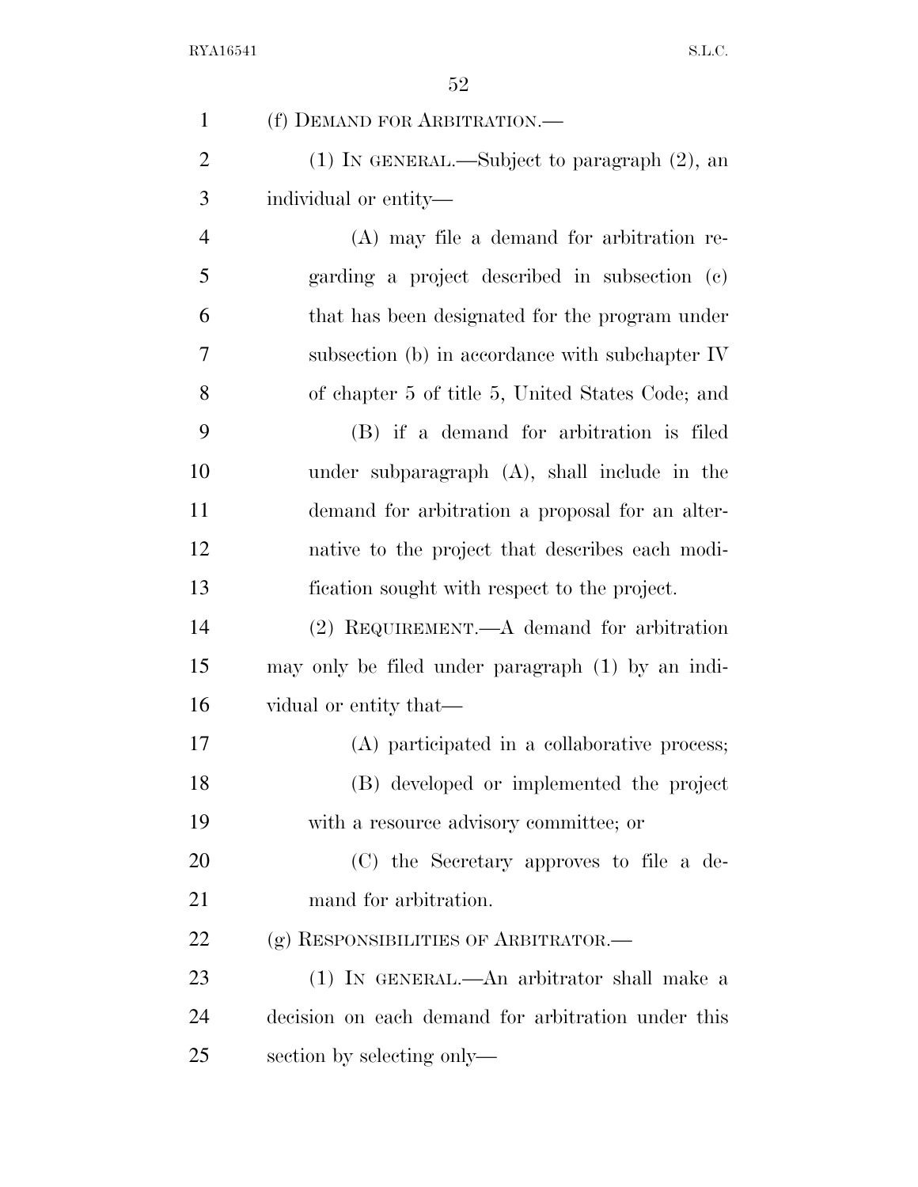(f) DEMAND FOR ARBITRATION.—

(1) IN GENERAL.—Subject to paragraph (2), an individual or entity—

(A) may file a demand for arbitration regarding a project described in subsection (c) that has been designated for the program under subsection (b) in accordance with subchapter IV of chapter 5 of title 5, United States Code; and

(B) if a demand for arbitration is filed under subparagraph (A), shall include in the demand for arbitration a proposal for an alternative to the project that describes each modification sought with respect to the project.

(2) REQUIREMENT.—A demand for arbitration may only be filed under paragraph (1) by an individual or entity that—

(A) participated in a collaborative process;

(B) developed or implemented the project with a resource advisory committee; or

(C) the Secretary approves to file a demand for arbitration.

(g) RESPONSIBILITIES OF ARBITRATOR.—

(1) IN GENERAL.—An arbitrator shall make a decision on each demand for arbitration under this section by selecting only—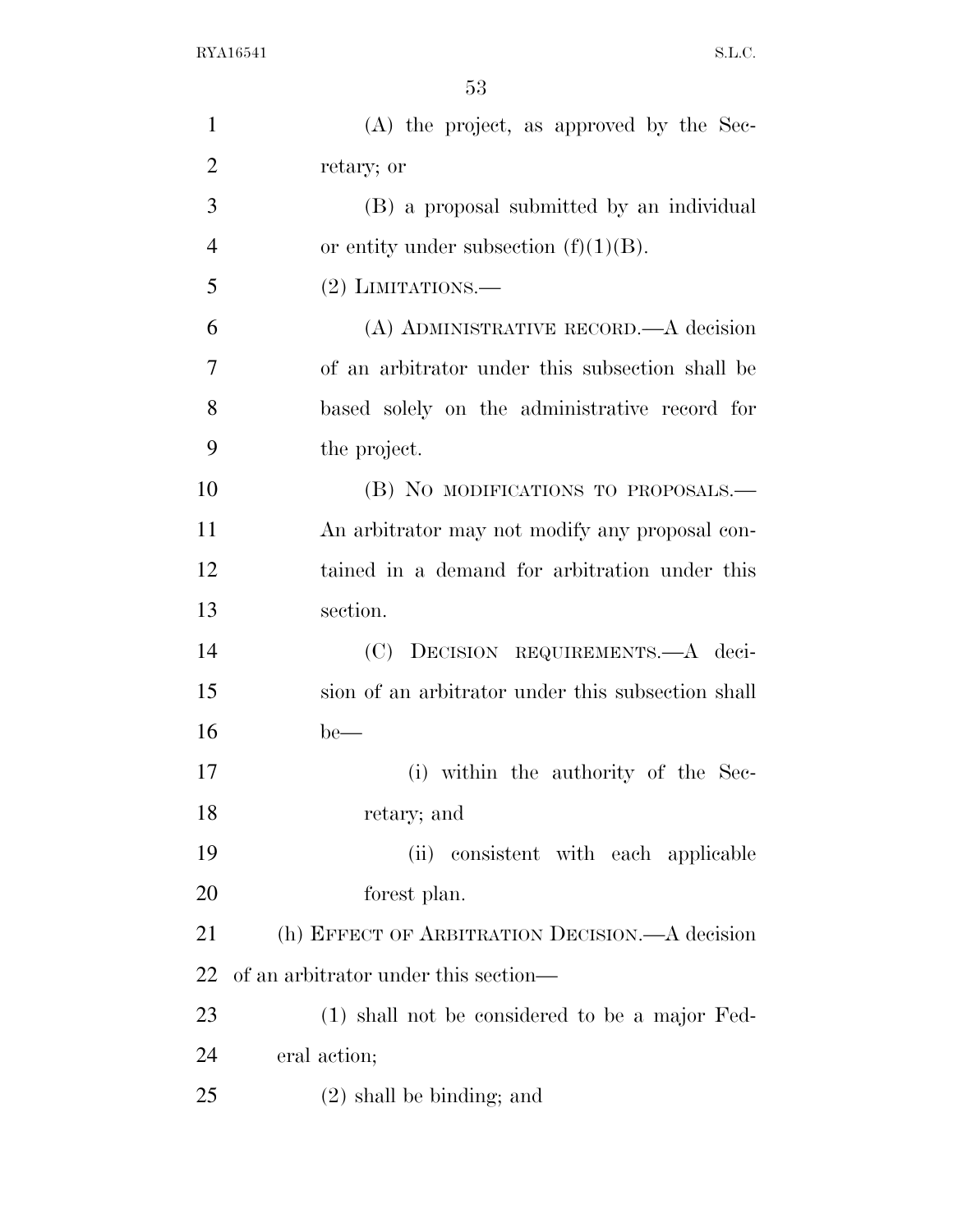(A) the project, as approved by the Secretary; or

(B) a proposal submitted by an individual or entity under subsection (f)(1)(B).

(2) LIMITATIONS.—

(A) ADMINISTRATIVE RECORD.—A decision of an arbitrator under this subsection shall be based solely on the administrative record for the project.

(B) NO MODIFICATIONS TO PROPOSALS.— An arbitrator may not modify any proposal contained in a demand for arbitration under this section.

(C) DECISION REQUIREMENTS.—A decision of an arbitrator under this subsection shall be—

(i) within the authority of the Secretary; and

(ii) consistent with each applicable forest plan.

(h) EFFECT OF ARBITRATION DECISION.—A decision of an arbitrator under this section—

(1) shall not be considered to be a major Federal action;

(2) shall be binding; and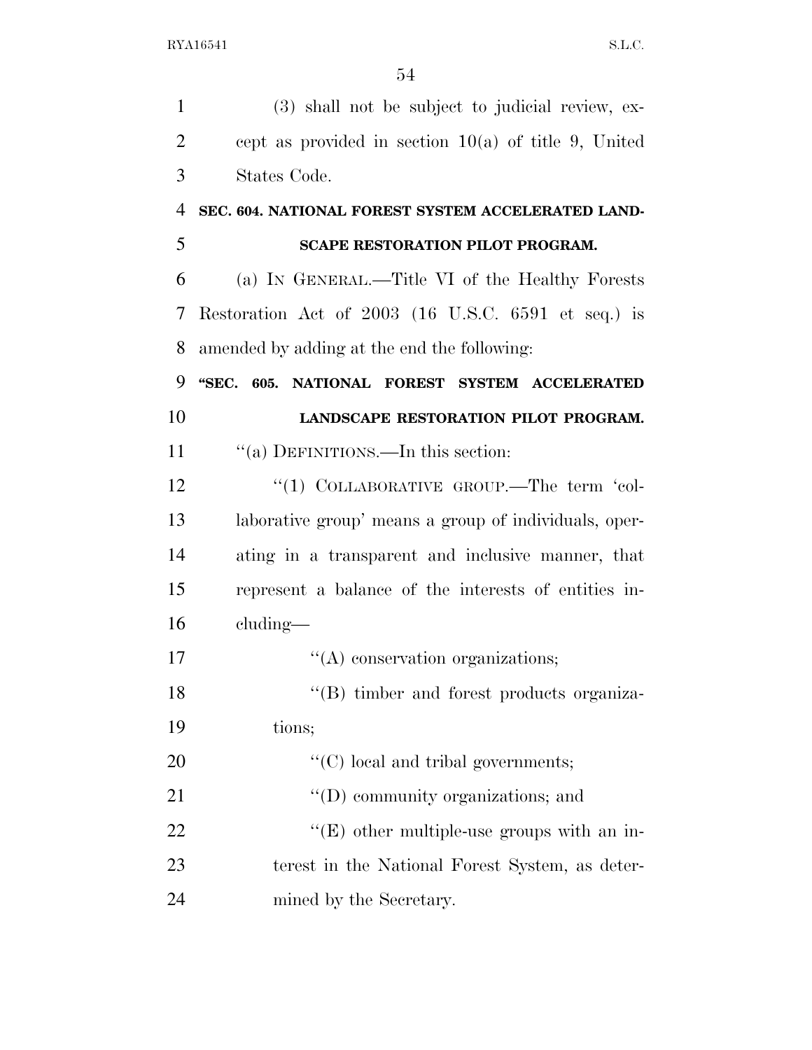(3) shall not be subject to judicial review, except as provided in section 10(a) of title 9, United States Code.

**SEC. 604. NATIONAL FOREST SYSTEM ACCELERATED LANDSCAPE RESTORATION PILOT PROGRAM.**

(a) IN GENERAL.—Title VI of the Healthy Forests Restoration Act of 2003 (16 U.S.C. 6591 et seq.) is amended by adding at the end the following:

**"SEC. 605. NATIONAL FOREST SYSTEM ACCELERATED LANDSCAPE RESTORATION PILOT PROGRAM.**

"(a) DEFINITIONS.—In this section:

"(1) COLLABORATIVE GROUP.—The term 'collaborative group' means a group of individuals, operating in a transparent and inclusive manner, that represent a balance of the interests of entities including—

"(A) conservation organizations;

"(B) timber and forest products organizations;

"(C) local and tribal governments;

"(D) community organizations; and

"(E) other multiple-use groups with an interest in the National Forest System, as determined by the Secretary.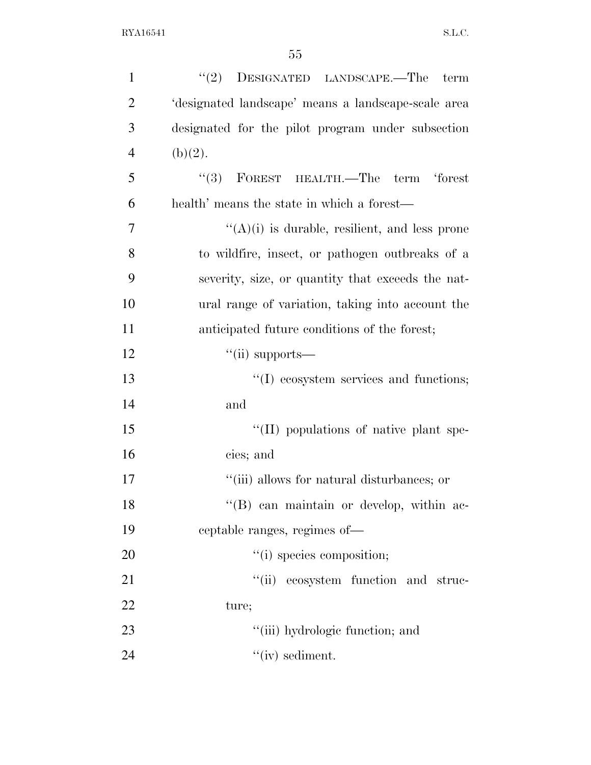''(2) DESIGNATED LANDSCAPE.—The term 'designated landscape' means a landscape-scale area designated for the pilot program under subsection (b)(2).

''(3) FOREST HEALTH.—The term 'forest health' means the state in which a forest—

''(A)(i) is durable, resilient, and less prone to wildfire, insect, or pathogen outbreaks of a severity, size, or quantity that exceeds the natural range of variation, taking into account the anticipated future conditions of the forest;

''(ii) supports—

''(I) ecosystem services and functions; and

''(II) populations of native plant species; and

''(iii) allows for natural disturbances; or

''(B) can maintain or develop, within acceptable ranges, regimes of—

''(i) species composition;

''(ii) ecosystem function and structure;

''(iii) hydrologic function; and

''(iv) sediment.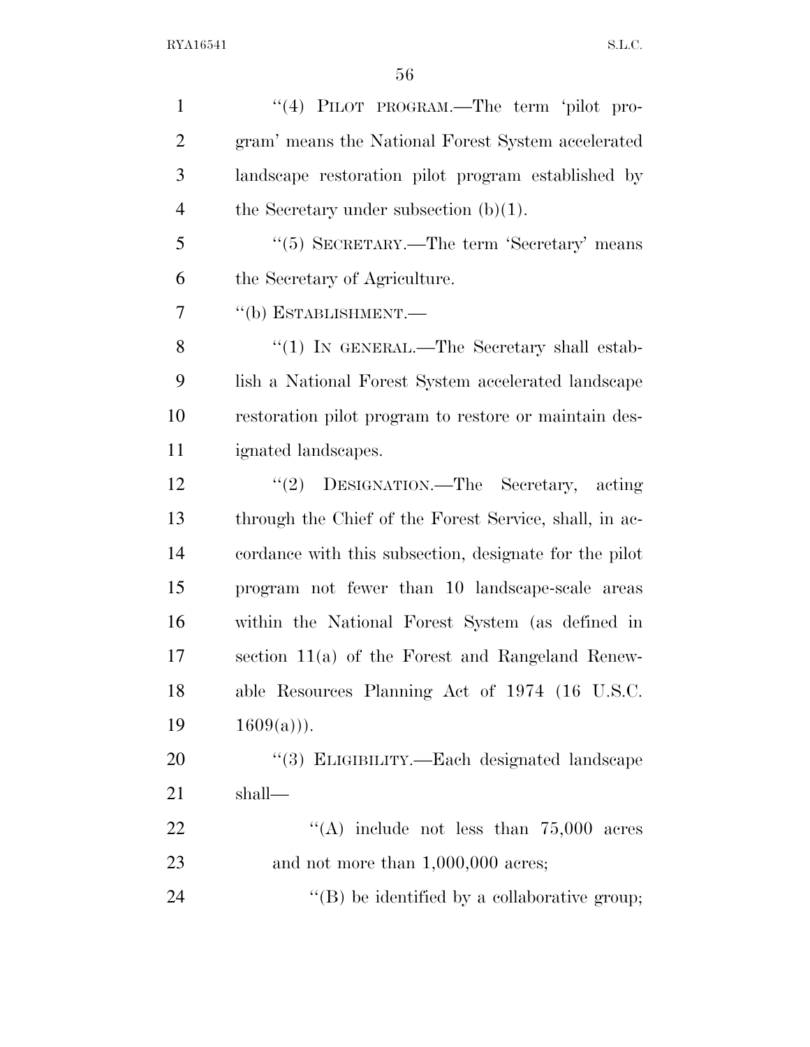"(4) PILOT PROGRAM.—The term 'pilot program' means the National Forest System accelerated landscape restoration pilot program established by the Secretary under subsection (b)(1).

"(5) SECRETARY.—The term 'Secretary' means the Secretary of Agriculture.

"(b) ESTABLISHMENT.—

"(1) IN GENERAL.—The Secretary shall establish a National Forest System accelerated landscape restoration pilot program to restore or maintain designated landscapes.

"(2) DESIGNATION.—The Secretary, acting through the Chief of the Forest Service, shall, in accordance with this subsection, designate for the pilot program not fewer than 10 landscape-scale areas within the National Forest System (as defined in section 11(a) of the Forest and Rangeland Renewable Resources Planning Act of 1974 (16 U.S.C. 1609(a))).

"(3) ELIGIBILITY.—Each designated landscape shall—

"(A) include not less than 75,000 acres and not more than 1,000,000 acres;

"(B) be identified by a collaborative group;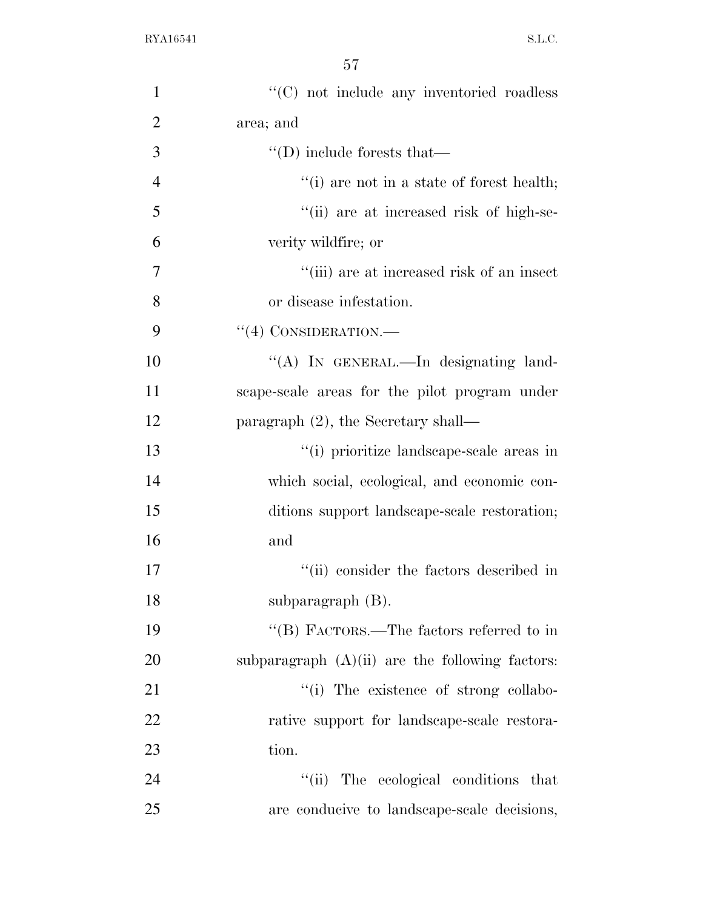''(C) not include any inventoried roadless area; and

''(D) include forests that—

''(i) are not in a state of forest health;

''(ii) are at increased risk of high-severity wildfire; or

''(iii) are at increased risk of an insect or disease infestation.

''(4) CONSIDERATION.—

''(A) IN GENERAL.—In designating landscape-scale areas for the pilot program under paragraph (2), the Secretary shall—

''(i) prioritize landscape-scale areas in which social, ecological, and economic conditions support landscape-scale restoration; and

''(ii) consider the factors described in subparagraph (B).

''(B) FACTORS.—The factors referred to in subparagraph (A)(ii) are the following factors:

''(i) The existence of strong collaborative support for landscape-scale restoration.

''(ii) The ecological conditions that are conducive to landscape-scale decisions,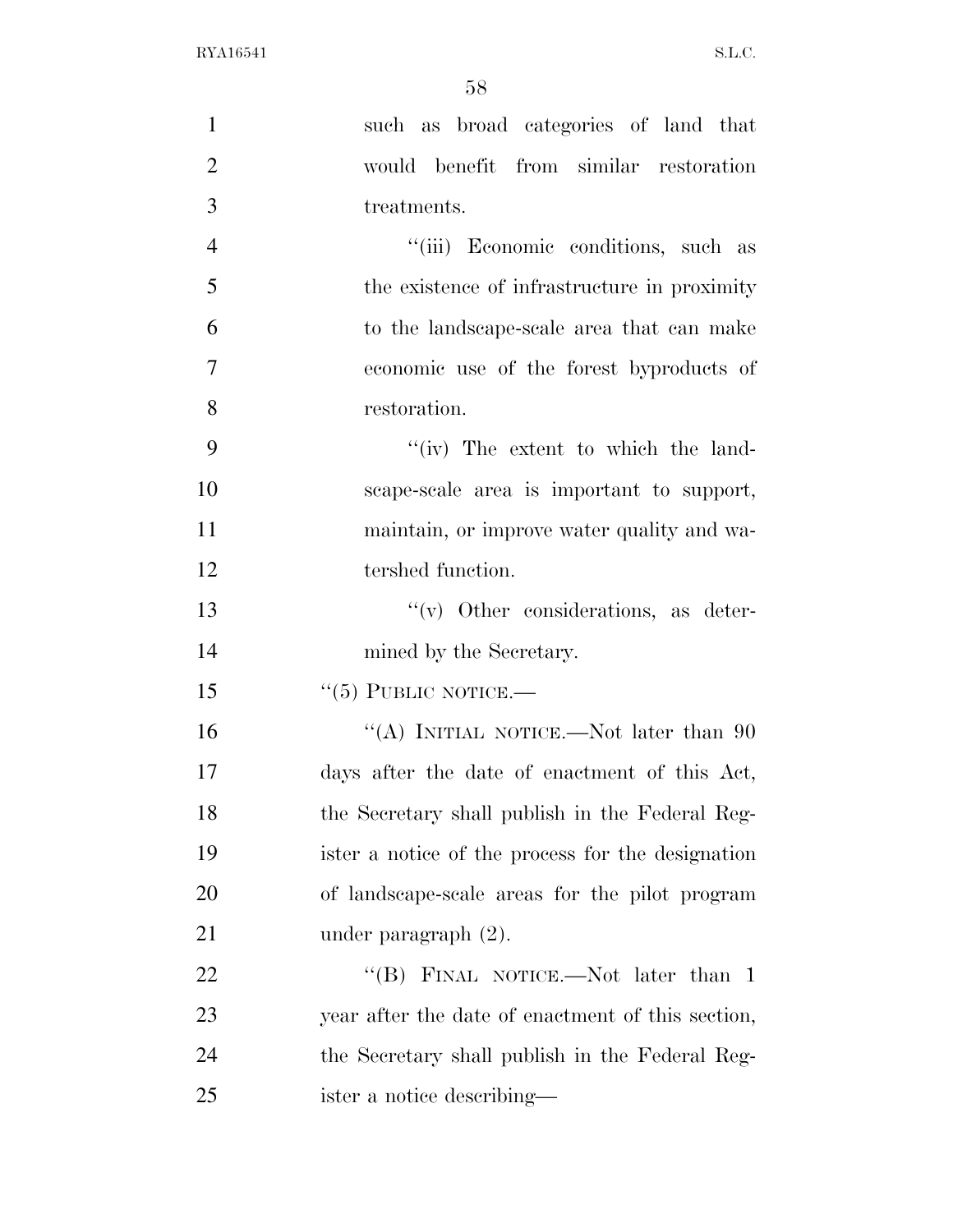such as broad categories of land that would benefit from similar restoration treatments.

"(iii) Economic conditions, such as the existence of infrastructure in proximity to the landscape-scale area that can make economic use of the forest byproducts of restoration.

"(iv) The extent to which the landscape-scale area is important to support, maintain, or improve water quality and watershed function.

"(v) Other considerations, as determined by the Secretary.

"(5) PUBLIC NOTICE.—

"(A) INITIAL NOTICE.—Not later than 90 days after the date of enactment of this Act, the Secretary shall publish in the Federal Register a notice of the process for the designation of landscape-scale areas for the pilot program under paragraph (2).

"(B) FINAL NOTICE.—Not later than 1 year after the date of enactment of this section, the Secretary shall publish in the Federal Register a notice describing—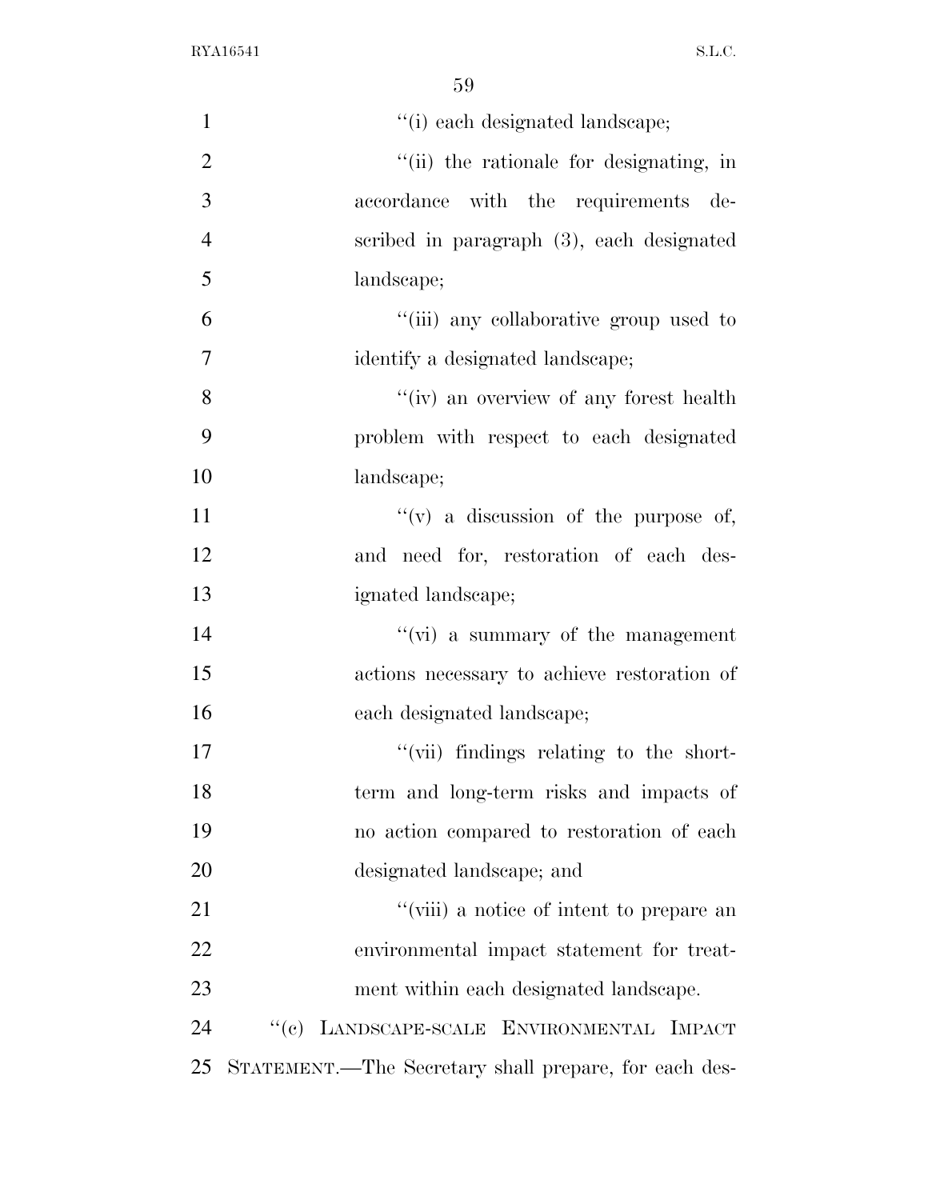"(i) each designated landscape;

"(ii) the rationale for designating, in accordance with the requirements described in paragraph (3), each designated landscape;

"(iii) any collaborative group used to identify a designated landscape;

"(iv) an overview of any forest health problem with respect to each designated landscape;

"(v) a discussion of the purpose of, and need for, restoration of each designated landscape;

"(vi) a summary of the management actions necessary to achieve restoration of each designated landscape;

"(vii) findings relating to the short-term and long-term risks and impacts of no action compared to restoration of each designated landscape; and

"(viii) a notice of intent to prepare an environmental impact statement for treatment within each designated landscape.

"(c) LANDSCAPE-SCALE ENVIRONMENTAL IMPACT STATEMENT.—The Secretary shall prepare, for each des-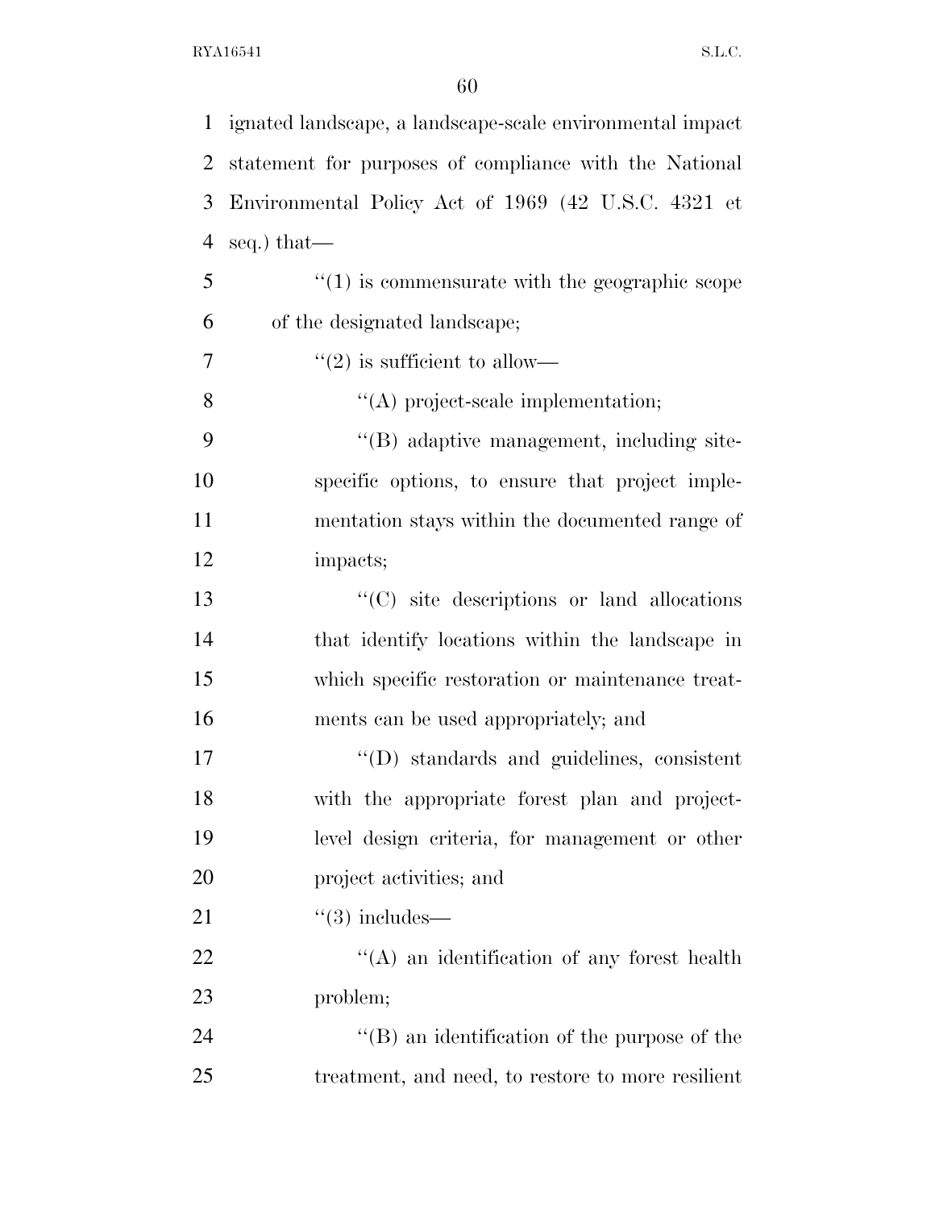ignated landscape, a landscape-scale environmental impact statement for purposes of compliance with the National Environmental Policy Act of 1969 (42 U.S.C. 4321 et seq.) that—

''(1) is commensurate with the geographic scope of the designated landscape;

''(2) is sufficient to allow—

''(A) project-scale implementation;

''(B) adaptive management, including site-specific options, to ensure that project implementation stays within the documented range of impacts;

''(C) site descriptions or land allocations that identify locations within the landscape in which specific restoration or maintenance treatments can be used appropriately; and

''(D) standards and guidelines, consistent with the appropriate forest plan and project-level design criteria, for management or other project activities; and

''(3) includes—

''(A) an identification of any forest health problem;

''(B) an identification of the purpose of the treatment, and need, to restore to more resilient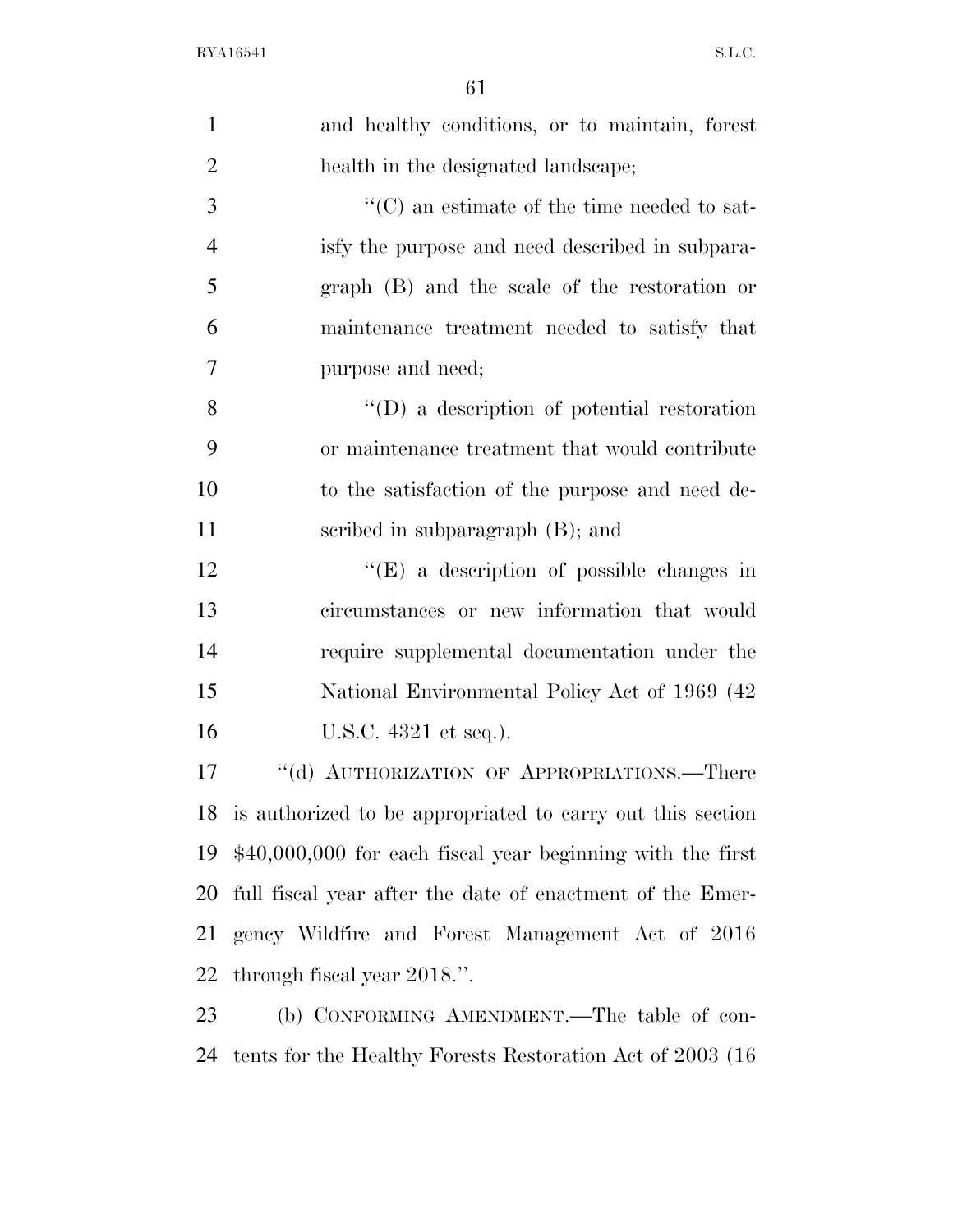and healthy conditions, or to maintain, forest health in the designated landscape;

''(C) an estimate of the time needed to satisfy the purpose and need described in subparagraph (B) and the scale of the restoration or maintenance treatment needed to satisfy that purpose and need;

''(D) a description of potential restoration or maintenance treatment that would contribute to the satisfaction of the purpose and need described in subparagraph (B); and

''(E) a description of possible changes in circumstances or new information that would require supplemental documentation under the National Environmental Policy Act of 1969 (42 U.S.C. 4321 et seq.).

''(d) AUTHORIZATION OF APPROPRIATIONS.—There is authorized to be appropriated to carry out this section $40,000,000 for each fiscal year beginning with the first full fiscal year after the date of enactment of the Emergency Wildfire and Forest Management Act of 2016 through fiscal year 2018.''.

(b) CONFORMING AMENDMENT.—The table of contents for the Healthy Forests Restoration Act of 2003 (16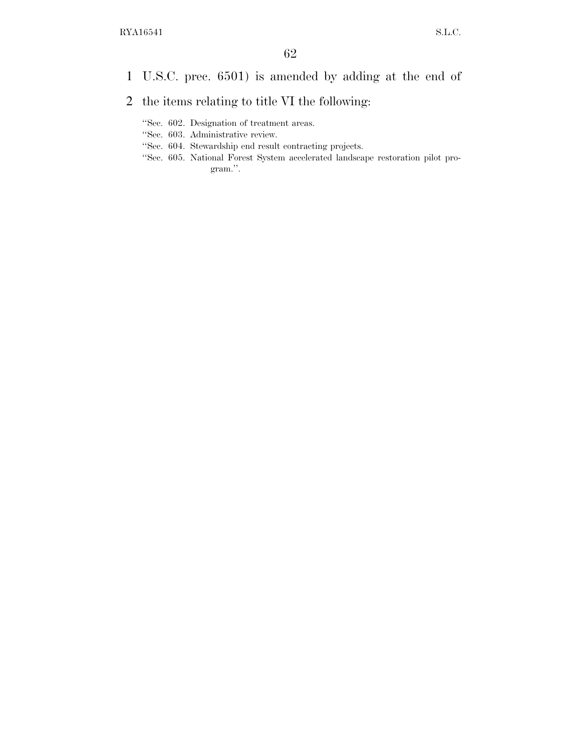U.S.C. prec. 6501) is amended by adding at the end of the items relating to title VI the following:

"Sec. 602. Designation of treatment areas.
"Sec. 603. Administrative review.
"Sec. 604. Stewardship end result contracting projects.
"Sec. 605. National Forest System accelerated landscape restoration pilot program.".